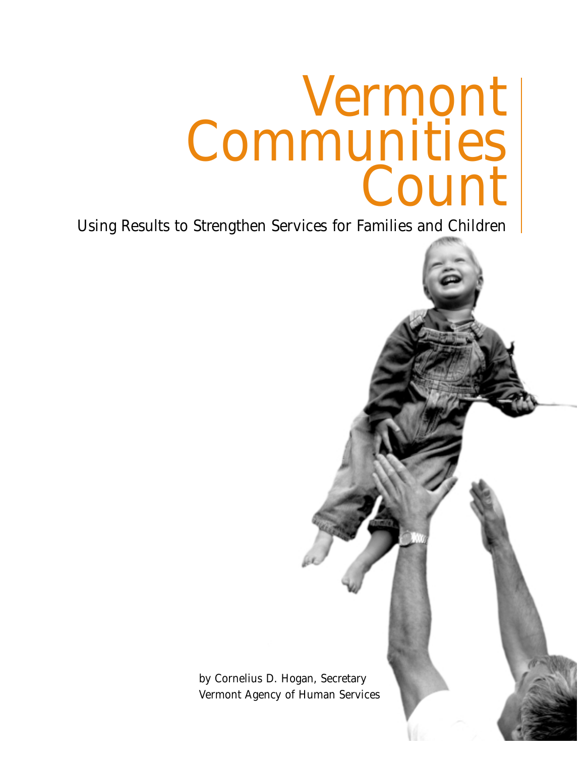# Vermont Communities Count

Using Results to Strengthen Services for Families and Children

by Cornelius D. Hogan, Secretary
Vermont Agency of Human Services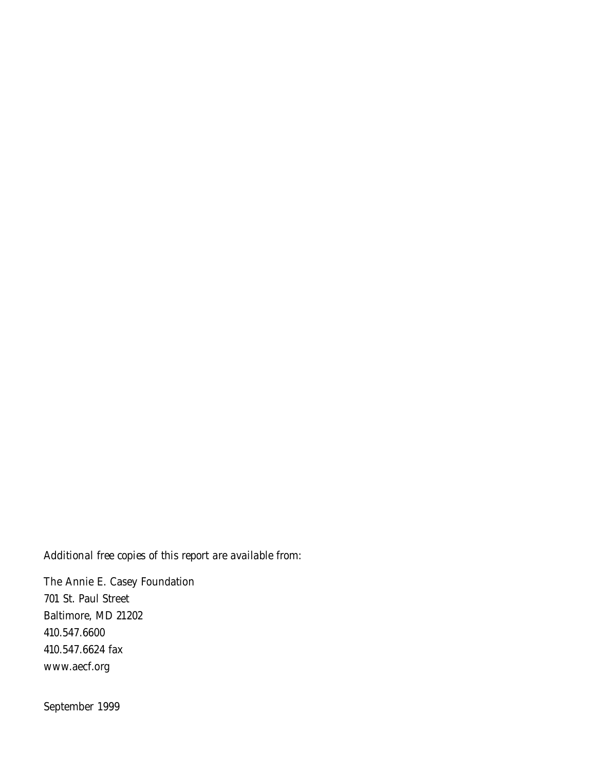*Additional free copies of this report are available from:*

The Annie E. Casey Foundation
701 St. Paul Street
Baltimore, MD 21202
410.547.6600
410.547.6624 fax
www.aecf.org

September 1999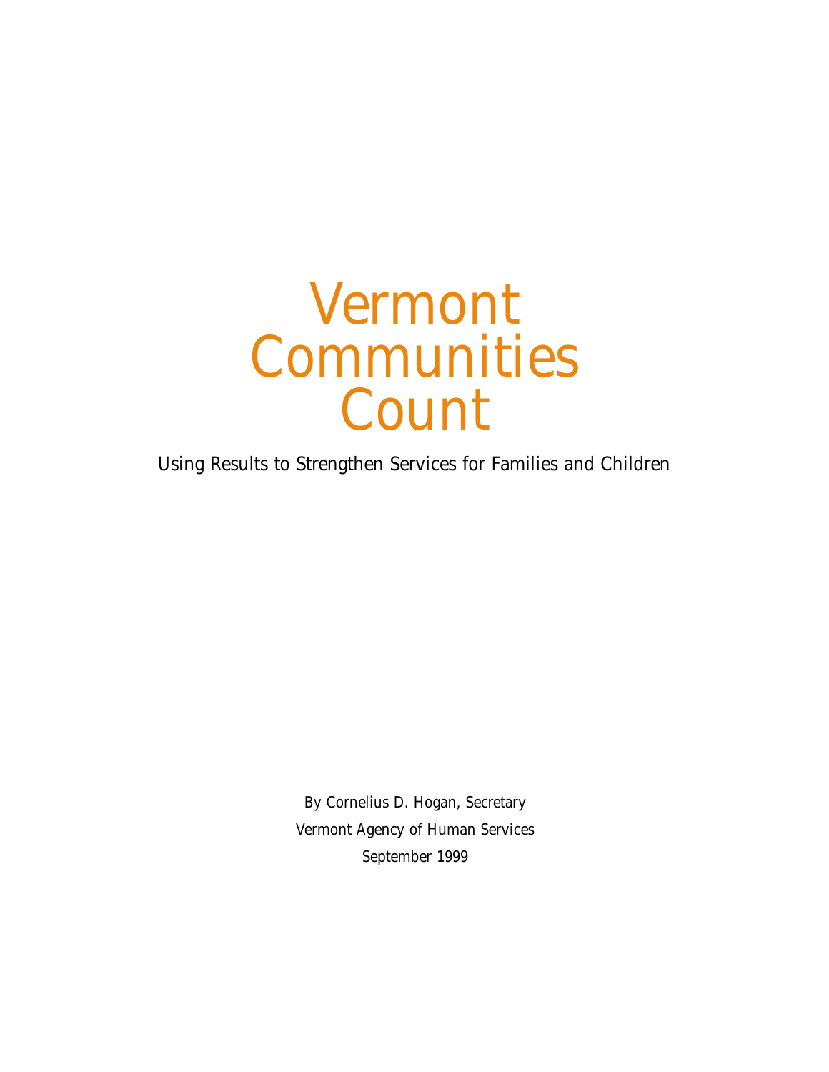# Vermont Communities Count

Using Results to Strengthen Services for Families and Children

By Cornelius D. Hogan, Secretary

Vermont Agency of Human Services

September 1999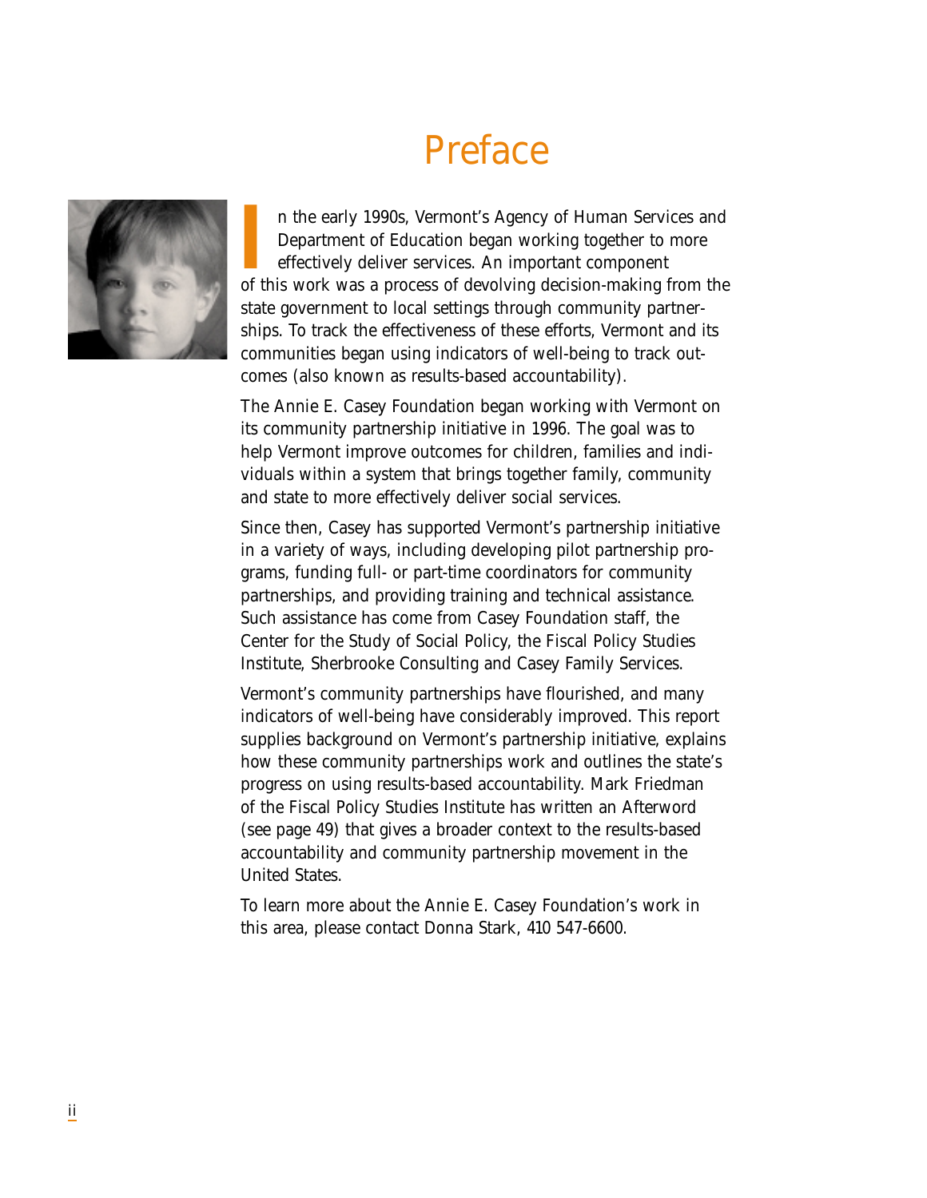# Preface

In the early 1990s, Vermont's Agency of Human Services and Department of Education began working together to more effectively deliver services. An important component of this work was a process of devolving decision-making from the state government to local settings through community partnerships. To track the effectiveness of these efforts, Vermont and its communities began using indicators of well-being to track outcomes (also known as results-based accountability).

The Annie E. Casey Foundation began working with Vermont on its community partnership initiative in 1996. The goal was to help Vermont improve outcomes for children, families and individuals within a system that brings together family, community and state to more effectively deliver social services.

Since then, Casey has supported Vermont's partnership initiative in a variety of ways, including developing pilot partnership programs, funding full- or part-time coordinators for community partnerships, and providing training and technical assistance. Such assistance has come from Casey Foundation staff, the Center for the Study of Social Policy, the Fiscal Policy Studies Institute, Sherbrooke Consulting and Casey Family Services.

Vermont's community partnerships have flourished, and many indicators of well-being have considerably improved. This report supplies background on Vermont's partnership initiative, explains how these community partnerships work and outlines the state's progress on using results-based accountability. Mark Friedman of the Fiscal Policy Studies Institute has written an Afterword (see page 49) that gives a broader context to the results-based accountability and community partnership movement in the United States.

To learn more about the Annie E. Casey Foundation's work in this area, please contact Donna Stark, 410 547-6600.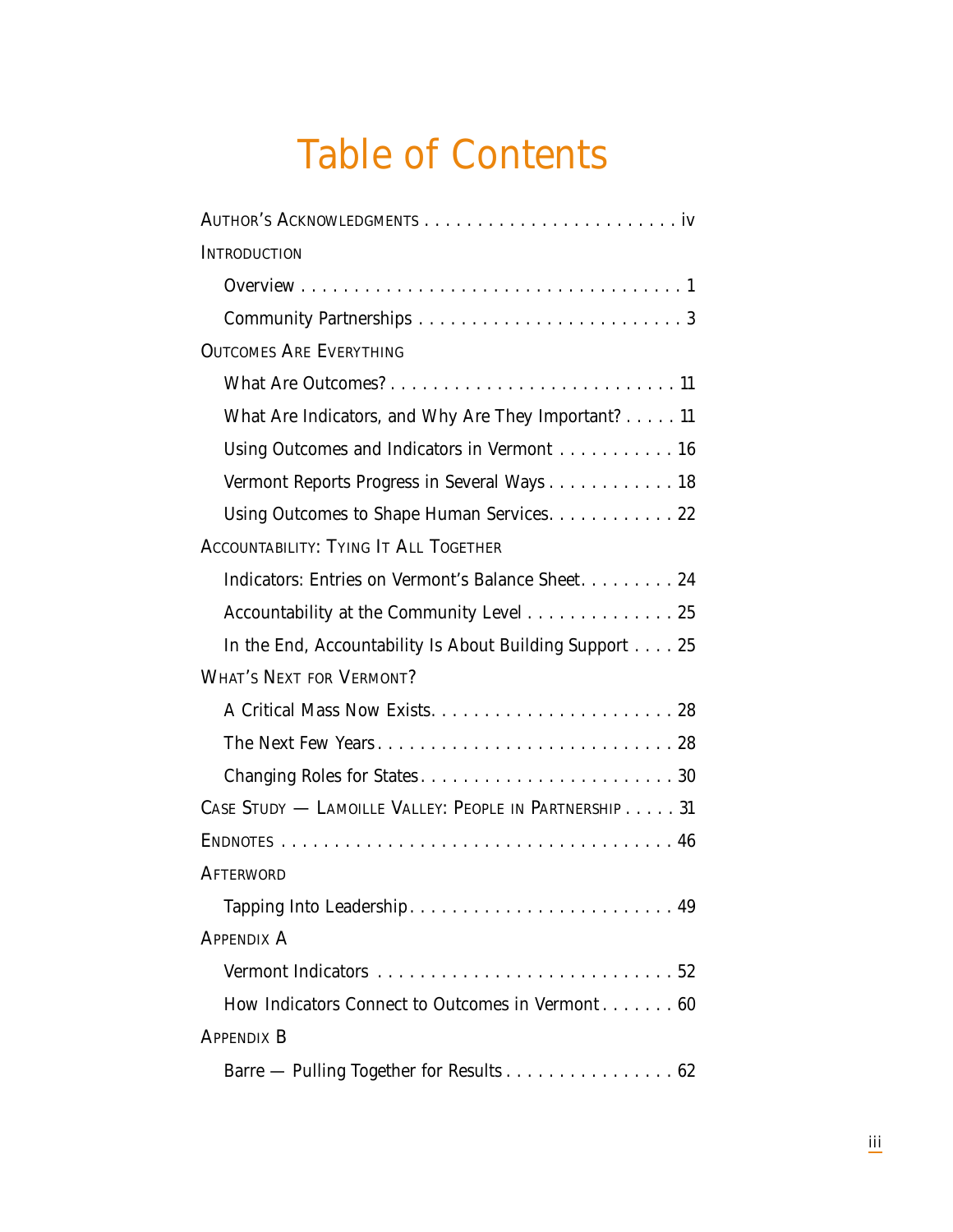# Table of Contents

AUTHOR'S ACKNOWLEDGMENTS . . . . . . . . . . . . . . . . . . . . . . . . iv

INTRODUCTION

- Overview . . . . . . . . . . . . . . . . . . . . . . . . . . . . . . . . . . . . 1
- Community Partnerships . . . . . . . . . . . . . . . . . . . . . . . . . 3

OUTCOMES ARE EVERYTHING

- What Are Outcomes? . . . . . . . . . . . . . . . . . . . . . . . . . . . 11
- What Are Indicators, and Why Are They Important? . . . . . 11
- Using Outcomes and Indicators in Vermont . . . . . . . . . . . 16
- Vermont Reports Progress in Several Ways . . . . . . . . . . . . 18
- Using Outcomes to Shape Human Services. . . . . . . . . . . . 22

ACCOUNTABILITY: TYING IT ALL TOGETHER

- Indicators: Entries on Vermont's Balance Sheet. . . . . . . . . 24
- Accountability at the Community Level . . . . . . . . . . . . . . 25
- In the End, Accountability Is About Building Support . . . . 25

WHAT'S NEXT FOR VERMONT?

- A Critical Mass Now Exists. . . . . . . . . . . . . . . . . . . . . . . . 28
- The Next Few Years. . . . . . . . . . . . . . . . . . . . . . . . . . . . 28
- Changing Roles for States. . . . . . . . . . . . . . . . . . . . . . . . 30

CASE STUDY — LAMOILLE VALLEY: PEOPLE IN PARTNERSHIP . . . . . 31

ENDNOTES . . . . . . . . . . . . . . . . . . . . . . . . . . . . . . . . . . . . 46

AFTERWORD

- Tapping Into Leadership. . . . . . . . . . . . . . . . . . . . . . . . . 49

APPENDIX A

- Vermont Indicators . . . . . . . . . . . . . . . . . . . . . . . . . . . . 52
- How Indicators Connect to Outcomes in Vermont . . . . . . . 60

APPENDIX B

- Barre — Pulling Together for Results . . . . . . . . . . . . . . . . 62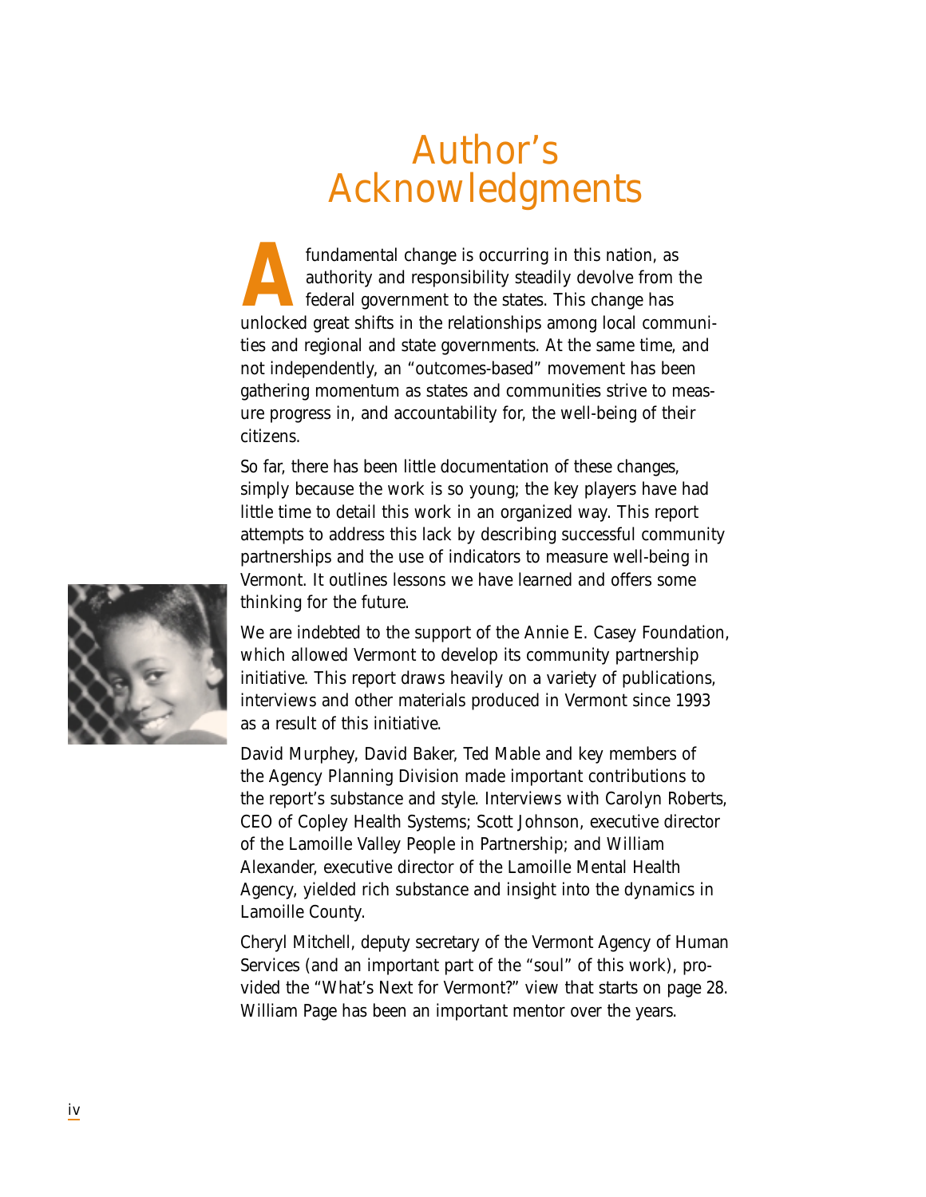# Author's Acknowledgments

A fundamental change is occurring in this nation, as authority and responsibility steadily devolve from the federal government to the states. This change has unlocked great shifts in the relationships among local communities and regional and state governments. At the same time, and not independently, an "outcomes-based" movement has been gathering momentum as states and communities strive to measure progress in, and accountability for, the well-being of their citizens.

So far, there has been little documentation of these changes, simply because the work is so young; the key players have had little time to detail this work in an organized way. This report attempts to address this lack by describing successful community partnerships and the use of indicators to measure well-being in Vermont. It outlines lessons we have learned and offers some thinking for the future.

We are indebted to the support of the Annie E. Casey Foundation, which allowed Vermont to develop its community partnership initiative. This report draws heavily on a variety of publications, interviews and other materials produced in Vermont since 1993 as a result of this initiative.

David Murphey, David Baker, Ted Mable and key members of the Agency Planning Division made important contributions to the report's substance and style. Interviews with Carolyn Roberts, CEO of Copley Health Systems; Scott Johnson, executive director of the Lamoille Valley People in Partnership; and William Alexander, executive director of the Lamoille Mental Health Agency, yielded rich substance and insight into the dynamics in Lamoille County.

Cheryl Mitchell, deputy secretary of the Vermont Agency of Human Services (and an important part of the "soul" of this work), provided the "What's Next for Vermont?" view that starts on page 28. William Page has been an important mentor over the years.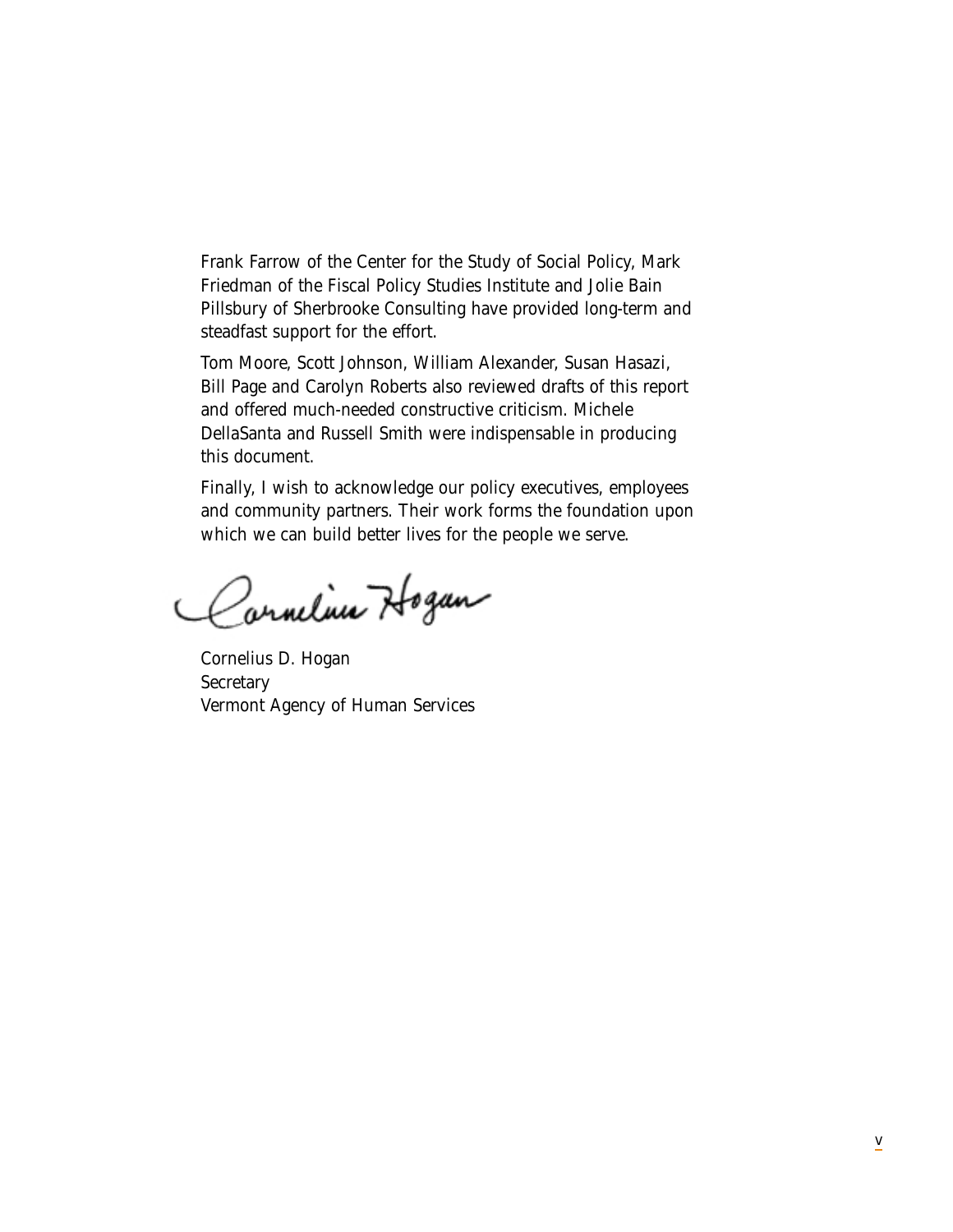Frank Farrow of the Center for the Study of Social Policy, Mark Friedman of the Fiscal Policy Studies Institute and Jolie Bain Pillsbury of Sherbrooke Consulting have provided long-term and steadfast support for the effort.

Tom Moore, Scott Johnson, William Alexander, Susan Hasazi, Bill Page and Carolyn Roberts also reviewed drafts of this report and offered much-needed constructive criticism. Michele DellaSanta and Russell Smith were indispensable in producing this document.

Finally, I wish to acknowledge our policy executives, employees and community partners. Their work forms the foundation upon which we can build better lives for the people we serve.

Cornelius D. Hogan  
Secretary  
Vermont Agency of Human Services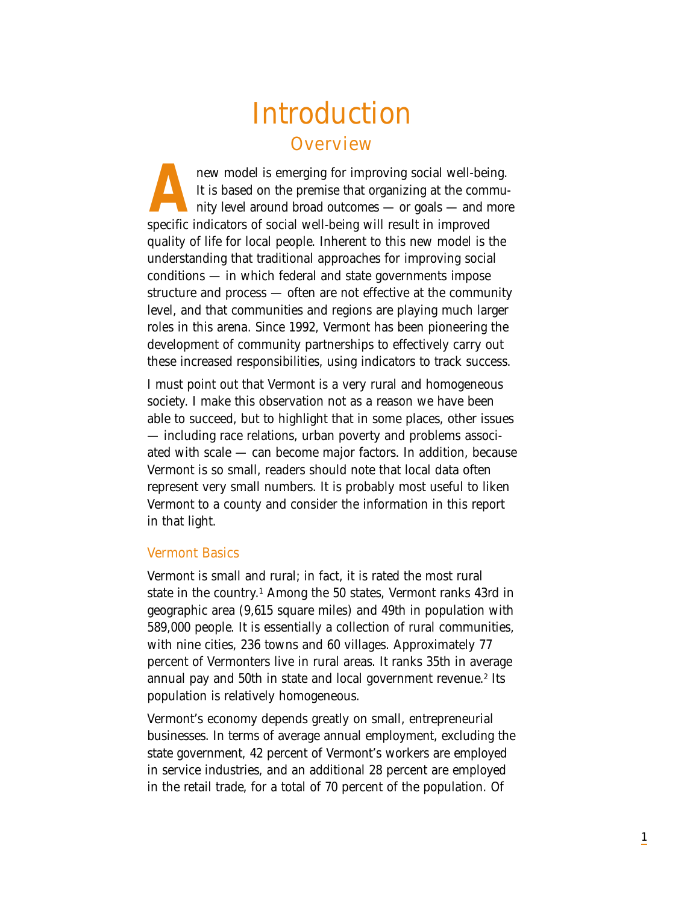# Introduction

## Overview

A new model is emerging for improving social well-being. It is based on the premise that organizing at the community level around broad outcomes — or goals — and more specific indicators of social well-being will result in improved quality of life for local people. Inherent to this new model is the understanding that traditional approaches for improving social conditions — in which federal and state governments impose structure and process — often are not effective at the community level, and that communities and regions are playing much larger roles in this arena. Since 1992, Vermont has been pioneering the development of community partnerships to effectively carry out these increased responsibilities, using indicators to track success.

I must point out that Vermont is a very rural and homogeneous society. I make this observation not as a reason we have been able to succeed, but to highlight that in some places, other issues — including race relations, urban poverty and problems associated with scale — can become major factors. In addition, because Vermont is so small, readers should note that local data often represent very small numbers. It is probably most useful to liken Vermont to a county and consider the information in this report in that light.

### Vermont Basics

Vermont is small and rural; in fact, it is rated the most rural state in the country.[1] Among the 50 states, Vermont ranks 43rd in geographic area (9,615 square miles) and 49th in population with 589,000 people. It is essentially a collection of rural communities, with nine cities, 236 towns and 60 villages. Approximately 77 percent of Vermonters live in rural areas. It ranks 35th in average annual pay and 50th in state and local government revenue.[2] Its population is relatively homogeneous.

Vermont's economy depends greatly on small, entrepreneurial businesses. In terms of average annual employment, excluding the state government, 42 percent of Vermont's workers are employed in service industries, and an additional 28 percent are employed in the retail trade, for a total of 70 percent of the population. Of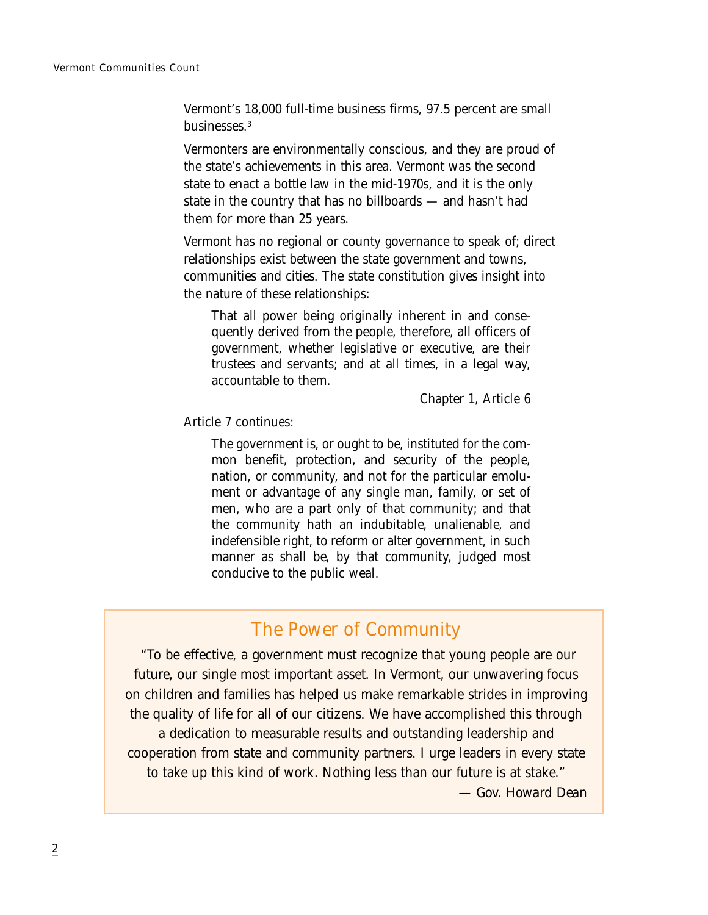Vermont's 18,000 full-time business firms, 97.5 percent are small businesses.[3]

Vermonters are environmentally conscious, and they are proud of the state's achievements in this area. Vermont was the second state to enact a bottle law in the mid-1970s, and it is the only state in the country that has no billboards — and hasn't had them for more than 25 years.

Vermont has no regional or county governance to speak of; direct relationships exist between the state government and towns, communities and cities. The state constitution gives insight into the nature of these relationships:

> That all power being originally inherent in and consequently derived from the people, therefore, all officers of government, whether legislative or executive, are their trustees and servants; and at all times, in a legal way, accountable to them.
>
> Chapter 1, Article 6

Article 7 continues:

> The government is, or ought to be, instituted for the common benefit, protection, and security of the people, nation, or community, and not for the particular emolument or advantage of any single man, family, or set of men, who are a part only of that community; and that the community hath an indubitable, unalienable, and indefensible right, to reform or alter government, in such manner as shall be, by that community, judged most conducive to the public weal.

## The Power of Community

"To be effective, a government must recognize that young people are our future, our single most important asset. In Vermont, our unwavering focus on children and families has helped us make remarkable strides in improving the quality of life for all of our citizens. We have accomplished this through a dedication to measurable results and outstanding leadership and cooperation from state and community partners. I urge leaders in every state to take up this kind of work. Nothing less than our future is at stake."

*— Gov. Howard Dean*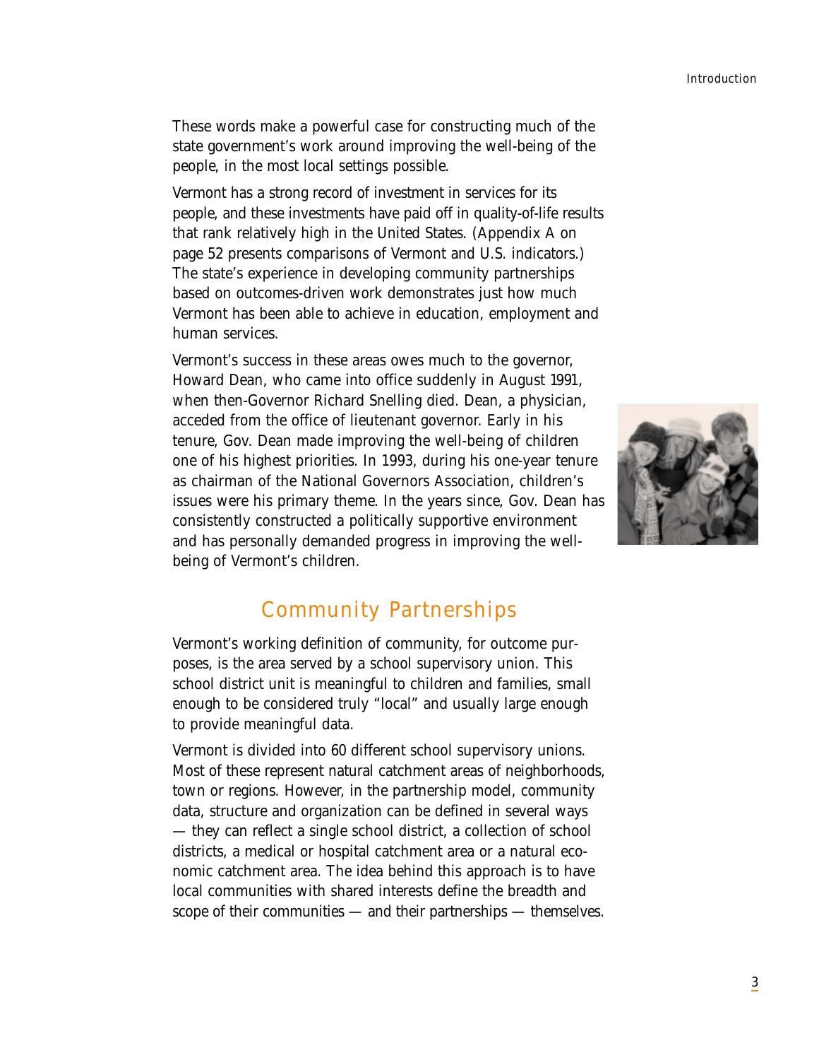These words make a powerful case for constructing much of the state government's work around improving the well-being of the people, in the most local settings possible.

Vermont has a strong record of investment in services for its people, and these investments have paid off in quality-of-life results that rank relatively high in the United States. (Appendix A on page 52 presents comparisons of Vermont and U.S. indicators.) The state's experience in developing community partnerships based on outcomes-driven work demonstrates just how much Vermont has been able to achieve in education, employment and human services.

Vermont's success in these areas owes much to the governor, Howard Dean, who came into office suddenly in August 1991, when then-Governor Richard Snelling died. Dean, a physician, acceded from the office of lieutenant governor. Early in his tenure, Gov. Dean made improving the well-being of children one of his highest priorities. In 1993, during his one-year tenure as chairman of the National Governors Association, children's issues were his primary theme. In the years since, Gov. Dean has consistently constructed a politically supportive environment and has personally demanded progress in improving the well-being of Vermont's children.

## Community Partnerships

Vermont's working definition of community, for outcome purposes, is the area served by a school supervisory union. This school district unit is meaningful to children and families, small enough to be considered truly "local" and usually large enough to provide meaningful data.

Vermont is divided into 60 different school supervisory unions. Most of these represent natural catchment areas of neighborhoods, town or regions. However, in the partnership model, community data, structure and organization can be defined in several ways — they can reflect a single school district, a collection of school districts, a medical or hospital catchment area or a natural economic catchment area. The idea behind this approach is to have local communities with shared interests define the breadth and scope of their communities — and their partnerships — themselves.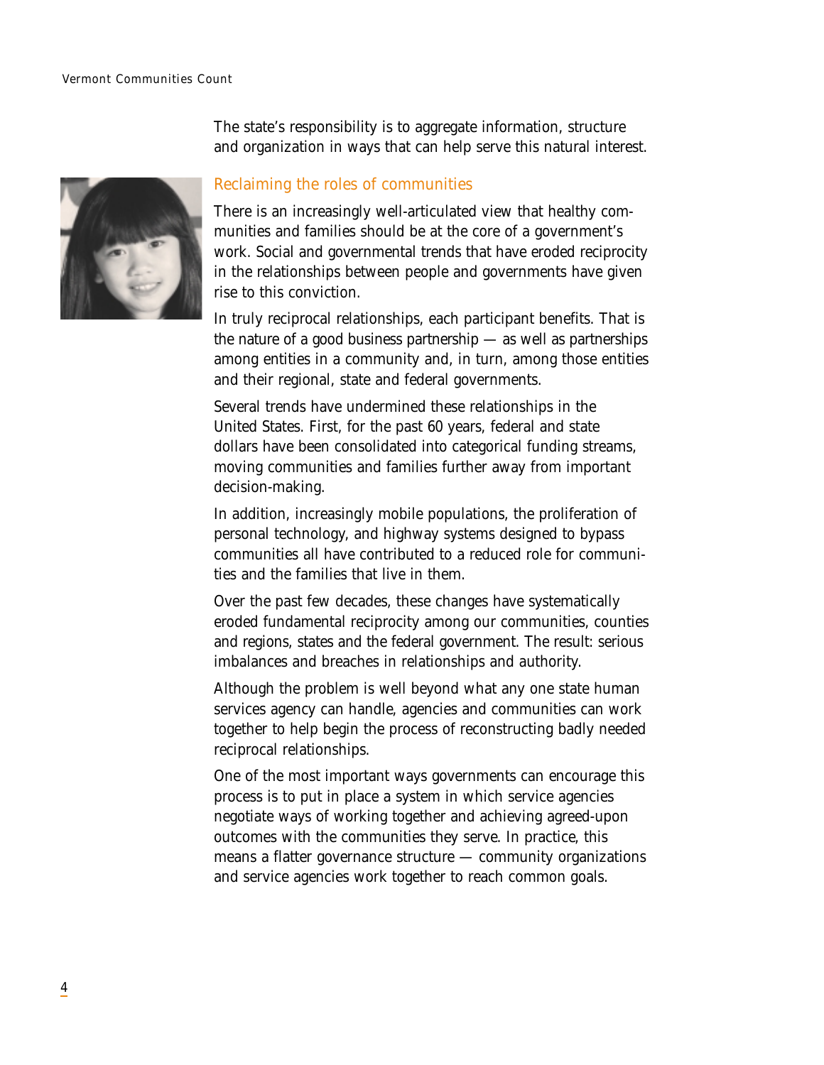The state's responsibility is to aggregate information, structure and organization in ways that can help serve this natural interest.

## Reclaiming the roles of communities

There is an increasingly well-articulated view that healthy communities and families should be at the core of a government's work. Social and governmental trends that have eroded reciprocity in the relationships between people and governments have given rise to this conviction.

In truly reciprocal relationships, each participant benefits. That is the nature of a good business partnership — as well as partnerships among entities in a community and, in turn, among those entities and their regional, state and federal governments.

Several trends have undermined these relationships in the United States. First, for the past 60 years, federal and state dollars have been consolidated into categorical funding streams, moving communities and families further away from important decision-making.

In addition, increasingly mobile populations, the proliferation of personal technology, and highway systems designed to bypass communities all have contributed to a reduced role for communities and the families that live in them.

Over the past few decades, these changes have systematically eroded fundamental reciprocity among our communities, counties and regions, states and the federal government. The result: serious imbalances and breaches in relationships and authority.

Although the problem is well beyond what any one state human services agency can handle, agencies and communities can work together to help begin the process of reconstructing badly needed reciprocal relationships.

One of the most important ways governments can encourage this process is to put in place a system in which service agencies negotiate ways of working together and achieving agreed-upon outcomes with the communities they serve. In practice, this means a flatter governance structure — community organizations and service agencies work together to reach common goals.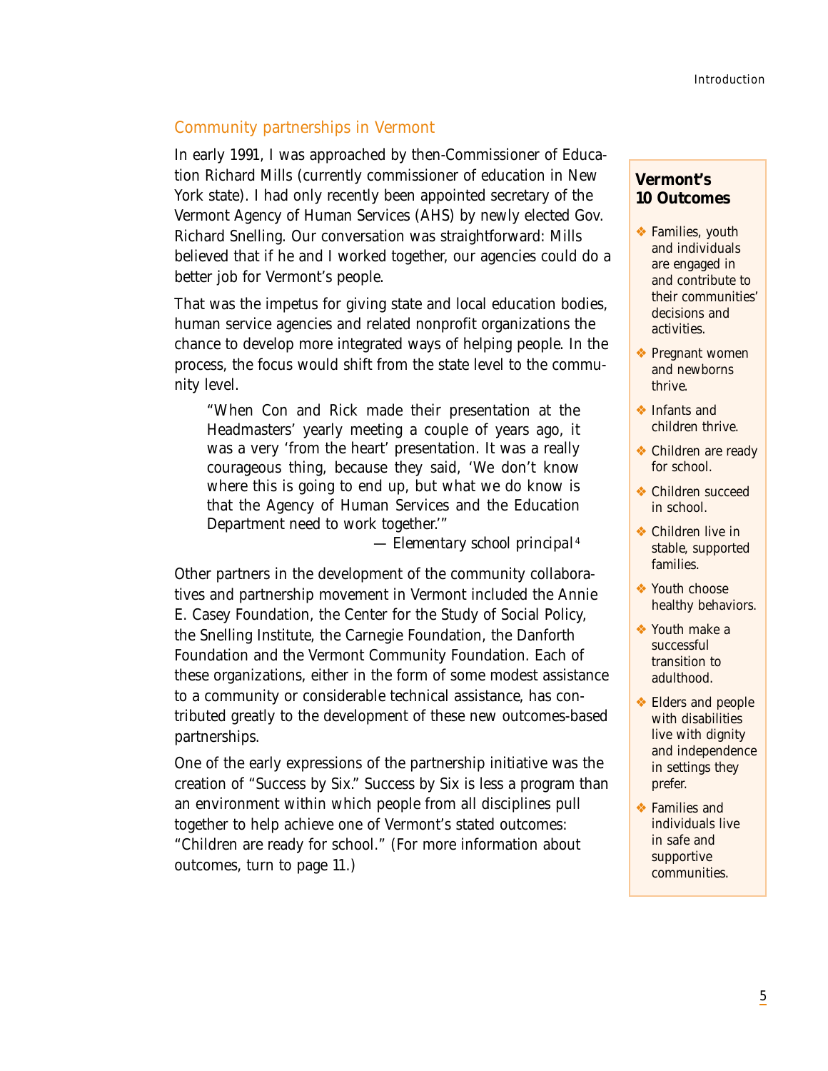## Community partnerships in Vermont

In early 1991, I was approached by then-Commissioner of Education Richard Mills (currently commissioner of education in New York state). I had only recently been appointed secretary of the Vermont Agency of Human Services (AHS) by newly elected Gov. Richard Snelling. Our conversation was straightforward: Mills believed that if he and I worked together, our agencies could do a better job for Vermont's people.

That was the impetus for giving state and local education bodies, human service agencies and related nonprofit organizations the chance to develop more integrated ways of helping people. In the process, the focus would shift from the state level to the community level.

> "When Con and Rick made their presentation at the Headmasters' yearly meeting a couple of years ago, it was a very 'from the heart' presentation. It was a really courageous thing, because they said, 'We don't know where this is going to end up, but what we do know is that the Agency of Human Services and the Education Department need to work together.'"
>
> — *Elementary school principal*[4]

Other partners in the development of the community collaboratives and partnership movement in Vermont included the Annie E. Casey Foundation, the Center for the Study of Social Policy, the Snelling Institute, the Carnegie Foundation, the Danforth Foundation and the Vermont Community Foundation. Each of these organizations, either in the form of some modest assistance to a community or considerable technical assistance, has contributed greatly to the development of these new outcomes-based partnerships.

One of the early expressions of the partnership initiative was the creation of "Success by Six." Success by Six is less a program than an environment within which people from all disciplines pull together to help achieve one of Vermont's stated outcomes: "Children are ready for school." (For more information about outcomes, turn to page 11.)

**Vermont's 10 Outcomes**

- Families, youth and individuals are engaged in and contribute to their communities' decisions and activities.
- Pregnant women and newborns thrive.
- Infants and children thrive.
- Children are ready for school.
- Children succeed in school.
- Children live in stable, supported families.
- Youth choose healthy behaviors.
- Youth make a successful transition to adulthood.
- Elders and people with disabilities live with dignity and independence in settings they prefer.
- Families and individuals live in safe and supportive communities.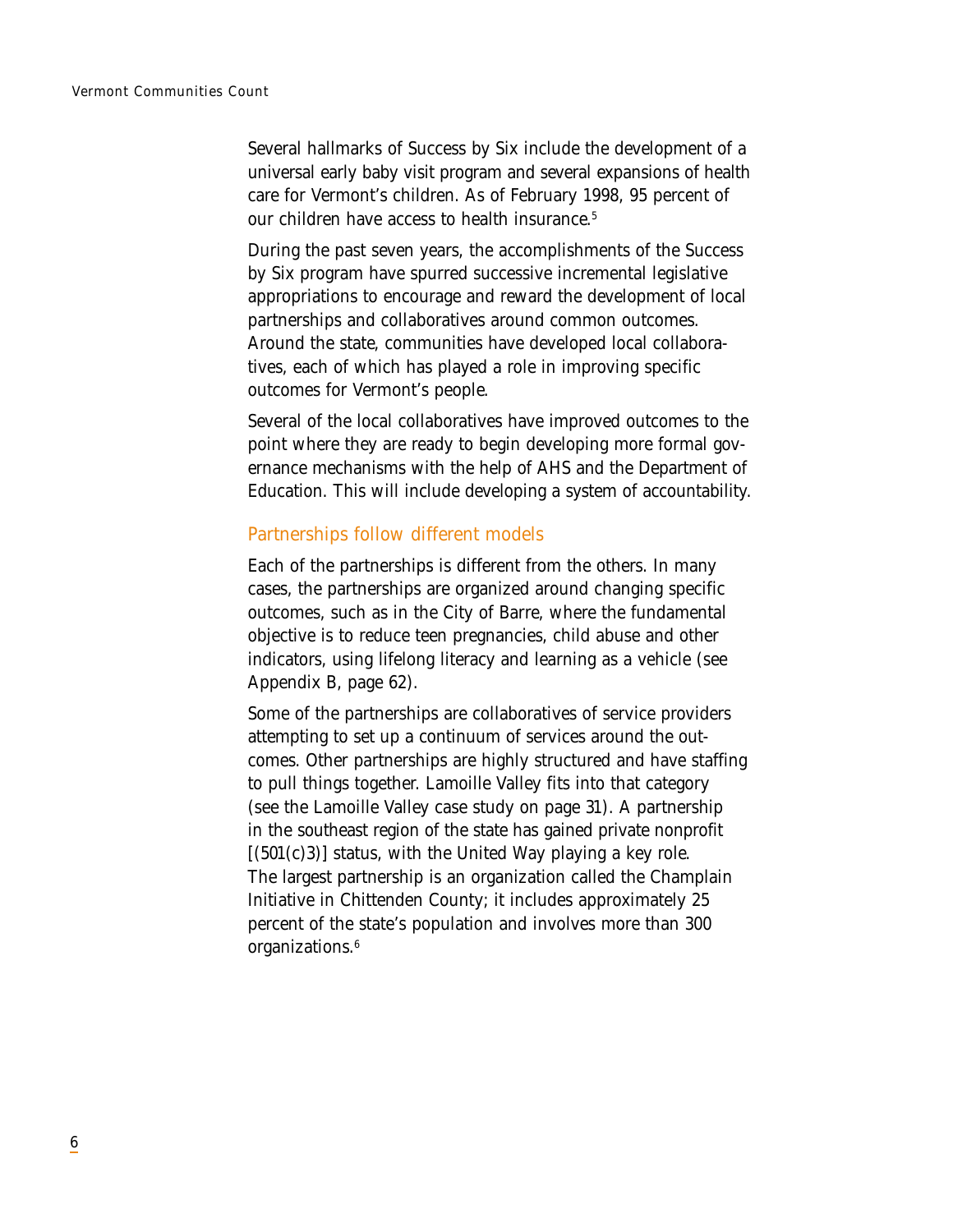Several hallmarks of Success by Six include the development of a universal early baby visit program and several expansions of health care for Vermont's children. As of February 1998, 95 percent of our children have access to health insurance.[5]

During the past seven years, the accomplishments of the Success by Six program have spurred successive incremental legislative appropriations to encourage and reward the development of local partnerships and collaboratives around common outcomes. Around the state, communities have developed local collaboratives, each of which has played a role in improving specific outcomes for Vermont's people.

Several of the local collaboratives have improved outcomes to the point where they are ready to begin developing more formal governance mechanisms with the help of AHS and the Department of Education. This will include developing a system of accountability.

## Partnerships follow different models

Each of the partnerships is different from the others. In many cases, the partnerships are organized around changing specific outcomes, such as in the City of Barre, where the fundamental objective is to reduce teen pregnancies, child abuse and other indicators, using lifelong literacy and learning as a vehicle (see Appendix B, page 62).

Some of the partnerships are collaboratives of service providers attempting to set up a continuum of services around the outcomes. Other partnerships are highly structured and have staffing to pull things together. Lamoille Valley fits into that category (see the Lamoille Valley case study on page 31). A partnership in the southeast region of the state has gained private nonprofit [(501(c)3)] status, with the United Way playing a key role. The largest partnership is an organization called the Champlain Initiative in Chittenden County; it includes approximately 25 percent of the state's population and involves more than 300 organizations.[6]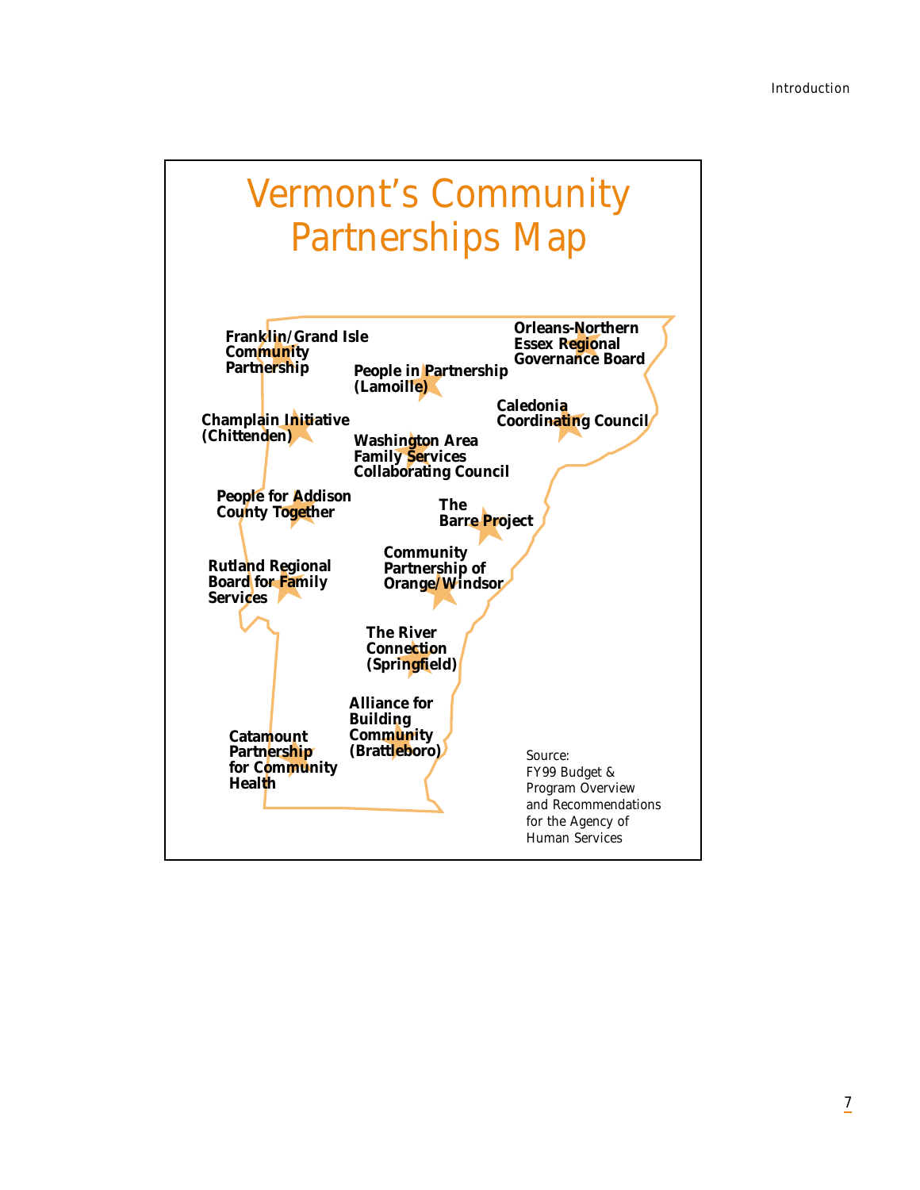# Vermont's Community Partnerships Map

Franklin/Grand Isle Community Partnership

Orleans-Northern Essex Regional Governance Board

People in Partnership (Lamoille)

Caledonia Coordinating Council

Champlain Initiative (Chittenden)

Washington Area Family Services Collaborating Council

People for Addison County Together

The Barre Project

Community Partnership of Orange/Windsor

Rutland Regional Board for Family Services

The River Connection (Springfield)

Alliance for Building Community (Brattleboro)

Catamount Partnership for Community Health

Source: FY99 Budget & Program Overview and Recommendations for the Agency of Human Services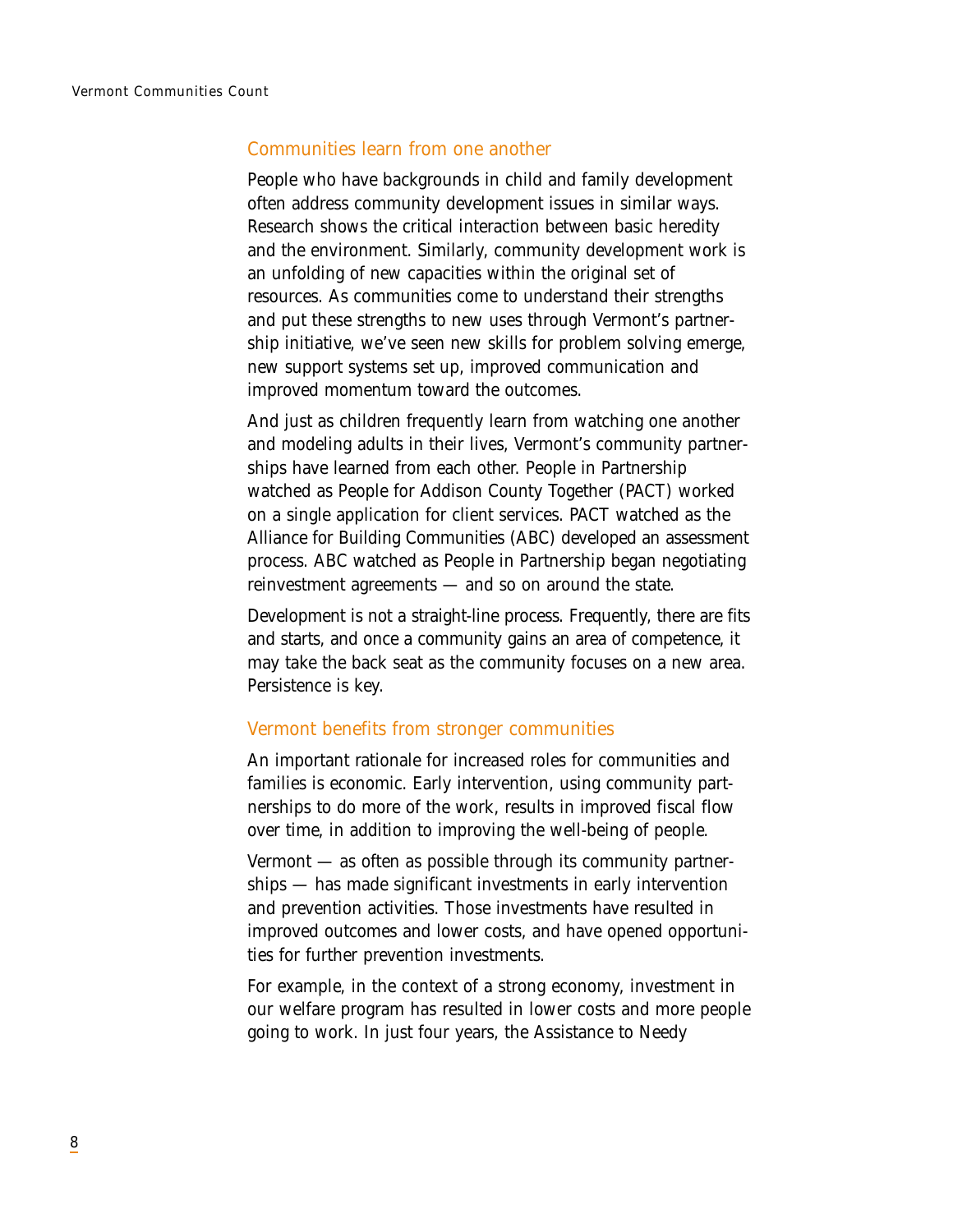## Communities learn from one another

People who have backgrounds in child and family development often address community development issues in similar ways. Research shows the critical interaction between basic heredity and the environment. Similarly, community development work is an unfolding of new capacities within the original set of resources. As communities come to understand their strengths and put these strengths to new uses through Vermont's partnership initiative, we've seen new skills for problem solving emerge, new support systems set up, improved communication and improved momentum toward the outcomes.

And just as children frequently learn from watching one another and modeling adults in their lives, Vermont's community partnerships have learned from each other. People in Partnership watched as People for Addison County Together (PACT) worked on a single application for client services. PACT watched as the Alliance for Building Communities (ABC) developed an assessment process. ABC watched as People in Partnership began negotiating reinvestment agreements — and so on around the state.

Development is not a straight-line process. Frequently, there are fits and starts, and once a community gains an area of competence, it may take the back seat as the community focuses on a new area. Persistence is key.

## Vermont benefits from stronger communities

An important rationale for increased roles for communities and families is economic. Early intervention, using community partnerships to do more of the work, results in improved fiscal flow over time, in addition to improving the well-being of people.

Vermont — as often as possible through its community partnerships — has made significant investments in early intervention and prevention activities. Those investments have resulted in improved outcomes and lower costs, and have opened opportunities for further prevention investments.

For example, in the context of a strong economy, investment in our welfare program has resulted in lower costs and more people going to work. In just four years, the Assistance to Needy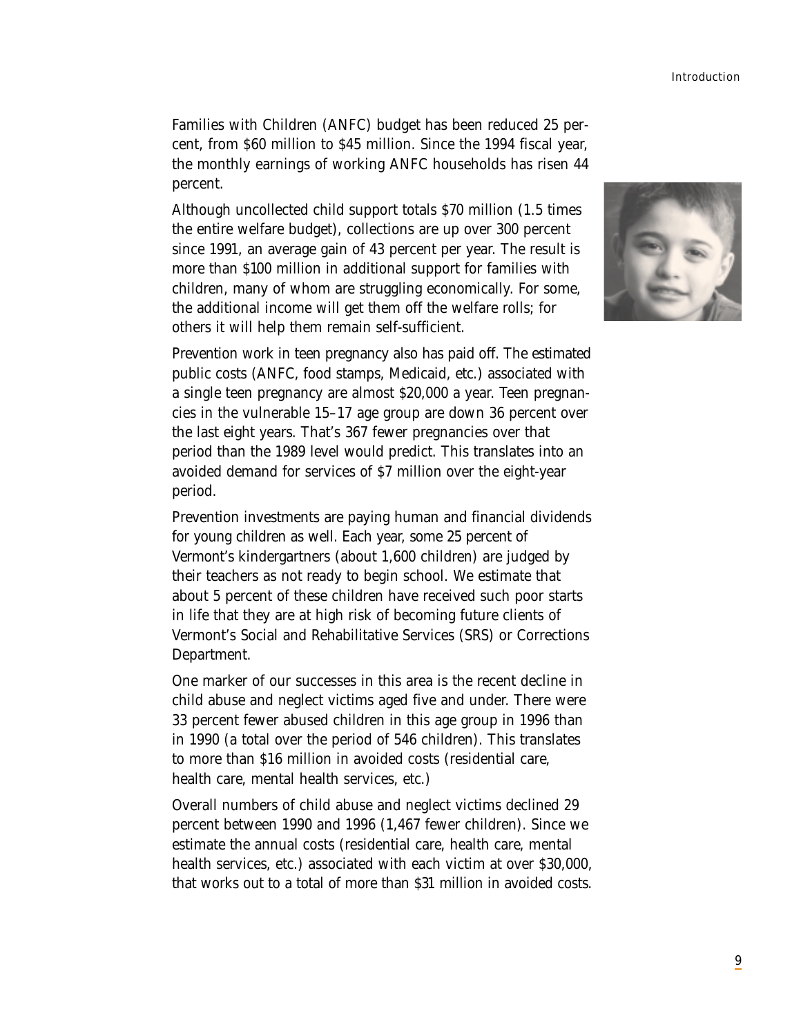Families with Children (ANFC) budget has been reduced 25 percent, from $60 million to $45 million. Since the 1994 fiscal year, the monthly earnings of working ANFC households has risen 44 percent.

Although uncollected child support totals $70 million (1.5 times the entire welfare budget), collections are up over 300 percent since 1991, an average gain of 43 percent per year. The result is more than $100 million in additional support for families with children, many of whom are struggling economically. For some, the additional income will get them off the welfare rolls; for others it will help them remain self-sufficient.

Prevention work in teen pregnancy also has paid off. The estimated public costs (ANFC, food stamps, Medicaid, etc.) associated with a single teen pregnancy are almost $20,000 a year. Teen pregnancies in the vulnerable 15–17 age group are down 36 percent over the last eight years. That's 367 fewer pregnancies over that period than the 1989 level would predict. This translates into an avoided demand for services of $7 million over the eight-year period.

Prevention investments are paying human and financial dividends for young children as well. Each year, some 25 percent of Vermont's kindergartners (about 1,600 children) are judged by their teachers as not ready to begin school. We estimate that about 5 percent of these children have received such poor starts in life that they are at high risk of becoming future clients of Vermont's Social and Rehabilitative Services (SRS) or Corrections Department.

One marker of our successes in this area is the recent decline in child abuse and neglect victims aged five and under. There were 33 percent fewer abused children in this age group in 1996 than in 1990 (a total over the period of 546 children). This translates to more than $16 million in avoided costs (residential care, health care, mental health services, etc.)

Overall numbers of child abuse and neglect victims declined 29 percent between 1990 and 1996 (1,467 fewer children). Since we estimate the annual costs (residential care, health care, mental health services, etc.) associated with each victim at over $30,000, that works out to a total of more than $31 million in avoided costs.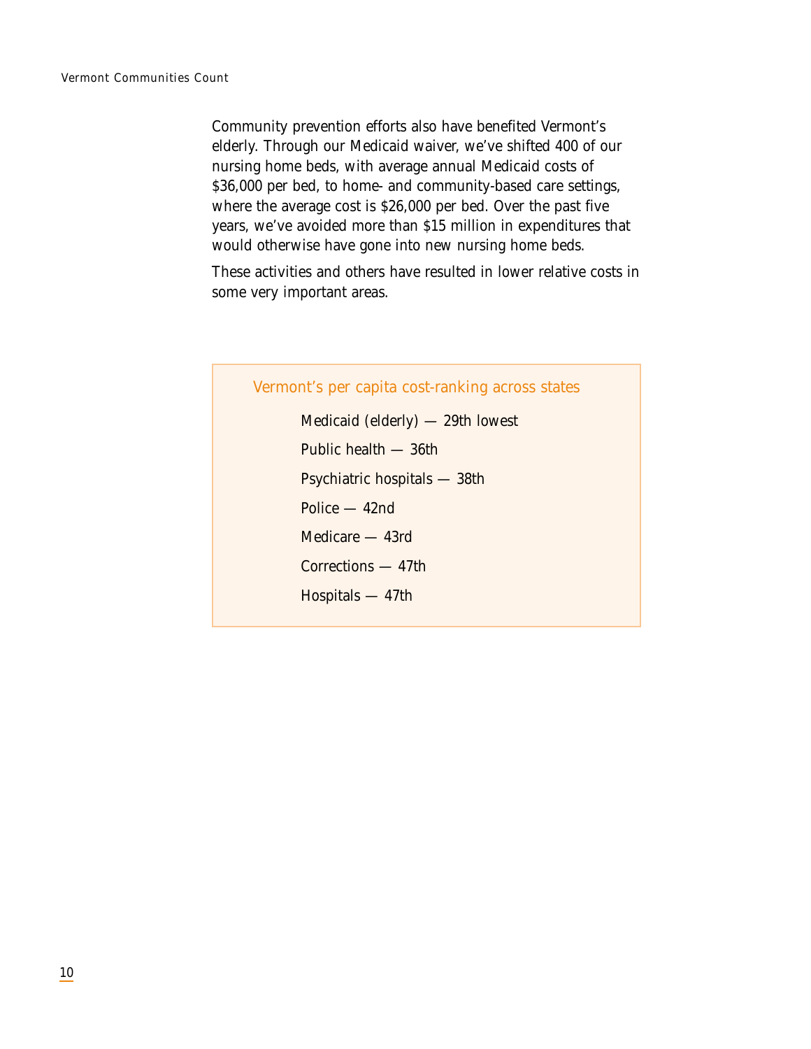Community prevention efforts also have benefited Vermont's elderly. Through our Medicaid waiver, we've shifted 400 of our nursing home beds, with average annual Medicaid costs of $36,000 per bed, to home- and community-based care settings, where the average cost is $26,000 per bed. Over the past five years, we've avoided more than $15 million in expenditures that would otherwise have gone into new nursing home beds.

These activities and others have resulted in lower relative costs in some very important areas.

### Vermont's per capita cost-ranking across states

- Medicaid (elderly) — 29th lowest
- Public health — 36th
- Psychiatric hospitals — 38th
- Police — 42nd
- Medicare — 43rd
- Corrections — 47th
- Hospitals — 47th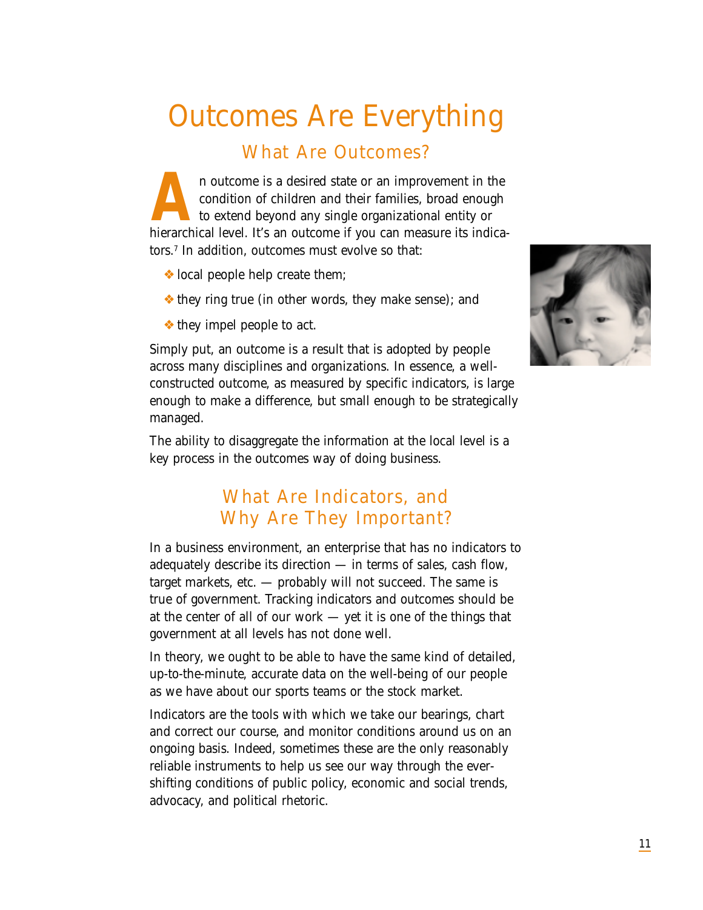# Outcomes Are Everything

## What Are Outcomes?

An outcome is a desired state or an improvement in the condition of children and their families, broad enough to extend beyond any single organizational entity or hierarchical level. It's an outcome if you can measure its indicators.[7] In addition, outcomes must evolve so that:

- local people help create them;
- they ring true (in other words, they make sense); and
- they impel people to act.

Simply put, an outcome is a result that is adopted by people across many disciplines and organizations. In essence, a well-constructed outcome, as measured by specific indicators, is large enough to make a difference, but small enough to be strategically managed.

The ability to disaggregate the information at the local level is a key process in the outcomes way of doing business.

## What Are Indicators, and Why Are They Important?

In a business environment, an enterprise that has no indicators to adequately describe its direction — in terms of sales, cash flow, target markets, etc. — probably will not succeed. The same is true of government. Tracking indicators and outcomes should be at the center of all of our work — yet it is one of the things that government at all levels has not done well.

In theory, we ought to be able to have the same kind of detailed, up-to-the-minute, accurate data on the well-being of our people as we have about our sports teams or the stock market.

Indicators are the tools with which we take our bearings, chart and correct our course, and monitor conditions around us on an ongoing basis. Indeed, sometimes these are the only reasonably reliable instruments to help us see our way through the ever-shifting conditions of public policy, economic and social trends, advocacy, and political rhetoric.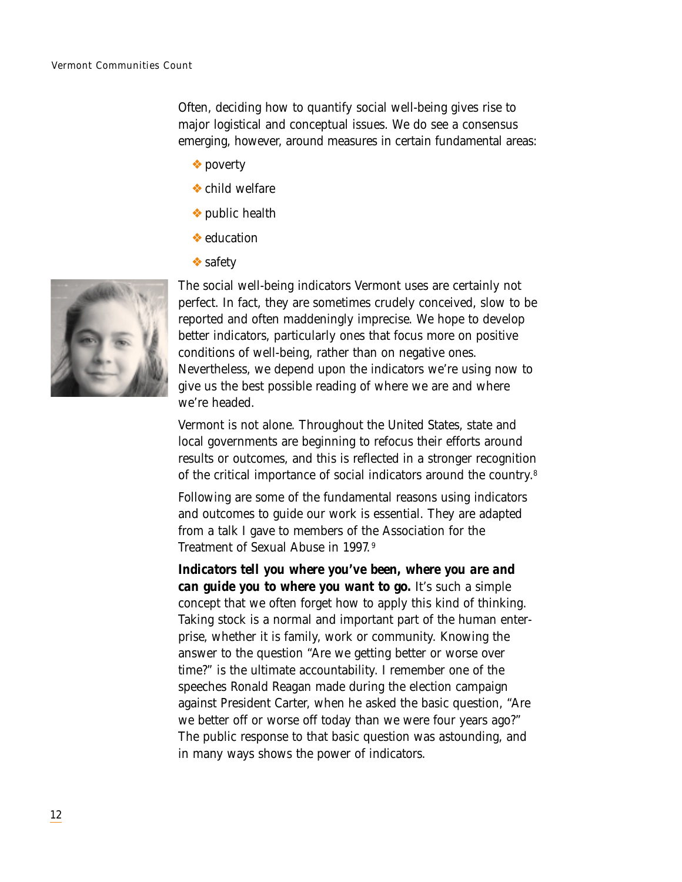Often, deciding how to quantify social well-being gives rise to major logistical and conceptual issues. We do see a consensus emerging, however, around measures in certain fundamental areas:

- poverty
- child welfare
- public health
- education
- safety

The social well-being indicators Vermont uses are certainly not perfect. In fact, they are sometimes crudely conceived, slow to be reported and often maddeningly imprecise. We hope to develop better indicators, particularly ones that focus more on positive conditions of well-being, rather than on negative ones. Nevertheless, we depend upon the indicators we're using now to give us the best possible reading of where we are and where we're headed.

Vermont is not alone. Throughout the United States, state and local governments are beginning to refocus their efforts around results or outcomes, and this is reflected in a stronger recognition of the critical importance of social indicators around the country.[8]

Following are some of the fundamental reasons using indicators and outcomes to guide our work is essential. They are adapted from a talk I gave to members of the Association for the Treatment of Sexual Abuse in 1997.[9]

***Indicators tell you where you've been, where you are and can guide you to where you want to go.*** It's such a simple concept that we often forget how to apply this kind of thinking. Taking stock is a normal and important part of the human enterprise, whether it is family, work or community. Knowing the answer to the question "Are we getting better or worse over time?" is the ultimate accountability. I remember one of the speeches Ronald Reagan made during the election campaign against President Carter, when he asked the basic question, "Are we better off or worse off today than we were four years ago?" The public response to that basic question was astounding, and in many ways shows the power of indicators.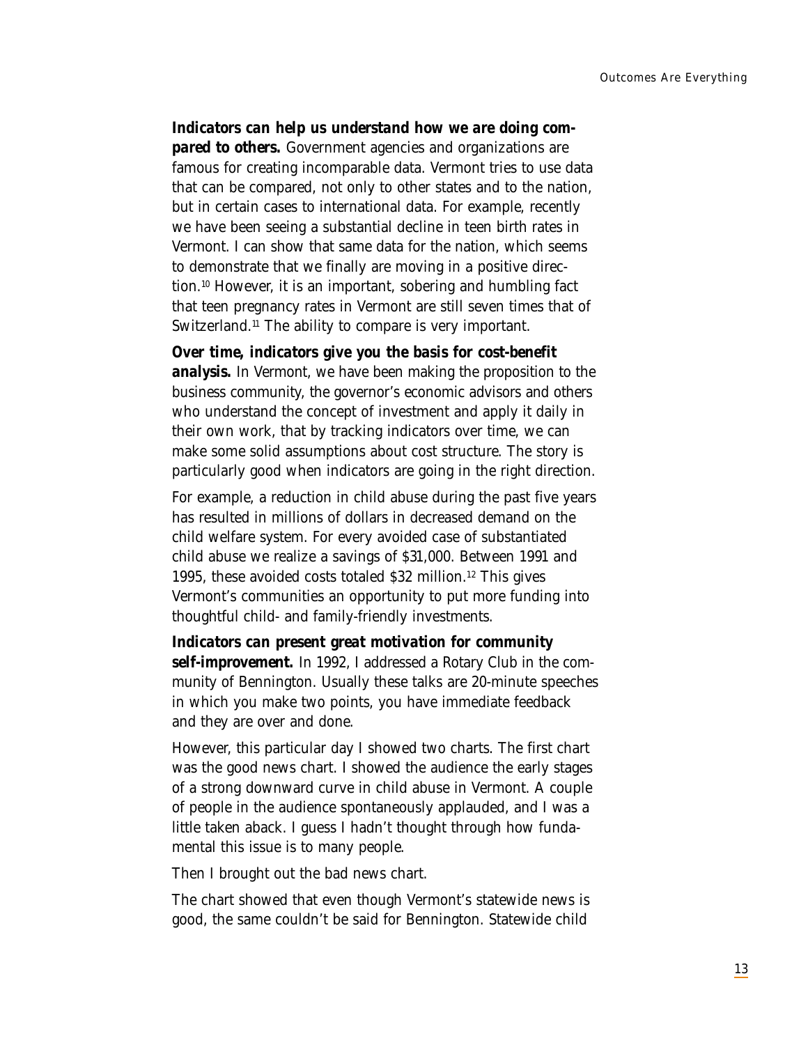**Indicators can help us understand how we are doing compared to others.** Government agencies and organizations are famous for creating incomparable data. Vermont tries to use data that can be compared, not only to other states and to the nation, but in certain cases to international data. For example, recently we have been seeing a substantial decline in teen birth rates in Vermont. I can show that same data for the nation, which seems to demonstrate that we finally are moving in a positive direction.[10] However, it is an important, sobering and humbling fact that teen pregnancy rates in Vermont are still seven times that of Switzerland.[11] The ability to compare is very important.

**Over time, indicators give you the basis for cost-benefit analysis.** In Vermont, we have been making the proposition to the business community, the governor's economic advisors and others who understand the concept of investment and apply it daily in their own work, that by tracking indicators over time, we can make some solid assumptions about cost structure. The story is particularly good when indicators are going in the right direction.

For example, a reduction in child abuse during the past five years has resulted in millions of dollars in decreased demand on the child welfare system. For every avoided case of substantiated child abuse we realize a savings of $31,000. Between 1991 and 1995, these avoided costs totaled $32 million.[12] This gives Vermont's communities an opportunity to put more funding into thoughtful child- and family-friendly investments.

**Indicators can present great motivation for community self-improvement.** In 1992, I addressed a Rotary Club in the community of Bennington. Usually these talks are 20-minute speeches in which you make two points, you have immediate feedback and they are over and done.

However, this particular day I showed two charts. The first chart was the good news chart. I showed the audience the early stages of a strong downward curve in child abuse in Vermont. A couple of people in the audience spontaneously applauded, and I was a little taken aback. I guess I hadn't thought through how fundamental this issue is to many people.

Then I brought out the bad news chart.

The chart showed that even though Vermont's statewide news is good, the same couldn't be said for Bennington. Statewide child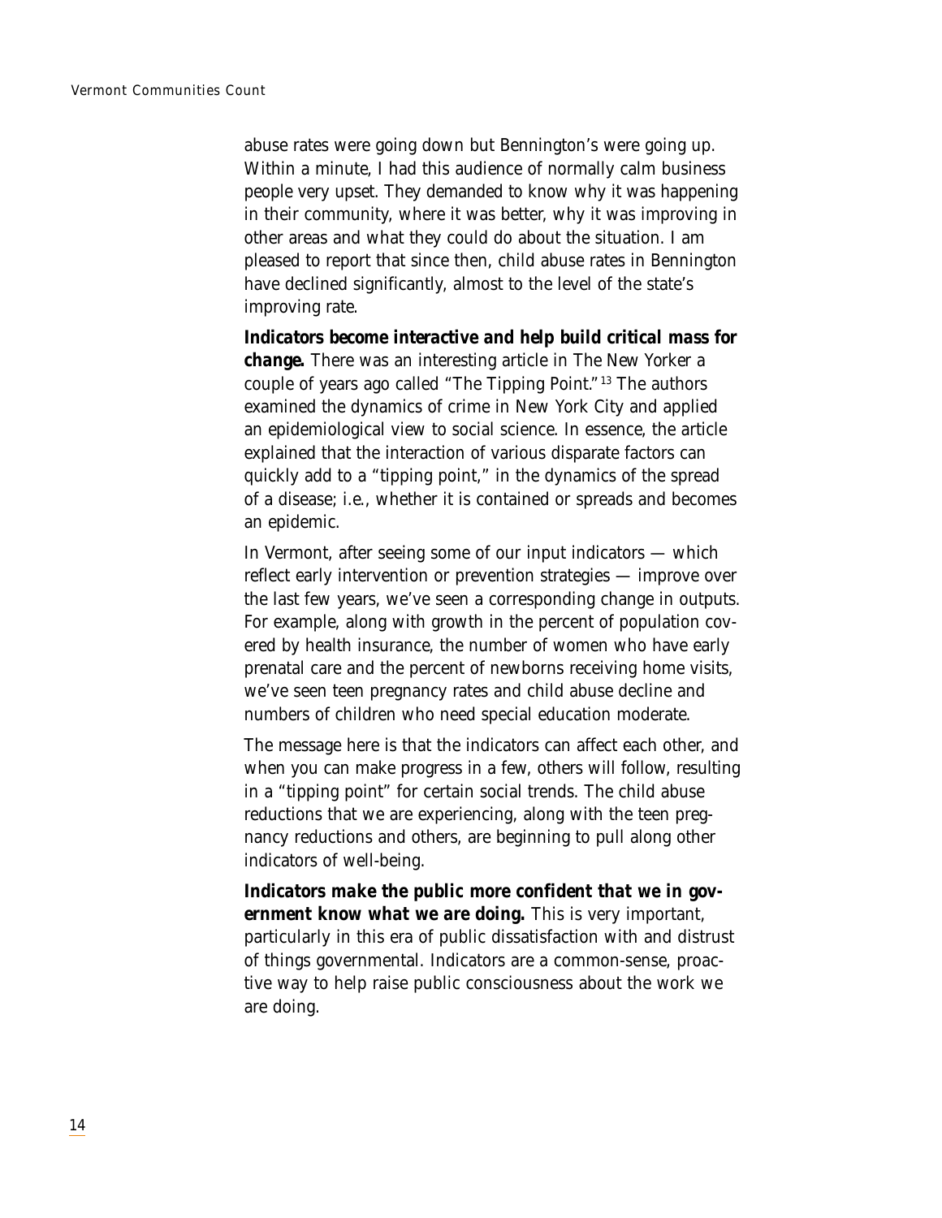abuse rates were going down but Bennington's were going up. Within a minute, I had this audience of normally calm business people very upset. They demanded to know why it was happening in their community, where it was better, why it was improving in other areas and what they could do about the situation. I am pleased to report that since then, child abuse rates in Bennington have declined significantly, almost to the level of the state's improving rate.

**Indicators become interactive and help build critical mass for change.** There was an interesting article in The New Yorker a couple of years ago called "The Tipping Point."[13] The authors examined the dynamics of crime in New York City and applied an epidemiological view to social science. In essence, the article explained that the interaction of various disparate factors can quickly add to a "tipping point," in the dynamics of the spread of a disease; i.e., whether it is contained or spreads and becomes an epidemic.

In Vermont, after seeing some of our input indicators — which reflect early intervention or prevention strategies — improve over the last few years, we've seen a corresponding change in outputs. For example, along with growth in the percent of population covered by health insurance, the number of women who have early prenatal care and the percent of newborns receiving home visits, we've seen teen pregnancy rates and child abuse decline and numbers of children who need special education moderate.

The message here is that the indicators can affect each other, and when you can make progress in a few, others will follow, resulting in a "tipping point" for certain social trends. The child abuse reductions that we are experiencing, along with the teen pregnancy reductions and others, are beginning to pull along other indicators of well-being.

**Indicators make the public more confident that we in government know what we are doing.** This is very important, particularly in this era of public dissatisfaction with and distrust of things governmental. Indicators are a common-sense, proactive way to help raise public consciousness about the work we are doing.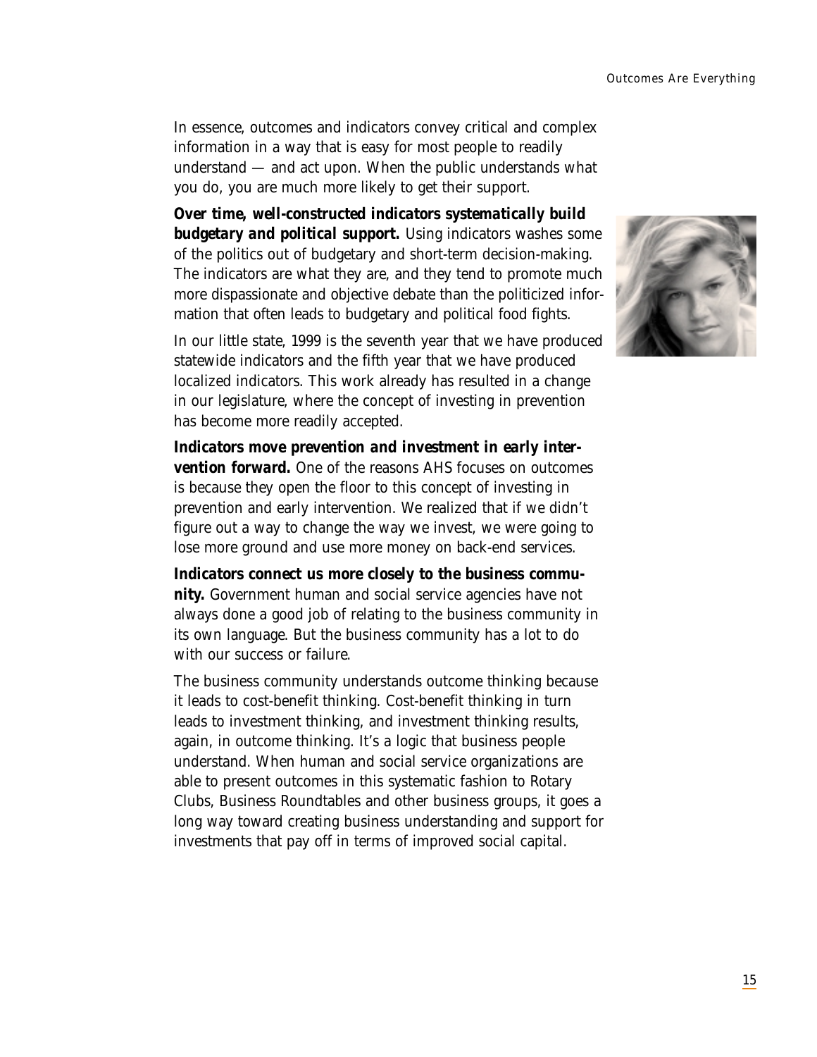In essence, outcomes and indicators convey critical and complex information in a way that is easy for most people to readily understand — and act upon. When the public understands what you do, you are much more likely to get their support.

***Over time, well-constructed indicators systematically build budgetary and political support.*** Using indicators washes some of the politics out of budgetary and short-term decision-making. The indicators are what they are, and they tend to promote much more dispassionate and objective debate than the politicized information that often leads to budgetary and political food fights.

In our little state, 1999 is the seventh year that we have produced statewide indicators and the fifth year that we have produced localized indicators. This work already has resulted in a change in our legislature, where the concept of investing in prevention has become more readily accepted.

***Indicators move prevention and investment in early intervention forward.*** One of the reasons AHS focuses on outcomes is because they open the floor to this concept of investing in prevention and early intervention. We realized that if we didn't figure out a way to change the way we invest, we were going to lose more ground and use more money on back-end services.

***Indicators connect us more closely to the business community.*** Government human and social service agencies have not always done a good job of relating to the business community in its own language. But the business community has a lot to do with our success or failure.

The business community understands outcome thinking because it leads to cost-benefit thinking. Cost-benefit thinking in turn leads to investment thinking, and investment thinking results, again, in outcome thinking. It's a logic that business people understand. When human and social service organizations are able to present outcomes in this systematic fashion to Rotary Clubs, Business Roundtables and other business groups, it goes a long way toward creating business understanding and support for investments that pay off in terms of improved social capital.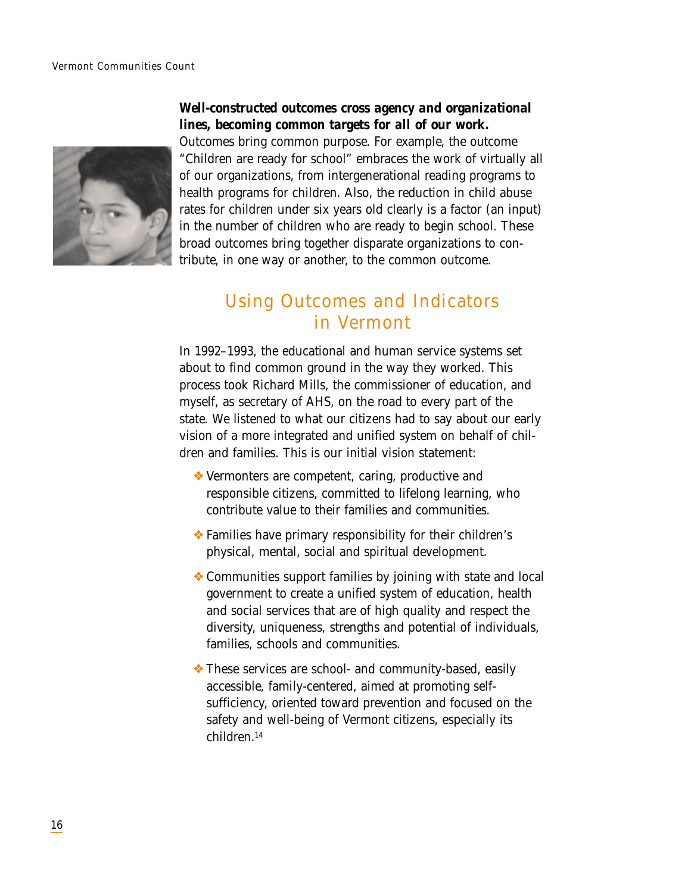**Well-constructed outcomes cross agency and organizational lines, becoming common targets for all of our work.** Outcomes bring common purpose. For example, the outcome "Children are ready for school" embraces the work of virtually all of our organizations, from intergenerational reading programs to health programs for children. Also, the reduction in child abuse rates for children under six years old clearly is a factor (an input) in the number of children who are ready to begin school. These broad outcomes bring together disparate organizations to contribute, in one way or another, to the common outcome.

## Using Outcomes and Indicators in Vermont

In 1992–1993, the educational and human service systems set about to find common ground in the way they worked. This process took Richard Mills, the commissioner of education, and myself, as secretary of AHS, on the road to every part of the state. We listened to what our citizens had to say about our early vision of a more integrated and unified system on behalf of children and families. This is our initial vision statement:

- Vermonters are competent, caring, productive and responsible citizens, committed to lifelong learning, who contribute value to their families and communities.
- Families have primary responsibility for their children's physical, mental, social and spiritual development.
- Communities support families by joining with state and local government to create a unified system of education, health and social services that are of high quality and respect the diversity, uniqueness, strengths and potential of individuals, families, schools and communities.
- These services are school- and community-based, easily accessible, family-centered, aimed at promoting self-sufficiency, oriented toward prevention and focused on the safety and well-being of Vermont citizens, especially its children.[14]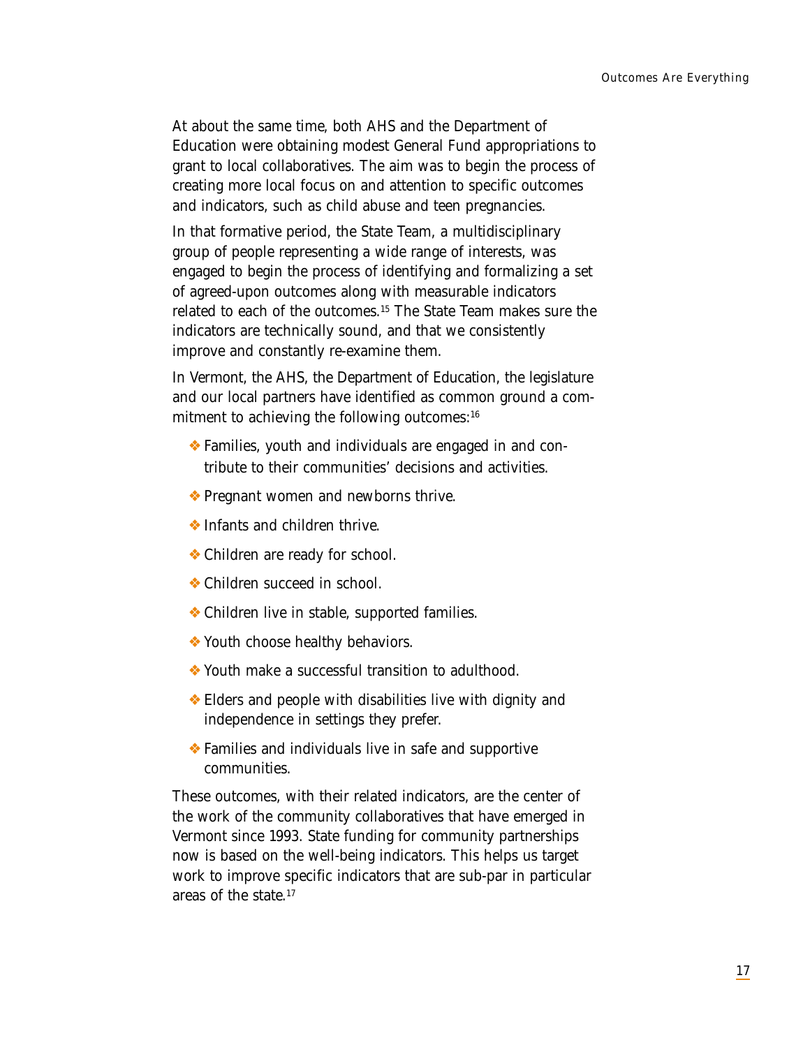At about the same time, both AHS and the Department of Education were obtaining modest General Fund appropriations to grant to local collaboratives. The aim was to begin the process of creating more local focus on and attention to specific outcomes and indicators, such as child abuse and teen pregnancies.

In that formative period, the State Team, a multidisciplinary group of people representing a wide range of interests, was engaged to begin the process of identifying and formalizing a set of agreed-upon outcomes along with measurable indicators related to each of the outcomes.[15] The State Team makes sure the indicators are technically sound, and that we consistently improve and constantly re-examine them.

In Vermont, the AHS, the Department of Education, the legislature and our local partners have identified as common ground a commitment to achieving the following outcomes:[16]

- Families, youth and individuals are engaged in and contribute to their communities' decisions and activities.
- Pregnant women and newborns thrive.
- Infants and children thrive.
- Children are ready for school.
- Children succeed in school.
- Children live in stable, supported families.
- Youth choose healthy behaviors.
- Youth make a successful transition to adulthood.
- Elders and people with disabilities live with dignity and independence in settings they prefer.
- Families and individuals live in safe and supportive communities.

These outcomes, with their related indicators, are the center of the work of the community collaboratives that have emerged in Vermont since 1993. State funding for community partnerships now is based on the well-being indicators. This helps us target work to improve specific indicators that are sub-par in particular areas of the state.[17]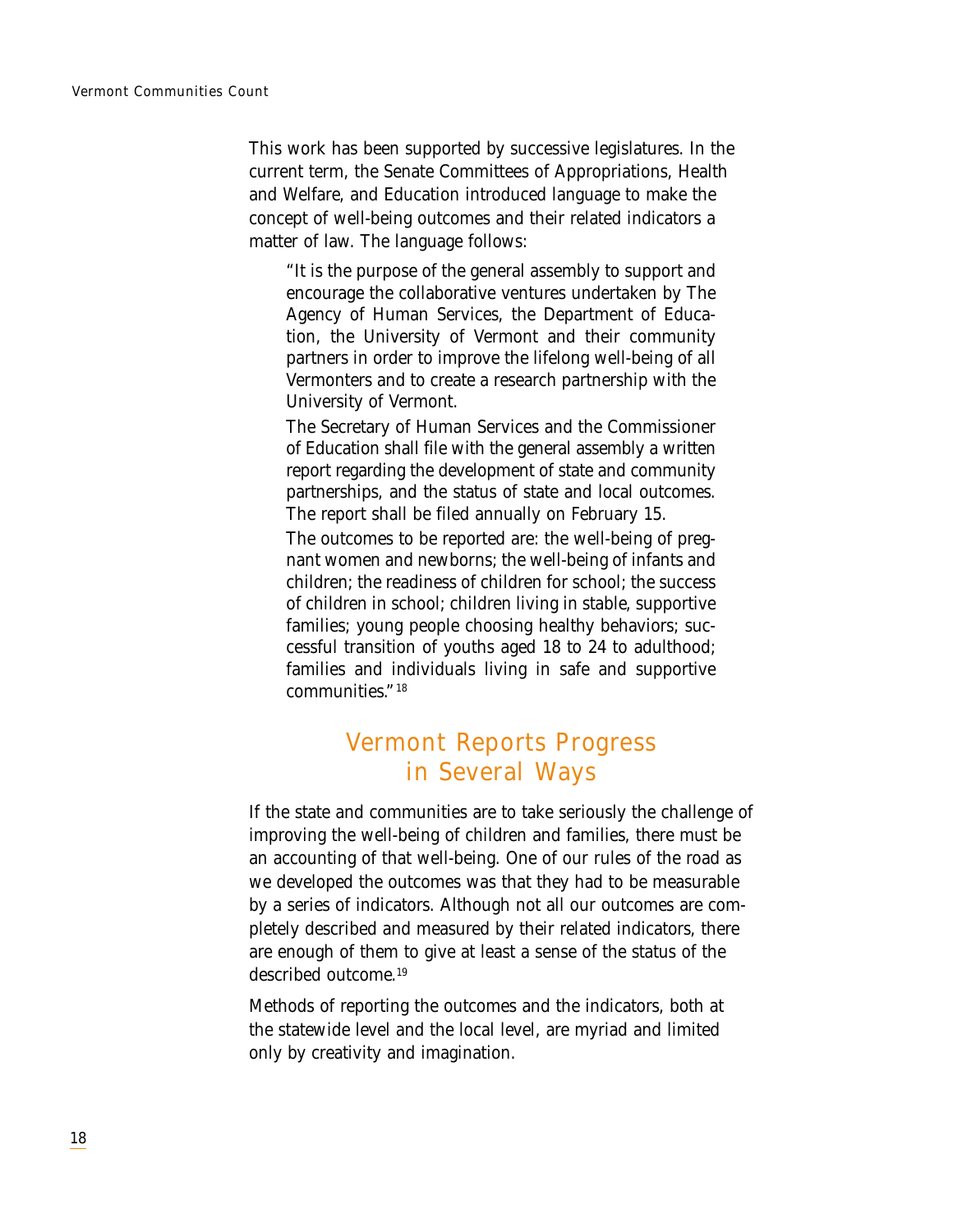This work has been supported by successive legislatures. In the current term, the Senate Committees of Appropriations, Health and Welfare, and Education introduced language to make the concept of well-being outcomes and their related indicators a matter of law. The language follows:

> "It is the purpose of the general assembly to support and encourage the collaborative ventures undertaken by The Agency of Human Services, the Department of Education, the University of Vermont and their community partners in order to improve the lifelong well-being of all Vermonters and to create a research partnership with the University of Vermont.
>
> The Secretary of Human Services and the Commissioner of Education shall file with the general assembly a written report regarding the development of state and community partnerships, and the status of state and local outcomes. The report shall be filed annually on February 15.
>
> The outcomes to be reported are: the well-being of pregnant women and newborns; the well-being of infants and children; the readiness of children for school; the success of children in school; children living in stable, supportive families; young people choosing healthy behaviors; successful transition of youths aged 18 to 24 to adulthood; families and individuals living in safe and supportive communities."[18]

## Vermont Reports Progress in Several Ways

If the state and communities are to take seriously the challenge of improving the well-being of children and families, there must be an accounting of that well-being. One of our rules of the road as we developed the outcomes was that they had to be measurable by a series of indicators. Although not all our outcomes are completely described and measured by their related indicators, there are enough of them to give at least a sense of the status of the described outcome.[19]

Methods of reporting the outcomes and the indicators, both at the statewide level and the local level, are myriad and limited only by creativity and imagination.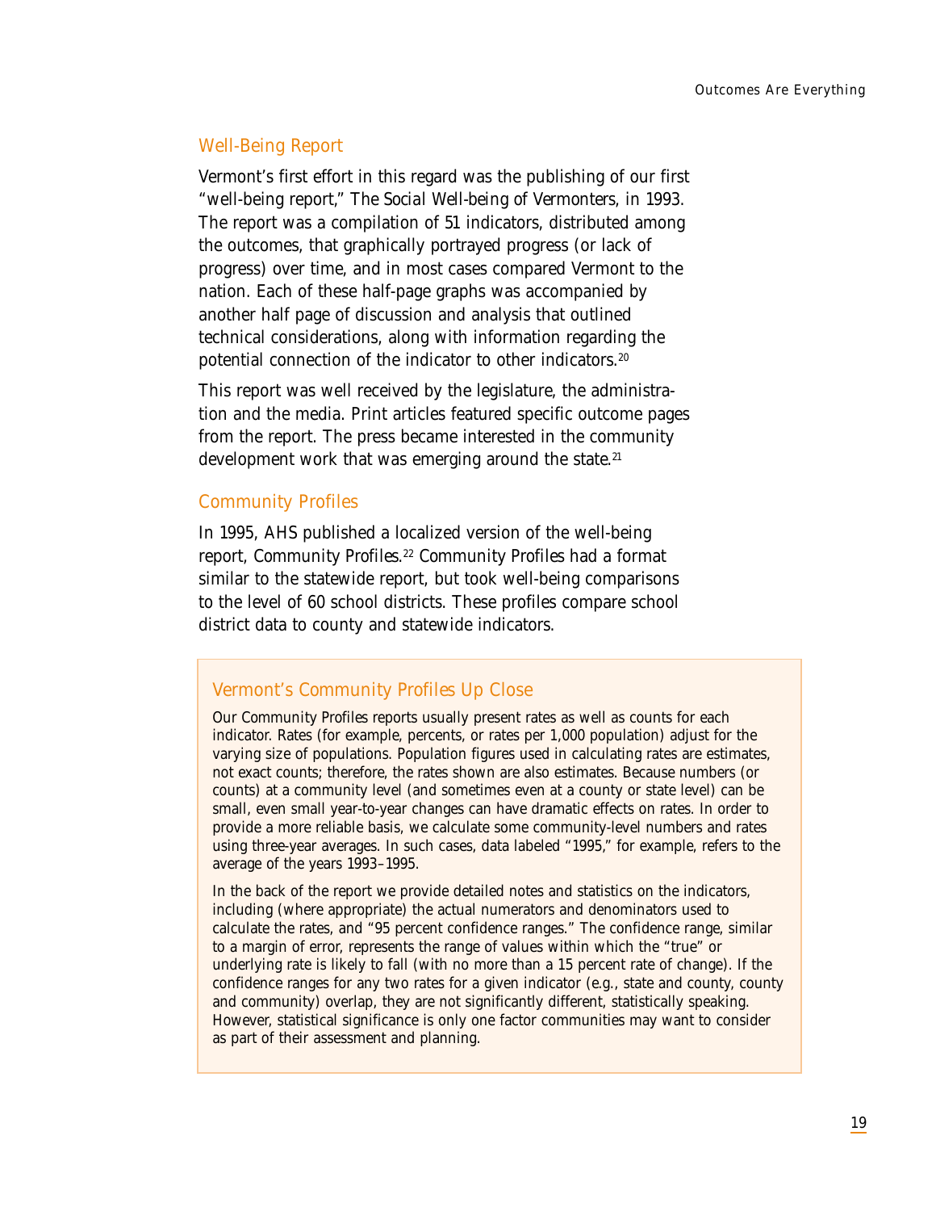## Well-Being Report

Vermont's first effort in this regard was the publishing of our first "well-being report," *The Social Well-being of Vermonters*, in 1993. The report was a compilation of 51 indicators, distributed among the outcomes, that graphically portrayed progress (or lack of progress) over time, and in most cases compared Vermont to the nation. Each of these half-page graphs was accompanied by another half page of discussion and analysis that outlined technical considerations, along with information regarding the potential connection of the indicator to other indicators.[20]

This report was well received by the legislature, the administration and the media. Print articles featured specific outcome pages from the report. The press became interested in the community development work that was emerging around the state.[21]

## Community Profiles

In 1995, AHS published a localized version of the well-being report, *Community Profiles*.[22] *Community Profiles* had a format similar to the statewide report, but took well-being comparisons to the level of 60 school districts. These profiles compare school district data to county and statewide indicators.

### Vermont's *Community Profiles* Up Close

Our Community Profiles reports usually present rates as well as counts for each indicator. Rates (for example, percents, or rates per 1,000 population) adjust for the varying size of populations. Population figures used in calculating rates are estimates, not exact counts; therefore, the rates shown are also estimates. Because numbers (or counts) at a community level (and sometimes even at a county or state level) can be small, even small year-to-year changes can have dramatic effects on rates. In order to provide a more reliable basis, we calculate some community-level numbers and rates using three-year averages. In such cases, data labeled "1995," for example, refers to the average of the years 1993–1995.

In the back of the report we provide detailed notes and statistics on the indicators, including (where appropriate) the actual numerators and denominators used to calculate the rates, and "95 percent confidence ranges." The confidence range, similar to a margin of error, represents the range of values within which the "true" or underlying rate is likely to fall (with no more than a 15 percent rate of change). If the confidence ranges for any two rates for a given indicator (e.g., state and county, county and community) overlap, they are not significantly different, statistically speaking. However, statistical significance is only one factor communities may want to consider as part of their assessment and planning.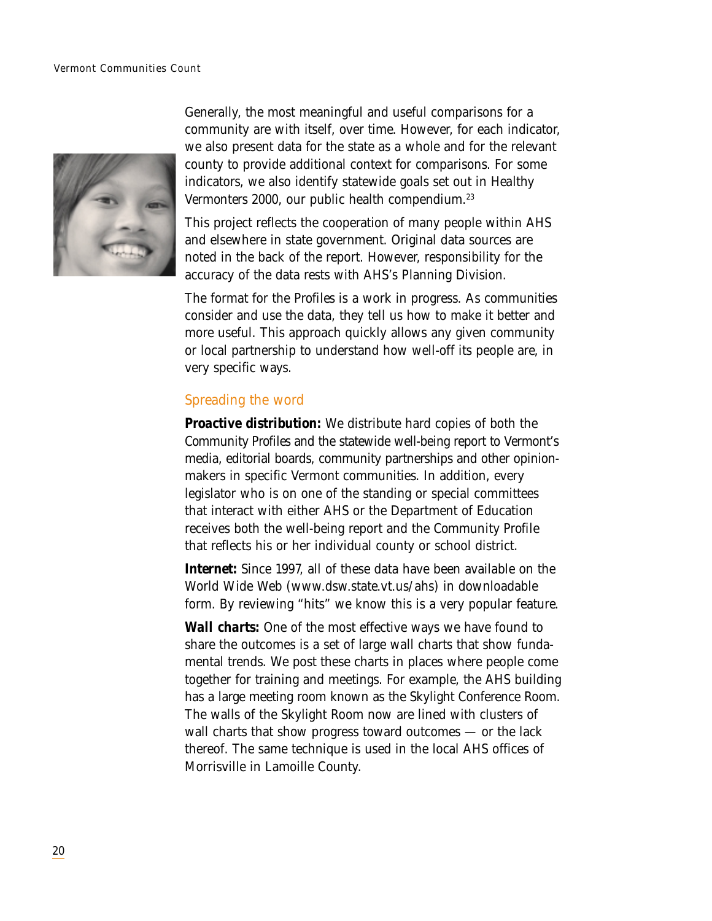Generally, the most meaningful and useful comparisons for a community are with itself, over time. However, for each indicator, we also present data for the state as a whole and for the relevant county to provide additional context for comparisons. For some indicators, we also identify statewide goals set out in Healthy Vermonters 2000, our public health compendium.[23]

This project reflects the cooperation of many people within AHS and elsewhere in state government. Original data sources are noted in the back of the report. However, responsibility for the accuracy of the data rests with AHS's Planning Division.

The format for the Profiles is a work in progress. As communities consider and use the data, they tell us how to make it better and more useful. This approach quickly allows any given community or local partnership to understand how well-off its people are, in very specific ways.

## Spreading the word

**Proactive distribution:** We distribute hard copies of both the Community Profiles and the statewide well-being report to Vermont's media, editorial boards, community partnerships and other opinion-makers in specific Vermont communities. In addition, every legislator who is on one of the standing or special committees that interact with either AHS or the Department of Education receives both the well-being report and the Community Profile that reflects his or her individual county or school district.

**Internet:** Since 1997, all of these data have been available on the World Wide Web (www.dsw.state.vt.us/ahs) in downloadable form. By reviewing "hits" we know this is a very popular feature.

**Wall charts:** One of the most effective ways we have found to share the outcomes is a set of large wall charts that show fundamental trends. We post these charts in places where people come together for training and meetings. For example, the AHS building has a large meeting room known as the Skylight Conference Room. The walls of the Skylight Room now are lined with clusters of wall charts that show progress toward outcomes — or the lack thereof. The same technique is used in the local AHS offices of Morrisville in Lamoille County.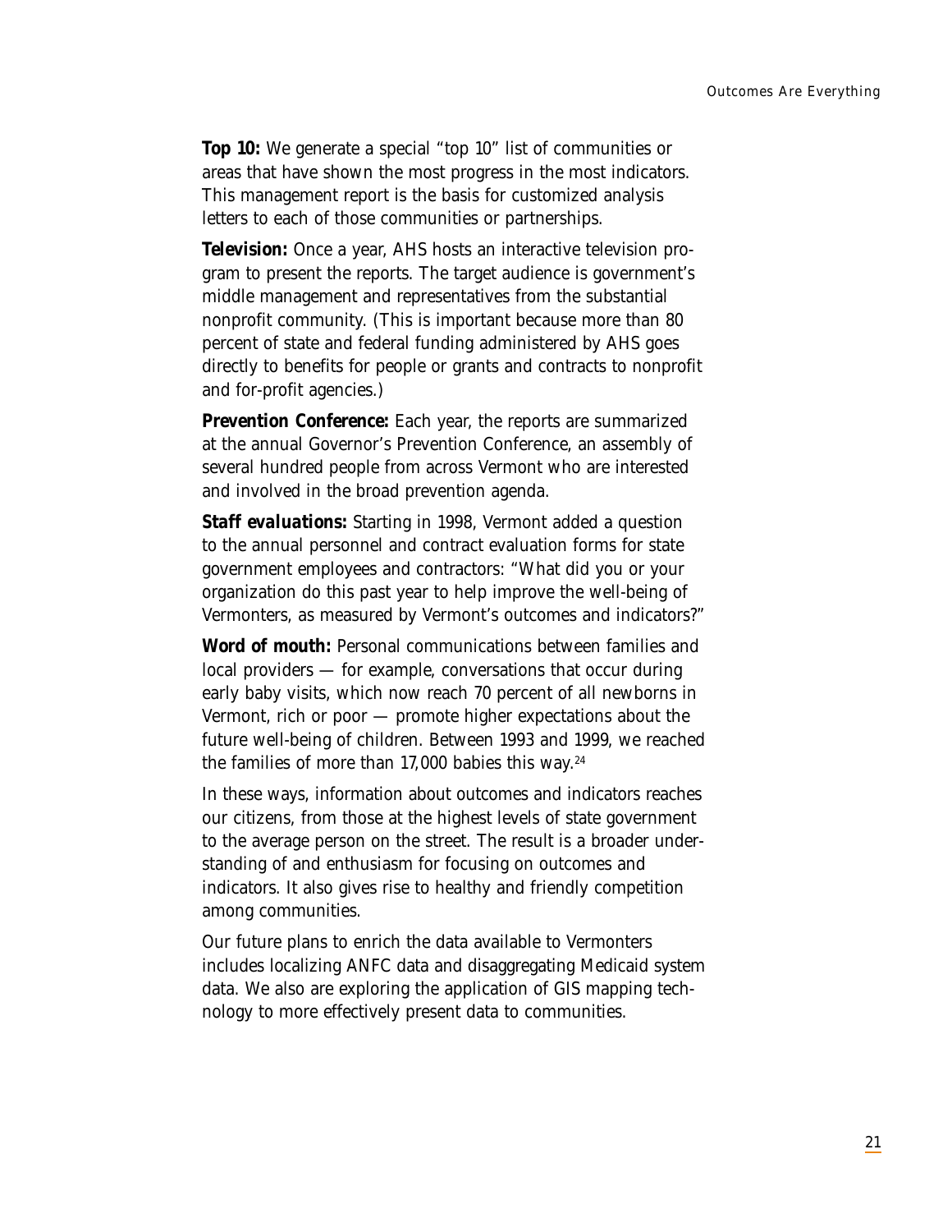**Top 10:** We generate a special "top 10" list of communities or areas that have shown the most progress in the most indicators. This management report is the basis for customized analysis letters to each of those communities or partnerships.

**Television:** Once a year, AHS hosts an interactive television program to present the reports. The target audience is government's middle management and representatives from the substantial nonprofit community. (This is important because more than 80 percent of state and federal funding administered by AHS goes directly to benefits for people or grants and contracts to nonprofit and for-profit agencies.)

**Prevention Conference:** Each year, the reports are summarized at the annual Governor's Prevention Conference, an assembly of several hundred people from across Vermont who are interested and involved in the broad prevention agenda.

***Staff evaluations:*** Starting in 1998, Vermont added a question to the annual personnel and contract evaluation forms for state government employees and contractors: "What did you or your organization do this past year to help improve the well-being of Vermonters, as measured by Vermont's outcomes and indicators?"

**Word of mouth:** Personal communications between families and local providers — for example, conversations that occur during early baby visits, which now reach 70 percent of all newborns in Vermont, rich or poor — promote higher expectations about the future well-being of children. Between 1993 and 1999, we reached the families of more than 17,000 babies this way.[24]

In these ways, information about outcomes and indicators reaches our citizens, from those at the highest levels of state government to the average person on the street. The result is a broader understanding of and enthusiasm for focusing on outcomes and indicators. It also gives rise to healthy and friendly competition among communities.

Our future plans to enrich the data available to Vermonters includes localizing ANFC data and disaggregating Medicaid system data. We also are exploring the application of GIS mapping technology to more effectively present data to communities.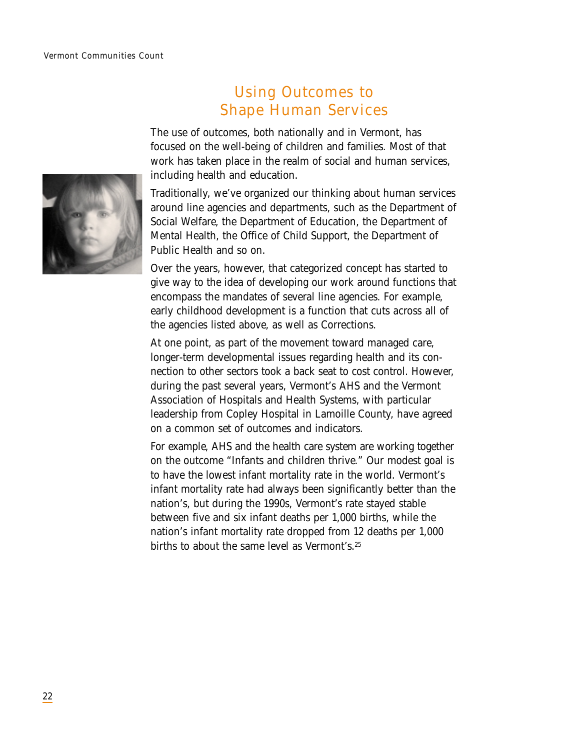# Using Outcomes to Shape Human Services

The use of outcomes, both nationally and in Vermont, has focused on the well-being of children and families. Most of that work has taken place in the realm of social and human services, including health and education.

Traditionally, we've organized our thinking about human services around line agencies and departments, such as the Department of Social Welfare, the Department of Education, the Department of Mental Health, the Office of Child Support, the Department of Public Health and so on.

Over the years, however, that categorized concept has started to give way to the idea of developing our work around functions that encompass the mandates of several line agencies. For example, early childhood development is a function that cuts across all of the agencies listed above, as well as Corrections.

At one point, as part of the movement toward managed care, longer-term developmental issues regarding health and its connection to other sectors took a back seat to cost control. However, during the past several years, Vermont's AHS and the Vermont Association of Hospitals and Health Systems, with particular leadership from Copley Hospital in Lamoille County, have agreed on a common set of outcomes and indicators.

For example, AHS and the health care system are working together on the outcome "Infants and children thrive." Our modest goal is to have the lowest infant mortality rate in the world. Vermont's infant mortality rate had always been significantly better than the nation's, but during the 1990s, Vermont's rate stayed stable between five and six infant deaths per 1,000 births, while the nation's infant mortality rate dropped from 12 deaths per 1,000 births to about the same level as Vermont's.[25]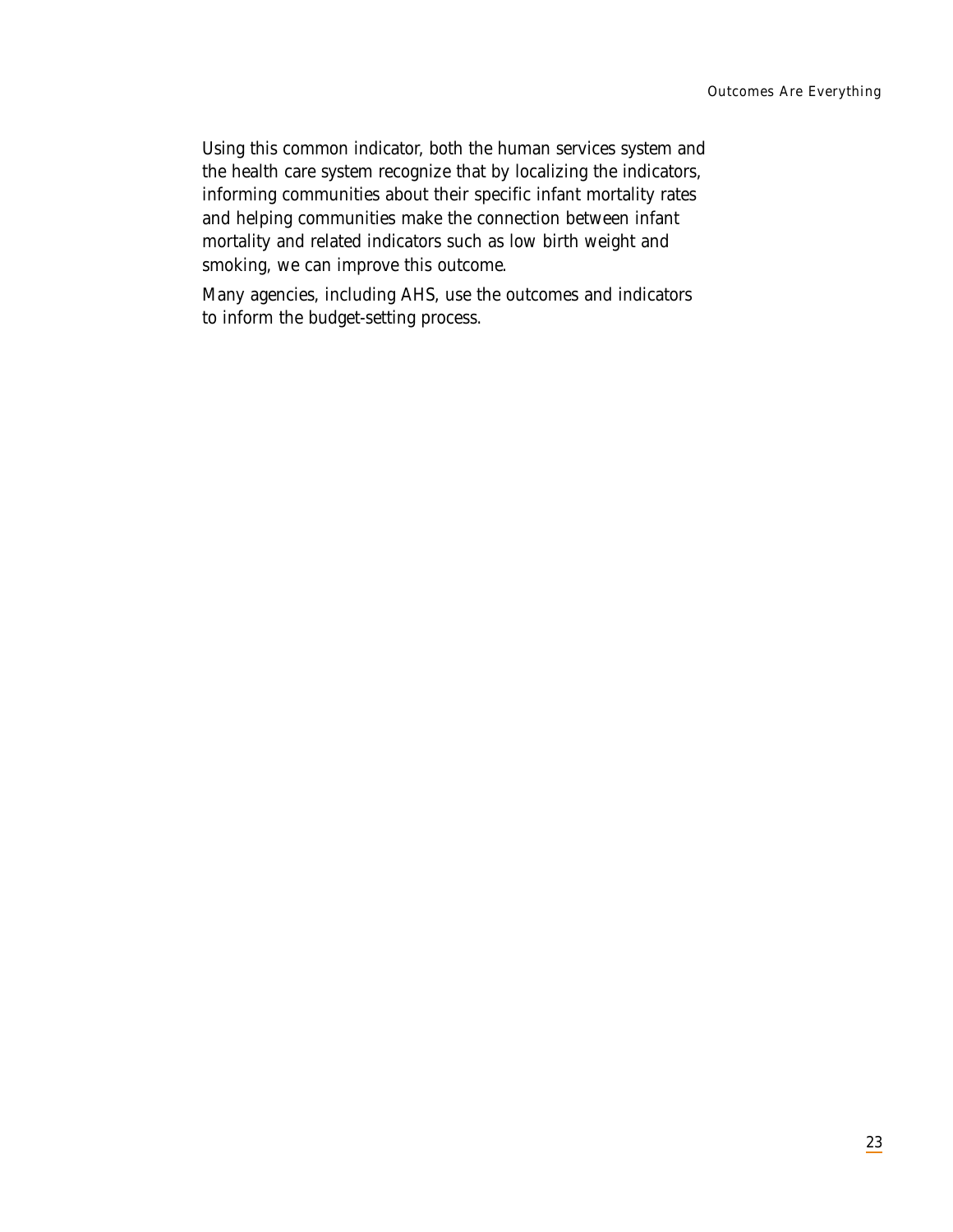Using this common indicator, both the human services system and the health care system recognize that by localizing the indicators, informing communities about their specific infant mortality rates and helping communities make the connection between infant mortality and related indicators such as low birth weight and smoking, we can improve this outcome.

Many agencies, including AHS, use the outcomes and indicators to inform the budget-setting process.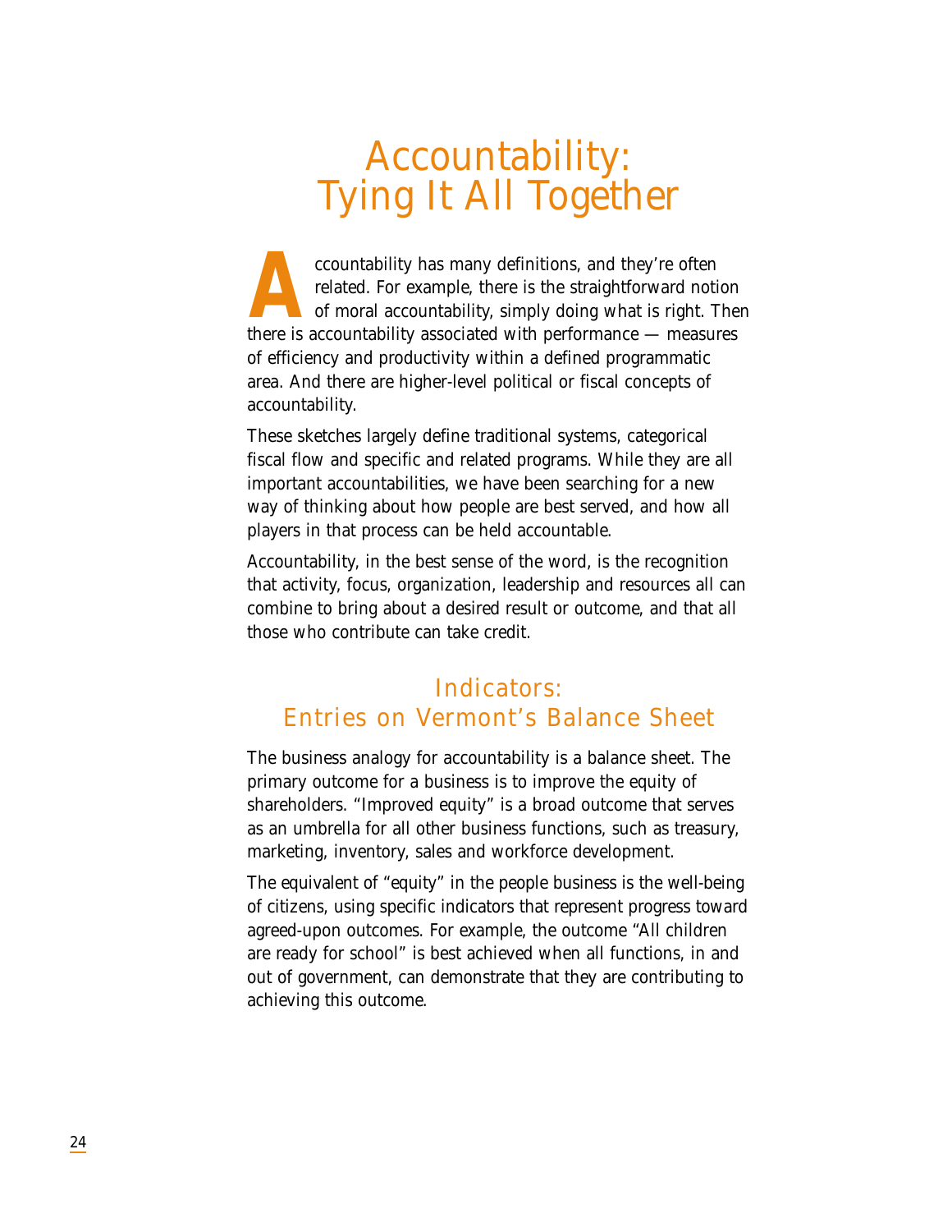# Accountability: Tying It All Together

Accountability has many definitions, and they're often related. For example, there is the straightforward notion of moral accountability, simply doing what is right. Then there is accountability associated with performance — measures of efficiency and productivity within a defined programmatic area. And there are higher-level political or fiscal concepts of accountability.

These sketches largely define traditional systems, categorical fiscal flow and specific and related programs. While they are all important accountabilities, we have been searching for a new way of thinking about how people are best served, and how all players in that process can be held accountable.

Accountability, in the best sense of the word, is the recognition that activity, focus, organization, leadership and resources all can combine to bring about a desired result or outcome, and that all those who contribute can take credit.

## Indicators: Entries on Vermont's Balance Sheet

The business analogy for accountability is a balance sheet. The primary outcome for a business is to improve the equity of shareholders. "Improved equity" is a broad outcome that serves as an umbrella for all other business functions, such as treasury, marketing, inventory, sales and workforce development.

The equivalent of "equity" in the people business is the well-being of citizens, using specific indicators that represent progress toward agreed-upon outcomes. For example, the outcome "All children are ready for school" is best achieved when all functions, in and out of government, can demonstrate that they are contributing to achieving this outcome.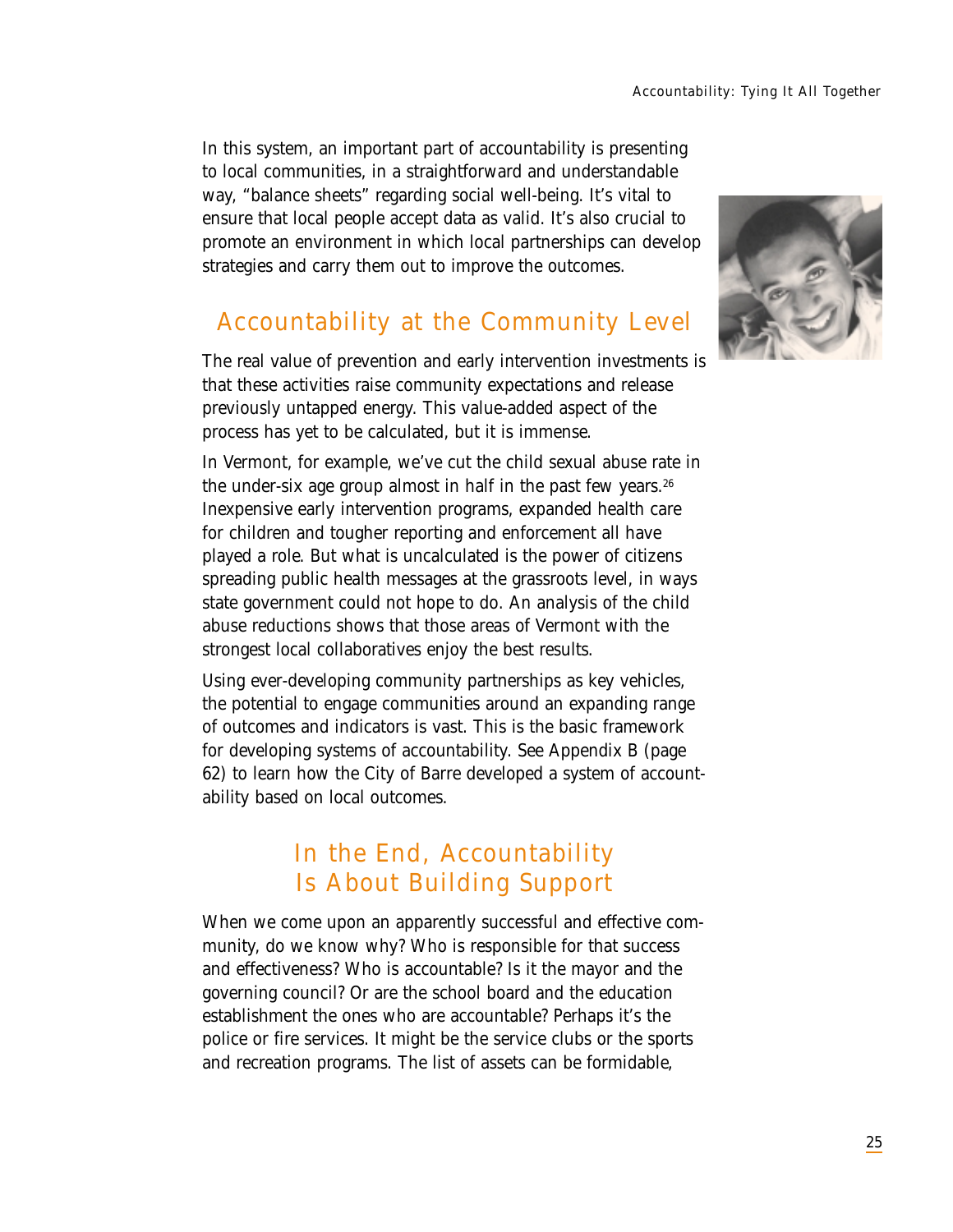In this system, an important part of accountability is presenting to local communities, in a straightforward and understandable way, "balance sheets" regarding social well-being. It's vital to ensure that local people accept data as valid. It's also crucial to promote an environment in which local partnerships can develop strategies and carry them out to improve the outcomes.

## Accountability at the Community Level

The real value of prevention and early intervention investments is that these activities raise community expectations and release previously untapped energy. This value-added aspect of the process has yet to be calculated, but it is immense.

In Vermont, for example, we've cut the child sexual abuse rate in the under-six age group almost in half in the past few years.[26] Inexpensive early intervention programs, expanded health care for children and tougher reporting and enforcement all have played a role. But what is uncalculated is the power of citizens spreading public health messages at the grassroots level, in ways state government could not hope to do. An analysis of the child abuse reductions shows that those areas of Vermont with the strongest local collaboratives enjoy the best results.

Using ever-developing community partnerships as key vehicles, the potential to engage communities around an expanding range of outcomes and indicators is vast. This is the basic framework for developing systems of accountability. See Appendix B (page 62) to learn how the City of Barre developed a system of accountability based on local outcomes.

## In the End, Accountability Is About Building Support

When we come upon an apparently successful and effective community, do we know why? Who is responsible for that success and effectiveness? Who is accountable? Is it the mayor and the governing council? Or are the school board and the education establishment the ones who are accountable? Perhaps it's the police or fire services. It might be the service clubs or the sports and recreation programs. The list of assets can be formidable,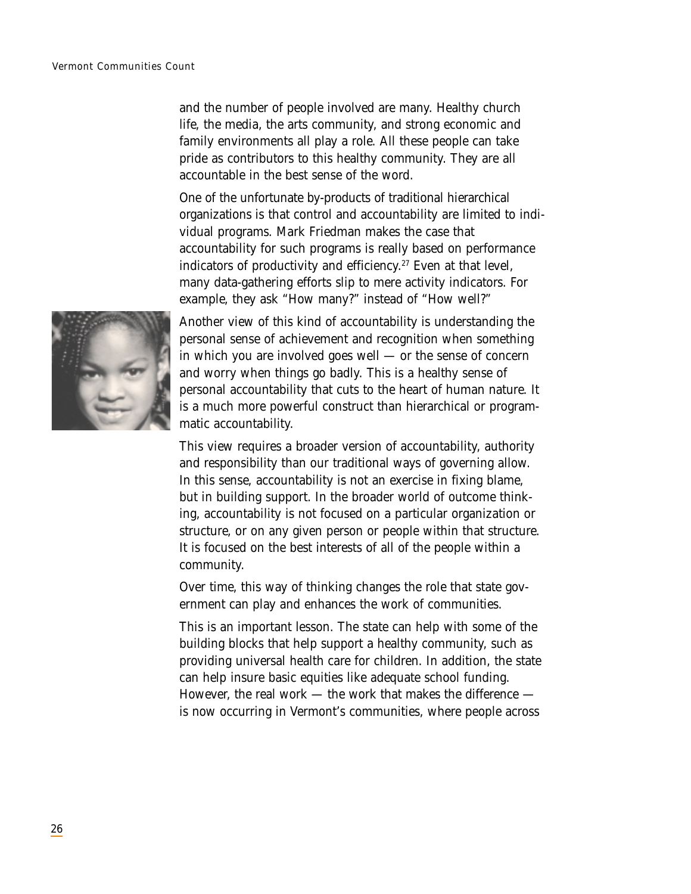and the number of people involved are many. Healthy church life, the media, the arts community, and strong economic and family environments all play a role. All these people can take pride as contributors to this healthy community. They are all accountable in the best sense of the word.

One of the unfortunate by-products of traditional hierarchical organizations is that control and accountability are limited to individual programs. Mark Friedman makes the case that accountability for such programs is really based on performance indicators of productivity and efficiency.[27] Even at that level, many data-gathering efforts slip to mere activity indicators. For example, they ask "How many?" instead of "How well?"

Another view of this kind of accountability is understanding the personal sense of achievement and recognition when something in which you are involved goes well — or the sense of concern and worry when things go badly. This is a healthy sense of personal accountability that cuts to the heart of human nature. It is a much more powerful construct than hierarchical or programmatic accountability.

This view requires a broader version of accountability, authority and responsibility than our traditional ways of governing allow. In this sense, accountability is not an exercise in fixing blame, but in building support. In the broader world of outcome thinking, accountability is not focused on a particular organization or structure, or on any given person or people within that structure. It is focused on the best interests of all of the people within a community.

Over time, this way of thinking changes the role that state government can play and enhances the work of communities.

This is an important lesson. The state can help with some of the building blocks that help support a healthy community, such as providing universal health care for children. In addition, the state can help insure basic equities like adequate school funding. However, the real work — the work that makes the difference — is now occurring in Vermont's communities, where people across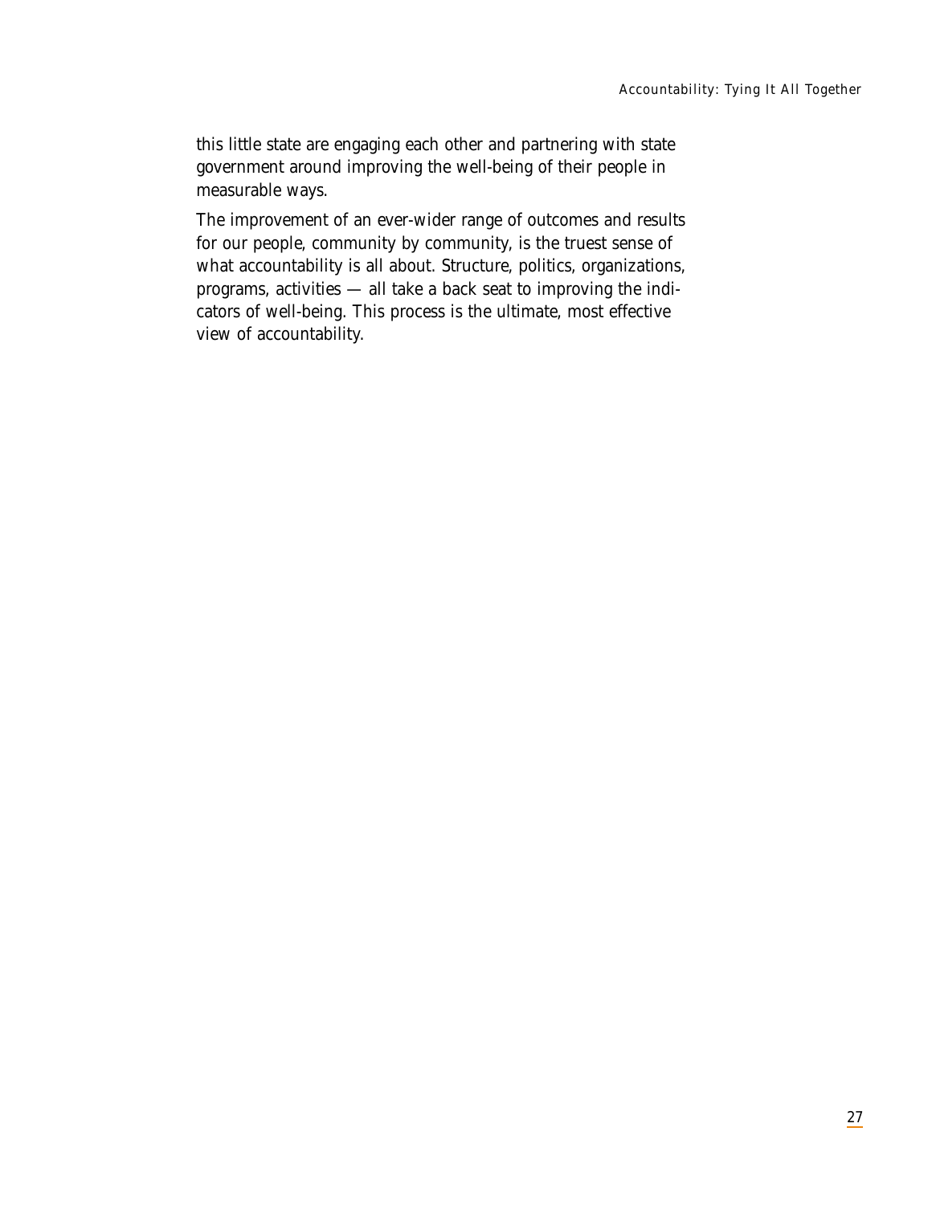this little state are engaging each other and partnering with state government around improving the well-being of their people in measurable ways.

The improvement of an ever-wider range of outcomes and results for our people, community by community, is the truest sense of what accountability is all about. Structure, politics, organizations, programs, activities — all take a back seat to improving the indicators of well-being. This process is the ultimate, most effective view of accountability.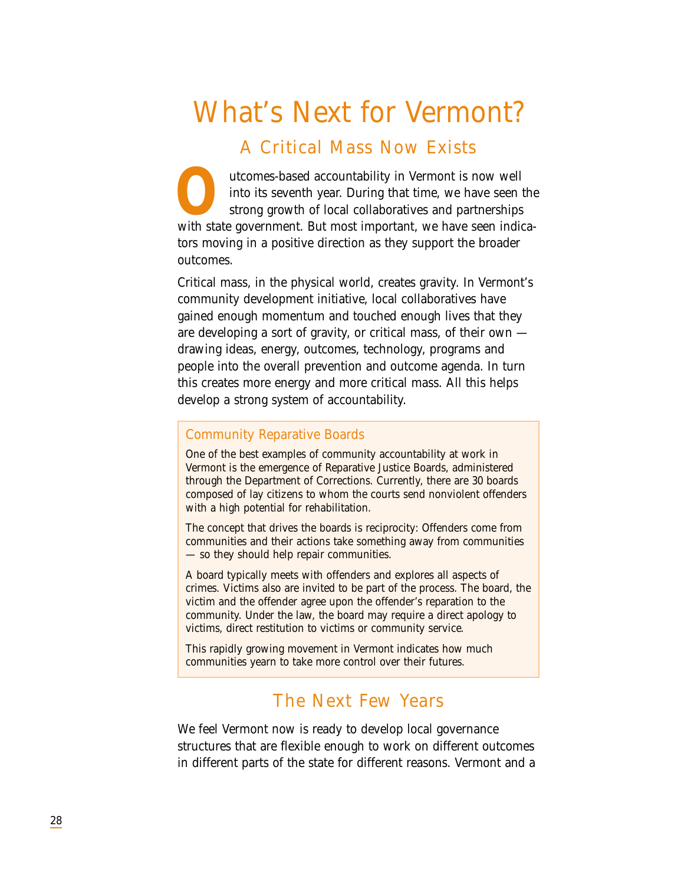# What's Next for Vermont?

## A Critical Mass Now Exists

Outcomes-based accountability in Vermont is now well into its seventh year. During that time, we have seen the strong growth of local collaboratives and partnerships with state government. But most important, we have seen indicators moving in a positive direction as they support the broader outcomes.

Critical mass, in the physical world, creates gravity. In Vermont's community development initiative, local collaboratives have gained enough momentum and touched enough lives that they are developing a sort of gravity, or critical mass, of their own — drawing ideas, energy, outcomes, technology, programs and people into the overall prevention and outcome agenda. In turn this creates more energy and more critical mass. All this helps develop a strong system of accountability.

### Community Reparative Boards

One of the best examples of community accountability at work in Vermont is the emergence of Reparative Justice Boards, administered through the Department of Corrections. Currently, there are 30 boards composed of lay citizens to whom the courts send nonviolent offenders with a high potential for rehabilitation.

The concept that drives the boards is reciprocity: Offenders come from communities and their actions take something away from communities — so they should help repair communities.

A board typically meets with offenders and explores all aspects of crimes. Victims also are invited to be part of the process. The board, the victim and the offender agree upon the offender's reparation to the community. Under the law, the board may require a direct apology to victims, direct restitution to victims or community service.

This rapidly growing movement in Vermont indicates how much communities yearn to take more control over their futures.

## The Next Few Years

We feel Vermont now is ready to develop local governance structures that are flexible enough to work on different outcomes in different parts of the state for different reasons. Vermont and a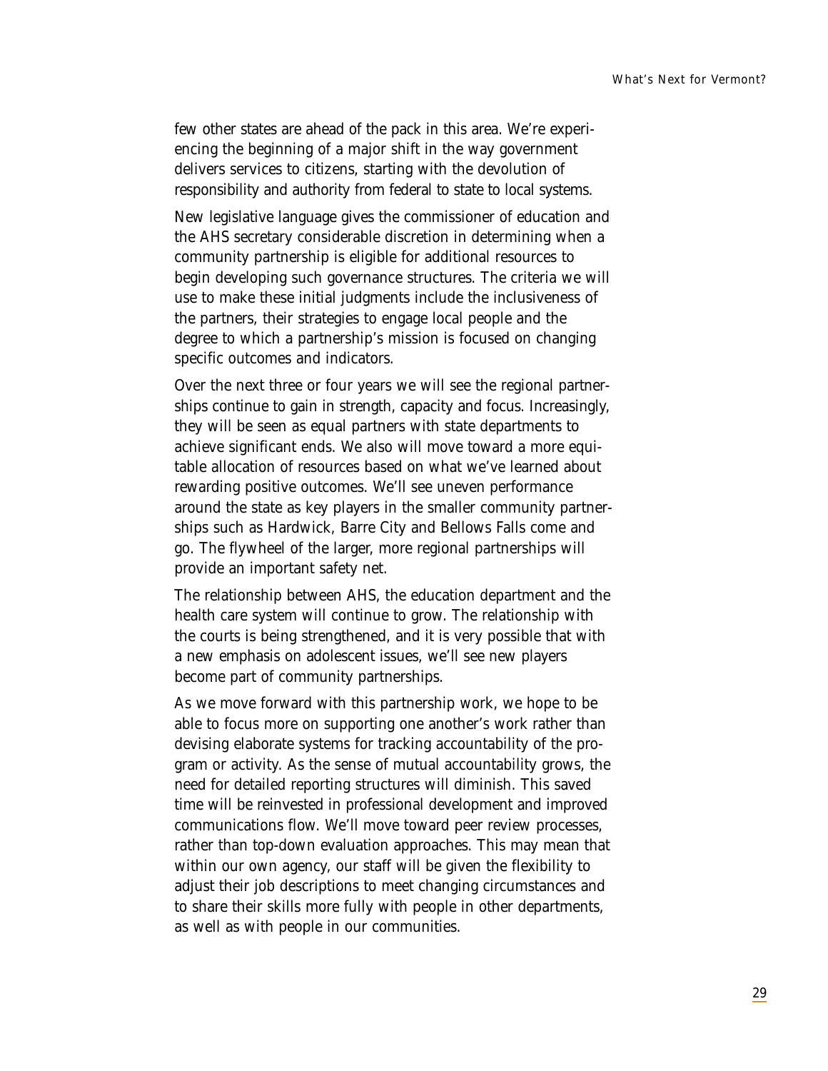few other states are ahead of the pack in this area. We're experiencing the beginning of a major shift in the way government delivers services to citizens, starting with the devolution of responsibility and authority from federal to state to local systems.

New legislative language gives the commissioner of education and the AHS secretary considerable discretion in determining when a community partnership is eligible for additional resources to begin developing such governance structures. The criteria we will use to make these initial judgments include the inclusiveness of the partners, their strategies to engage local people and the degree to which a partnership's mission is focused on changing specific outcomes and indicators.

Over the next three or four years we will see the regional partnerships continue to gain in strength, capacity and focus. Increasingly, they will be seen as equal partners with state departments to achieve significant ends. We also will move toward a more equitable allocation of resources based on what we've learned about rewarding positive outcomes. We'll see uneven performance around the state as key players in the smaller community partnerships such as Hardwick, Barre City and Bellows Falls come and go. The flywheel of the larger, more regional partnerships will provide an important safety net.

The relationship between AHS, the education department and the health care system will continue to grow. The relationship with the courts is being strengthened, and it is very possible that with a new emphasis on adolescent issues, we'll see new players become part of community partnerships.

As we move forward with this partnership work, we hope to be able to focus more on supporting one another's work rather than devising elaborate systems for tracking accountability of the program or activity. As the sense of mutual accountability grows, the need for detailed reporting structures will diminish. This saved time will be reinvested in professional development and improved communications flow. We'll move toward peer review processes, rather than top-down evaluation approaches. This may mean that within our own agency, our staff will be given the flexibility to adjust their job descriptions to meet changing circumstances and to share their skills more fully with people in other departments, as well as with people in our communities.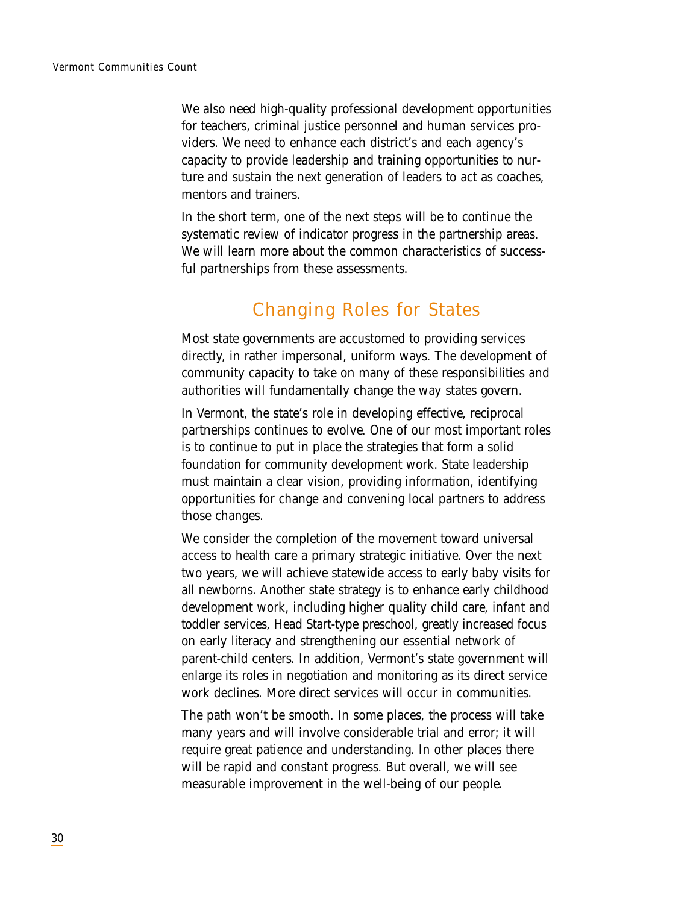We also need high-quality professional development opportunities for teachers, criminal justice personnel and human services providers. We need to enhance each district's and each agency's capacity to provide leadership and training opportunities to nurture and sustain the next generation of leaders to act as coaches, mentors and trainers.

In the short term, one of the next steps will be to continue the systematic review of indicator progress in the partnership areas. We will learn more about the common characteristics of successful partnerships from these assessments.

## Changing Roles for States

Most state governments are accustomed to providing services directly, in rather impersonal, uniform ways. The development of community capacity to take on many of these responsibilities and authorities will fundamentally change the way states govern.

In Vermont, the state's role in developing effective, reciprocal partnerships continues to evolve. One of our most important roles is to continue to put in place the strategies that form a solid foundation for community development work. State leadership must maintain a clear vision, providing information, identifying opportunities for change and convening local partners to address those changes.

We consider the completion of the movement toward universal access to health care a primary strategic initiative. Over the next two years, we will achieve statewide access to early baby visits for all newborns. Another state strategy is to enhance early childhood development work, including higher quality child care, infant and toddler services, Head Start-type preschool, greatly increased focus on early literacy and strengthening our essential network of parent-child centers. In addition, Vermont's state government will enlarge its roles in negotiation and monitoring as its direct service work declines. More direct services will occur in communities.

The path won't be smooth. In some places, the process will take many years and will involve considerable trial and error; it will require great patience and understanding. In other places there will be rapid and constant progress. But overall, we will see measurable improvement in the well-being of our people.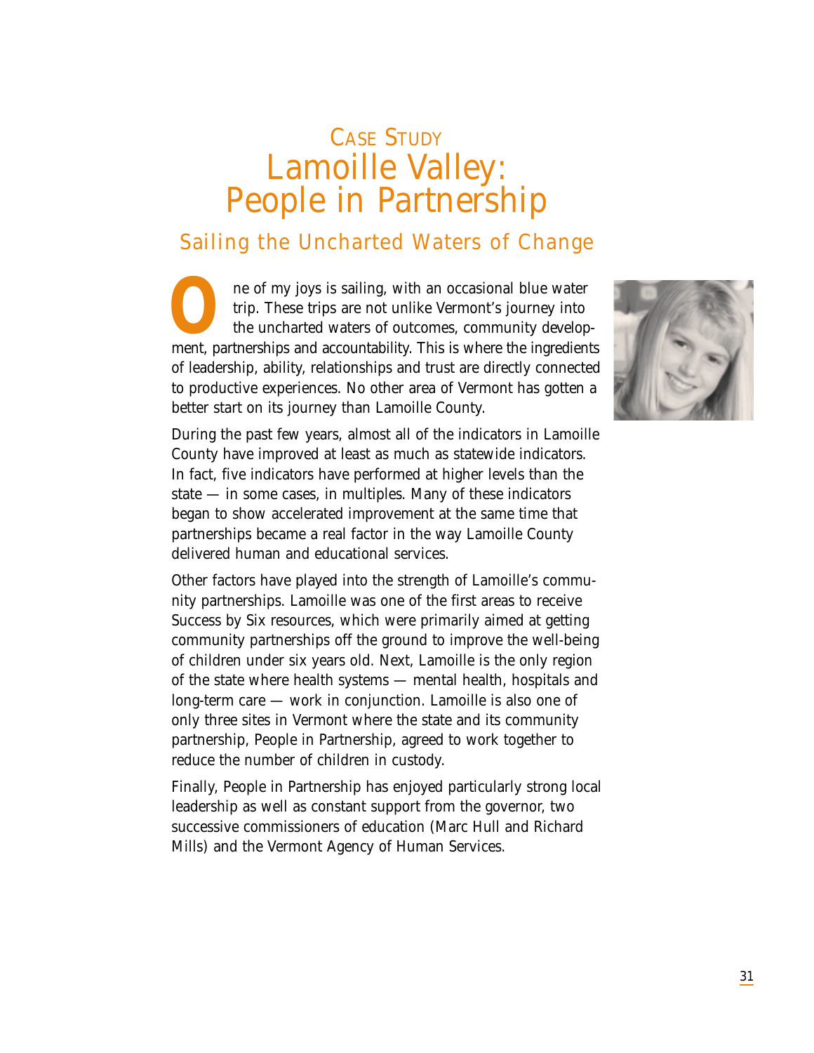# CASE STUDY
# Lamoille Valley: People in Partnership

## Sailing the Uncharted Waters of Change

One of my joys is sailing, with an occasional blue water trip. These trips are not unlike Vermont's journey into the uncharted waters of outcomes, community development, partnerships and accountability. This is where the ingredients of leadership, ability, relationships and trust are directly connected to productive experiences. No other area of Vermont has gotten a better start on its journey than Lamoille County.

During the past few years, almost all of the indicators in Lamoille County have improved at least as much as statewide indicators. In fact, five indicators have performed at higher levels than the state — in some cases, in multiples. Many of these indicators began to show accelerated improvement at the same time that partnerships became a real factor in the way Lamoille County delivered human and educational services.

Other factors have played into the strength of Lamoille's community partnerships. Lamoille was one of the first areas to receive Success by Six resources, which were primarily aimed at getting community partnerships off the ground to improve the well-being of children under six years old. Next, Lamoille is the only region of the state where health systems — mental health, hospitals and long-term care — work in conjunction. Lamoille is also one of only three sites in Vermont where the state and its community partnership, People in Partnership, agreed to work together to reduce the number of children in custody.

Finally, People in Partnership has enjoyed particularly strong local leadership as well as constant support from the governor, two successive commissioners of education (Marc Hull and Richard Mills) and the Vermont Agency of Human Services.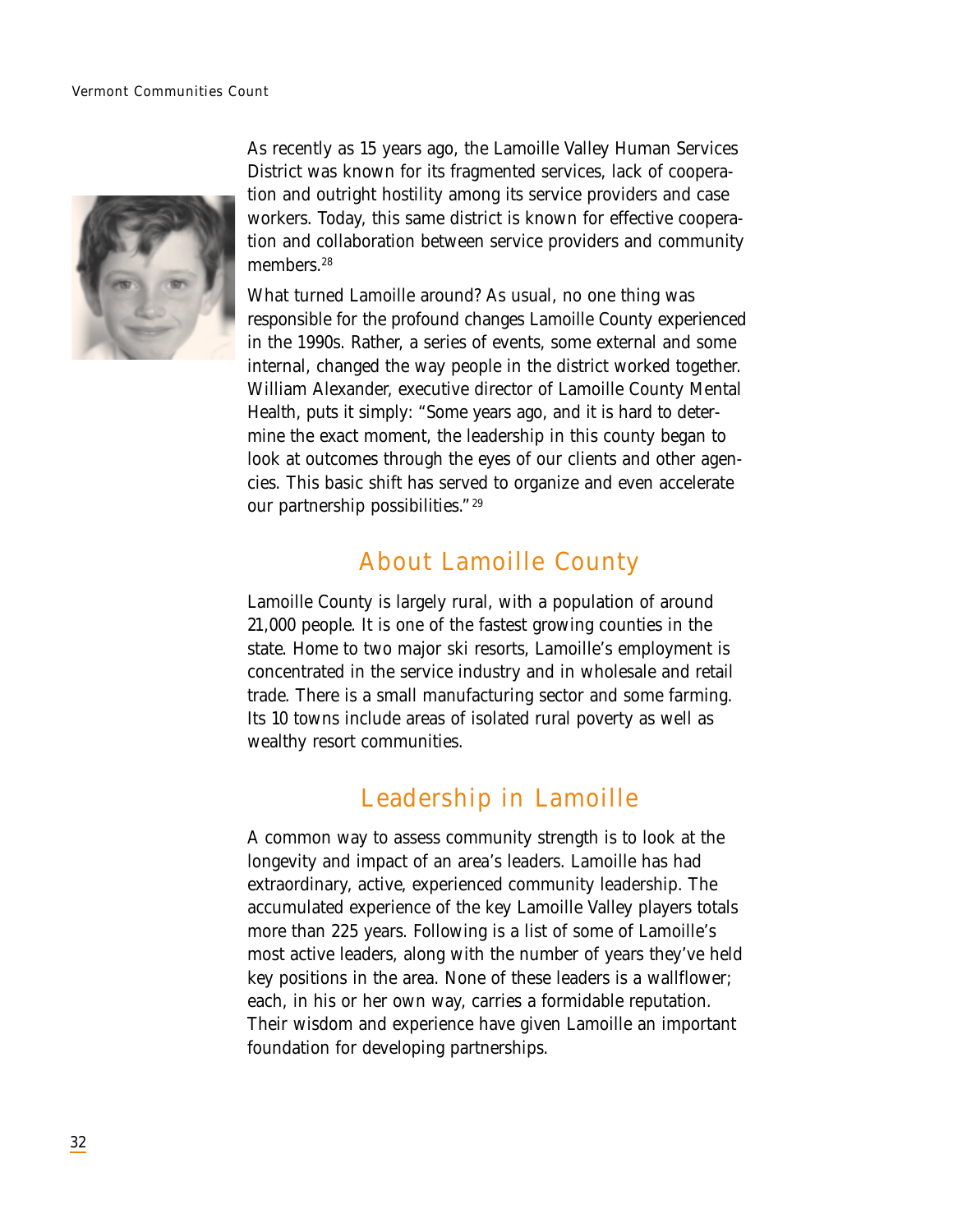As recently as 15 years ago, the Lamoille Valley Human Services District was known for its fragmented services, lack of cooperation and outright hostility among its service providers and case workers. Today, this same district is known for effective cooperation and collaboration between service providers and community members.[28]

What turned Lamoille around? As usual, no one thing was responsible for the profound changes Lamoille County experienced in the 1990s. Rather, a series of events, some external and some internal, changed the way people in the district worked together. William Alexander, executive director of Lamoille County Mental Health, puts it simply: "Some years ago, and it is hard to determine the exact moment, the leadership in this county began to look at outcomes through the eyes of our clients and other agencies. This basic shift has served to organize and even accelerate our partnership possibilities."[29]

## About Lamoille County

Lamoille County is largely rural, with a population of around 21,000 people. It is one of the fastest growing counties in the state. Home to two major ski resorts, Lamoille's employment is concentrated in the service industry and in wholesale and retail trade. There is a small manufacturing sector and some farming. Its 10 towns include areas of isolated rural poverty as well as wealthy resort communities.

## Leadership in Lamoille

A common way to assess community strength is to look at the longevity and impact of an area's leaders. Lamoille has had extraordinary, active, experienced community leadership. The accumulated experience of the key Lamoille Valley players totals more than 225 years. Following is a list of some of Lamoille's most active leaders, along with the number of years they've held key positions in the area. None of these leaders is a wallflower; each, in his or her own way, carries a formidable reputation. Their wisdom and experience have given Lamoille an important foundation for developing partnerships.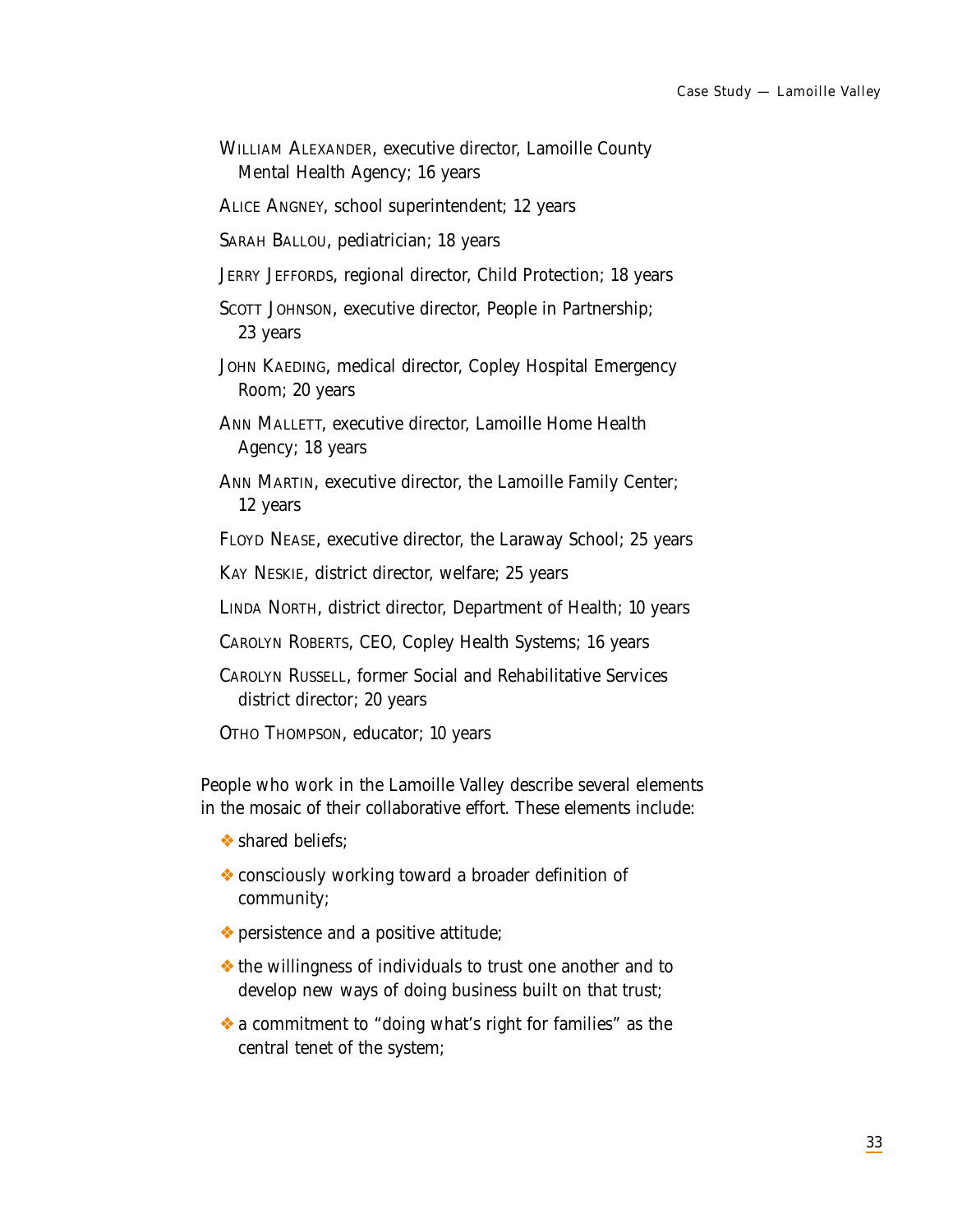WILLIAM ALEXANDER, executive director, Lamoille County Mental Health Agency; 16 years

ALICE ANGNEY, school superintendent; 12 years

SARAH BALLOU, pediatrician; 18 years

JERRY JEFFORDS, regional director, Child Protection; 18 years

SCOTT JOHNSON, executive director, People in Partnership; 23 years

JOHN KAEDING, medical director, Copley Hospital Emergency Room; 20 years

ANN MALLETT, executive director, Lamoille Home Health Agency; 18 years

ANN MARTIN, executive director, the Lamoille Family Center; 12 years

FLOYD NEASE, executive director, the Laraway School; 25 years

KAY NESKIE, district director, welfare; 25 years

LINDA NORTH, district director, Department of Health; 10 years

CAROLYN ROBERTS, CEO, Copley Health Systems; 16 years

CAROLYN RUSSELL, former Social and Rehabilitative Services district director; 20 years

OTHO THOMPSON, educator; 10 years

People who work in the Lamoille Valley describe several elements in the mosaic of their collaborative effort. These elements include:

- shared beliefs;
- consciously working toward a broader definition of community;
- persistence and a positive attitude;
- the willingness of individuals to trust one another and to develop new ways of doing business built on that trust;
- a commitment to "doing what's right for families" as the central tenet of the system;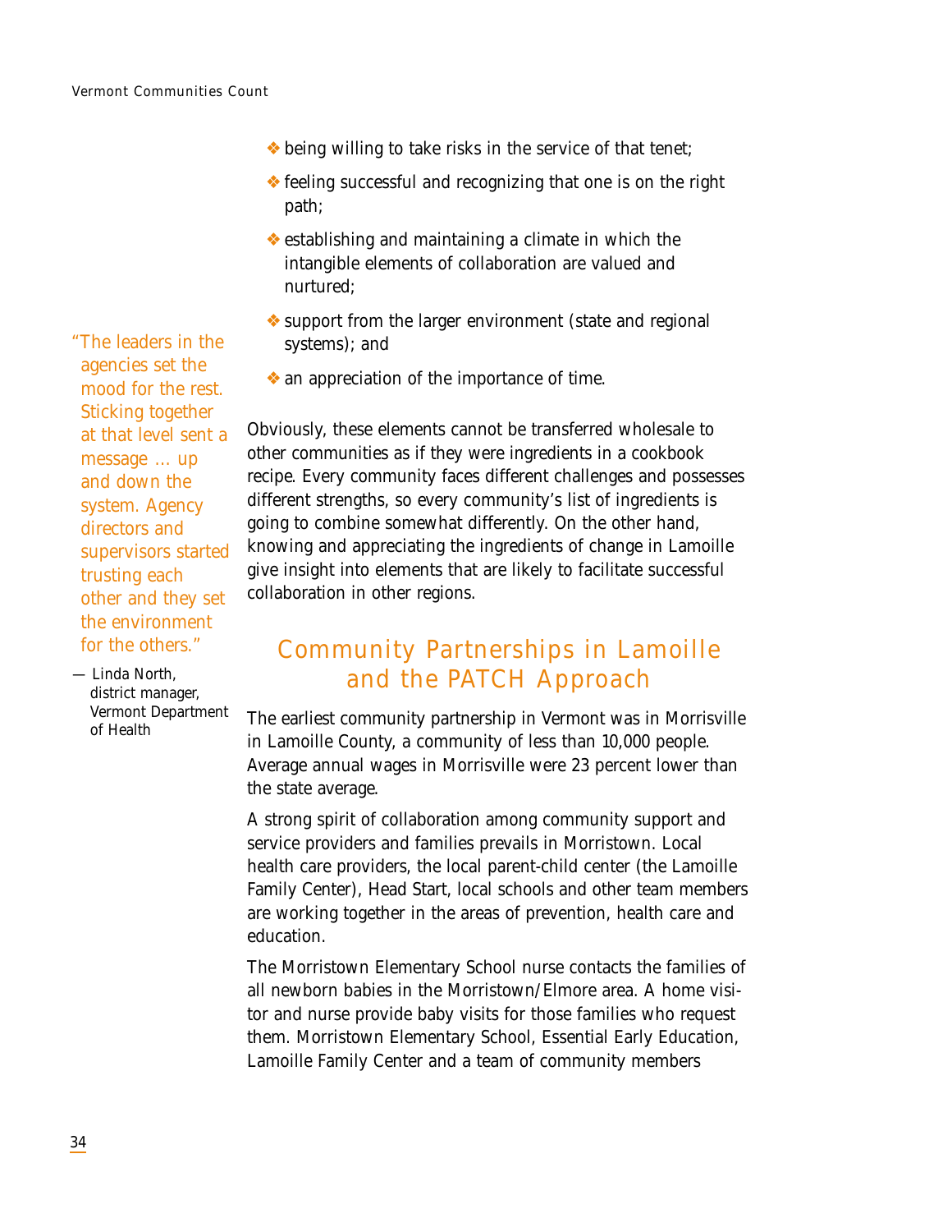- being willing to take risks in the service of that tenet;
- feeling successful and recognizing that one is on the right path;
- establishing and maintaining a climate in which the intangible elements of collaboration are valued and nurtured;
- support from the larger environment (state and regional systems); and
- an appreciation of the importance of time.

> "The leaders in the agencies set the mood for the rest. Sticking together at that level sent a message … up and down the system. Agency directors and supervisors started trusting each other and they set the environment for the others."
>
> — Linda North, district manager, Vermont Department of Health

Obviously, these elements cannot be transferred wholesale to other communities as if they were ingredients in a cookbook recipe. Every community faces different challenges and possesses different strengths, so every community's list of ingredients is going to combine somewhat differently. On the other hand, knowing and appreciating the ingredients of change in Lamoille give insight into elements that are likely to facilitate successful collaboration in other regions.

## Community Partnerships in Lamoille and the PATCH Approach

The earliest community partnership in Vermont was in Morrisville in Lamoille County, a community of less than 10,000 people. Average annual wages in Morrisville were 23 percent lower than the state average.

A strong spirit of collaboration among community support and service providers and families prevails in Morristown. Local health care providers, the local parent-child center (the Lamoille Family Center), Head Start, local schools and other team members are working together in the areas of prevention, health care and education.

The Morristown Elementary School nurse contacts the families of all newborn babies in the Morristown/Elmore area. A home visitor and nurse provide baby visits for those families who request them. Morristown Elementary School, Essential Early Education, Lamoille Family Center and a team of community members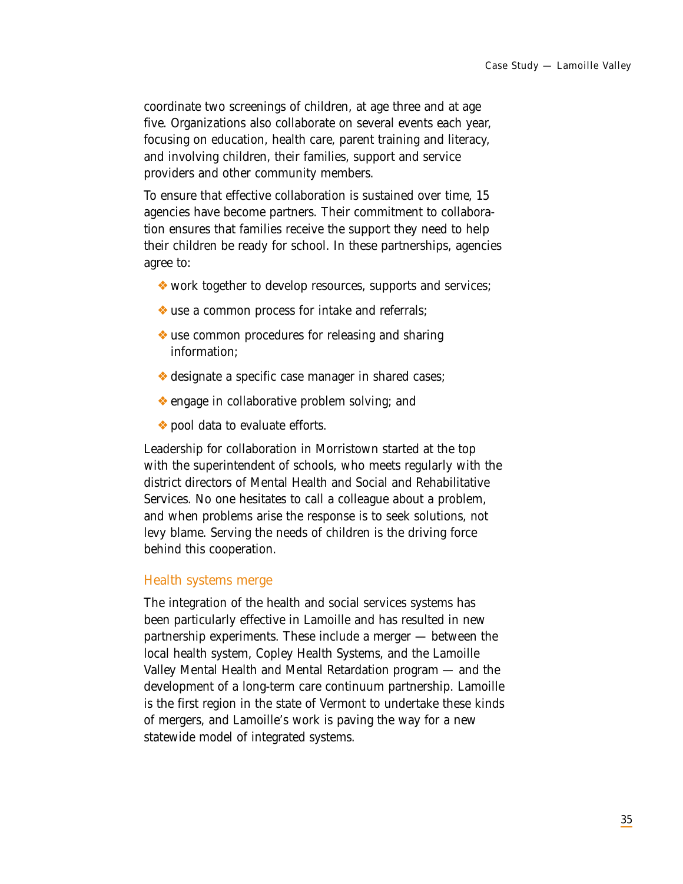coordinate two screenings of children, at age three and at age five. Organizations also collaborate on several events each year, focusing on education, health care, parent training and literacy, and involving children, their families, support and service providers and other community members.

To ensure that effective collaboration is sustained over time, 15 agencies have become partners. Their commitment to collaboration ensures that families receive the support they need to help their children be ready for school. In these partnerships, agencies agree to:

- work together to develop resources, supports and services;
- use a common process for intake and referrals;
- use common procedures for releasing and sharing information;
- designate a specific case manager in shared cases;
- engage in collaborative problem solving; and
- pool data to evaluate efforts.

Leadership for collaboration in Morristown started at the top with the superintendent of schools, who meets regularly with the district directors of Mental Health and Social and Rehabilitative Services. No one hesitates to call a colleague about a problem, and when problems arise the response is to seek solutions, not levy blame. Serving the needs of children is the driving force behind this cooperation.

### Health systems merge

The integration of the health and social services systems has been particularly effective in Lamoille and has resulted in new partnership experiments. These include a merger — between the local health system, Copley Health Systems, and the Lamoille Valley Mental Health and Mental Retardation program — and the development of a long-term care continuum partnership. Lamoille is the first region in the state of Vermont to undertake these kinds of mergers, and Lamoille's work is paving the way for a new statewide model of integrated systems.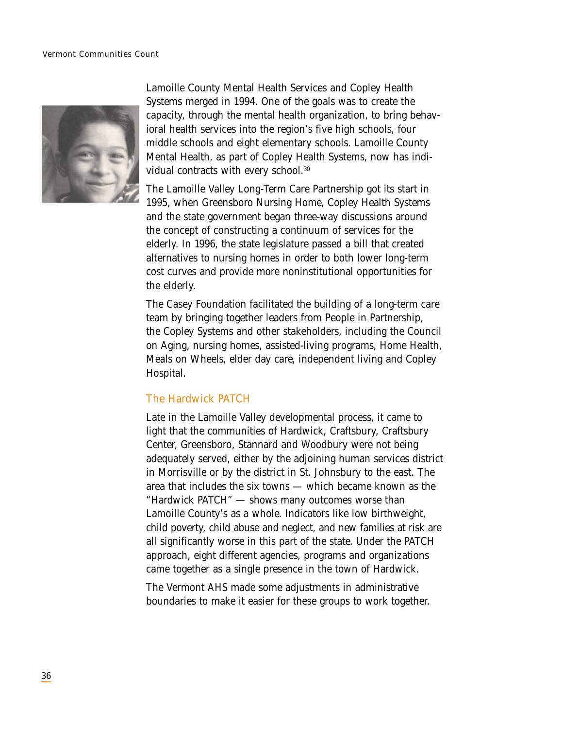Lamoille County Mental Health Services and Copley Health Systems merged in 1994. One of the goals was to create the capacity, through the mental health organization, to bring behavioral health services into the region's five high schools, four middle schools and eight elementary schools. Lamoille County Mental Health, as part of Copley Health Systems, now has individual contracts with every school.[30]

The Lamoille Valley Long-Term Care Partnership got its start in 1995, when Greensboro Nursing Home, Copley Health Systems and the state government began three-way discussions around the concept of constructing a continuum of services for the elderly. In 1996, the state legislature passed a bill that created alternatives to nursing homes in order to both lower long-term cost curves and provide more noninstitutional opportunities for the elderly.

The Casey Foundation facilitated the building of a long-term care team by bringing together leaders from People in Partnership, the Copley Systems and other stakeholders, including the Council on Aging, nursing homes, assisted-living programs, Home Health, Meals on Wheels, elder day care, independent living and Copley Hospital.

## The Hardwick PATCH

Late in the Lamoille Valley developmental process, it came to light that the communities of Hardwick, Craftsbury, Craftsbury Center, Greensboro, Stannard and Woodbury were not being adequately served, either by the adjoining human services district in Morrisville or by the district in St. Johnsbury to the east. The area that includes the six towns — which became known as the "Hardwick PATCH" — shows many outcomes worse than Lamoille County's as a whole. Indicators like low birthweight, child poverty, child abuse and neglect, and new families at risk are all significantly worse in this part of the state. Under the PATCH approach, eight different agencies, programs and organizations came together as a single presence in the town of Hardwick.

The Vermont AHS made some adjustments in administrative boundaries to make it easier for these groups to work together.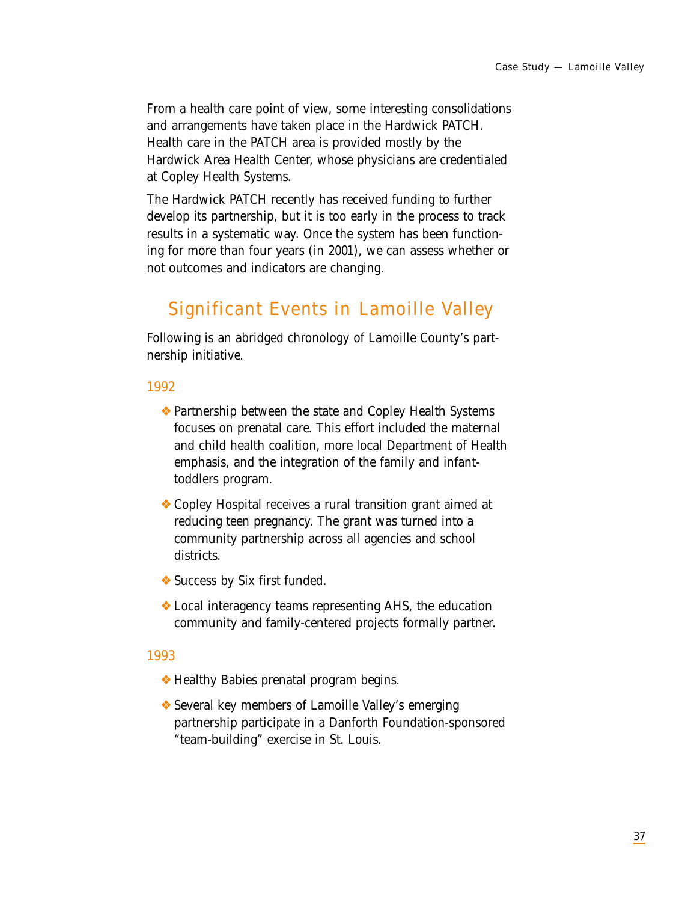From a health care point of view, some interesting consolidations and arrangements have taken place in the Hardwick PATCH. Health care in the PATCH area is provided mostly by the Hardwick Area Health Center, whose physicians are credentialed at Copley Health Systems.

The Hardwick PATCH recently has received funding to further develop its partnership, but it is too early in the process to track results in a systematic way. Once the system has been functioning for more than four years (in 2001), we can assess whether or not outcomes and indicators are changing.

## Significant Events in Lamoille Valley

Following is an abridged chronology of Lamoille County's partnership initiative.

### 1992

- Partnership between the state and Copley Health Systems focuses on prenatal care. This effort included the maternal and child health coalition, more local Department of Health emphasis, and the integration of the family and infant-toddlers program.
- Copley Hospital receives a rural transition grant aimed at reducing teen pregnancy. The grant was turned into a community partnership across all agencies and school districts.
- Success by Six first funded.
- Local interagency teams representing AHS, the education community and family-centered projects formally partner.

### 1993

- Healthy Babies prenatal program begins.
- Several key members of Lamoille Valley's emerging partnership participate in a Danforth Foundation-sponsored "team-building" exercise in St. Louis.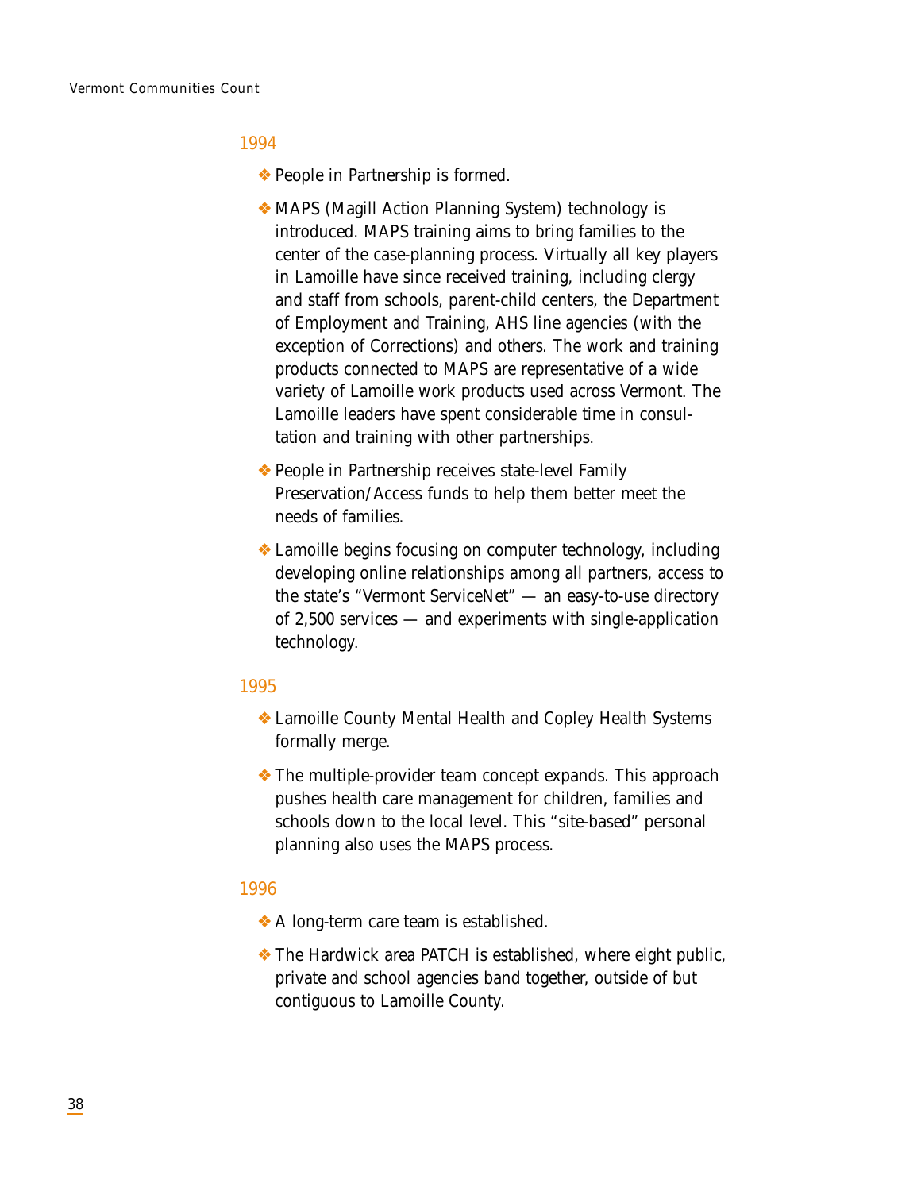### 1994

- People in Partnership is formed.
- MAPS (Magill Action Planning System) technology is introduced. MAPS training aims to bring families to the center of the case-planning process. Virtually all key players in Lamoille have since received training, including clergy and staff from schools, parent-child centers, the Department of Employment and Training, AHS line agencies (with the exception of Corrections) and others. The work and training products connected to MAPS are representative of a wide variety of Lamoille work products used across Vermont. The Lamoille leaders have spent considerable time in consultation and training with other partnerships.
- People in Partnership receives state-level Family Preservation/Access funds to help them better meet the needs of families.
- Lamoille begins focusing on computer technology, including developing online relationships among all partners, access to the state's "Vermont ServiceNet" — an easy-to-use directory of 2,500 services — and experiments with single-application technology.

### 1995

- Lamoille County Mental Health and Copley Health Systems formally merge.
- The multiple-provider team concept expands. This approach pushes health care management for children, families and schools down to the local level. This "site-based" personal planning also uses the MAPS process.

### 1996

- A long-term care team is established.
- The Hardwick area PATCH is established, where eight public, private and school agencies band together, outside of but contiguous to Lamoille County.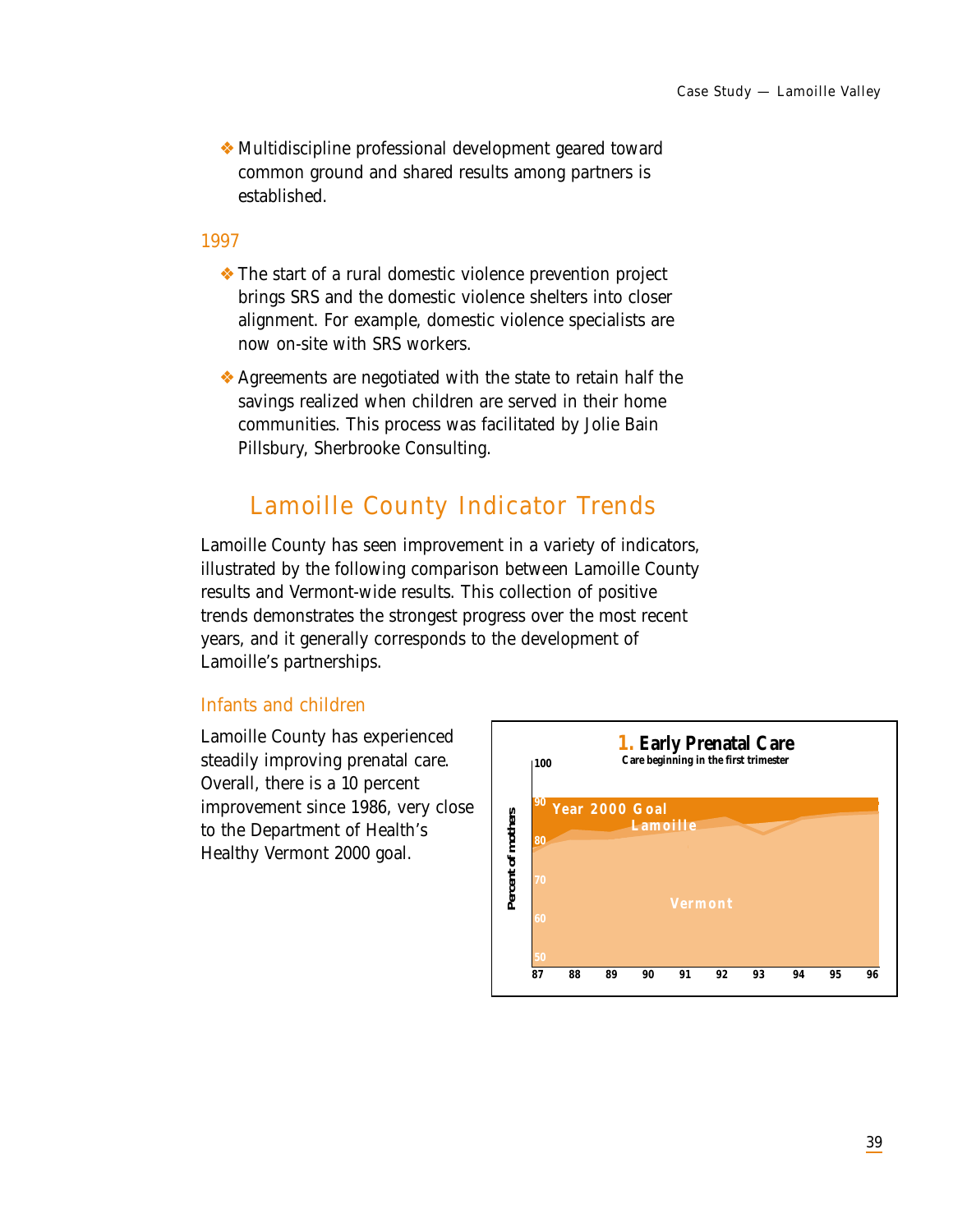- Multidiscipline professional development geared toward common ground and shared results among partners is established.

### 1997

- The start of a rural domestic violence prevention project brings SRS and the domestic violence shelters into closer alignment. For example, domestic violence specialists are now on-site with SRS workers.
- Agreements are negotiated with the state to retain half the savings realized when children are served in their home communities. This process was facilitated by Jolie Bain Pillsbury, Sherbrooke Consulting.

## Lamoille County Indicator Trends

Lamoille County has seen improvement in a variety of indicators, illustrated by the following comparison between Lamoille County results and Vermont-wide results. This collection of positive trends demonstrates the strongest progress over the most recent years, and it generally corresponds to the development of Lamoille's partnerships.

### Infants and children

Lamoille County has experienced steadily improving prenatal care. Overall, there is a 10 percent improvement since 1986, very close to the Department of Health's Healthy Vermont 2000 goal.

**1. Early Prenatal Care**
Care beginning in the first trimester

(Chart: Percent of mothers, 50–100, years 87–96; series: Year 2000 Goal, Lamoille, Vermont)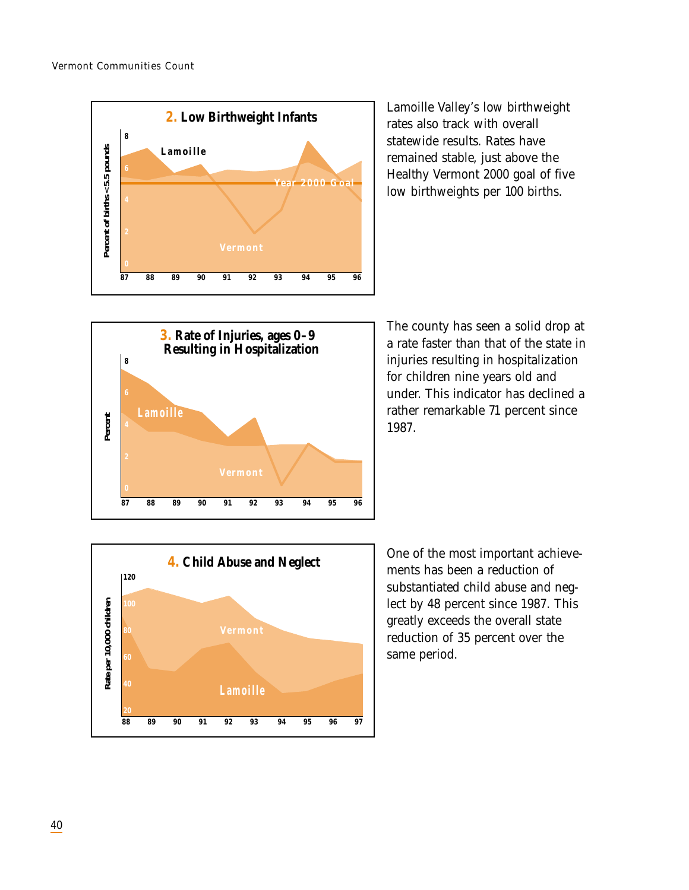**2. Low Birthweight Infants**

Lamoille Valley's low birthweight rates also track with overall statewide results. Rates have remained stable, just above the Healthy Vermont 2000 goal of five low birthweights per 100 births.

**3. Rate of Injuries, ages 0–9 Resulting in Hospitalization**

The county has seen a solid drop at a rate faster than that of the state in injuries resulting in hospitalization for children nine years old and under. This indicator has declined a rather remarkable 71 percent since 1987.

**4. Child Abuse and Neglect**

One of the most important achievements has been a reduction of substantiated child abuse and neglect by 48 percent since 1987. This greatly exceeds the overall state reduction of 35 percent over the same period.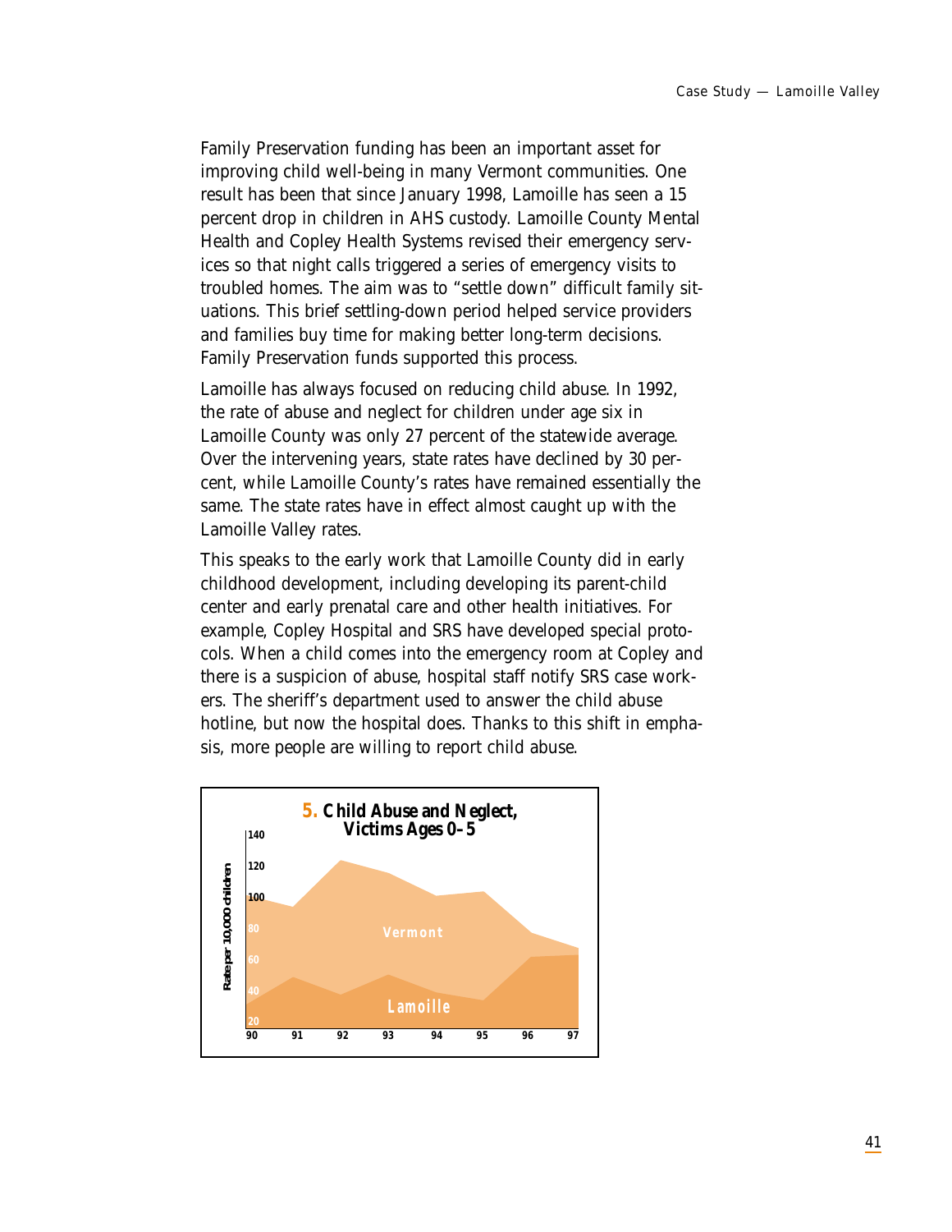Family Preservation funding has been an important asset for improving child well-being in many Vermont communities. One result has been that since January 1998, Lamoille has seen a 15 percent drop in children in AHS custody. Lamoille County Mental Health and Copley Health Systems revised their emergency services so that night calls triggered a series of emergency visits to troubled homes. The aim was to "settle down" difficult family situations. This brief settling-down period helped service providers and families buy time for making better long-term decisions. Family Preservation funds supported this process.

Lamoille has always focused on reducing child abuse. In 1992, the rate of abuse and neglect for children under age six in Lamoille County was only 27 percent of the statewide average. Over the intervening years, state rates have declined by 30 percent, while Lamoille County's rates have remained essentially the same. The state rates have in effect almost caught up with the Lamoille Valley rates.

This speaks to the early work that Lamoille County did in early childhood development, including developing its parent-child center and early prenatal care and other health initiatives. For example, Copley Hospital and SRS have developed special protocols. When a child comes into the emergency room at Copley and there is a suspicion of abuse, hospital staff notify SRS case workers. The sheriff's department used to answer the child abuse hotline, but now the hospital does. Thanks to this shift in emphasis, more people are willing to report child abuse.

**5. Child Abuse and Neglect, Victims Ages 0–5**

Rate per 10,000 children

Vermont

Lamoille

140, 120, 100, 80, 60, 40, 20

90, 91, 92, 93, 94, 95, 96, 97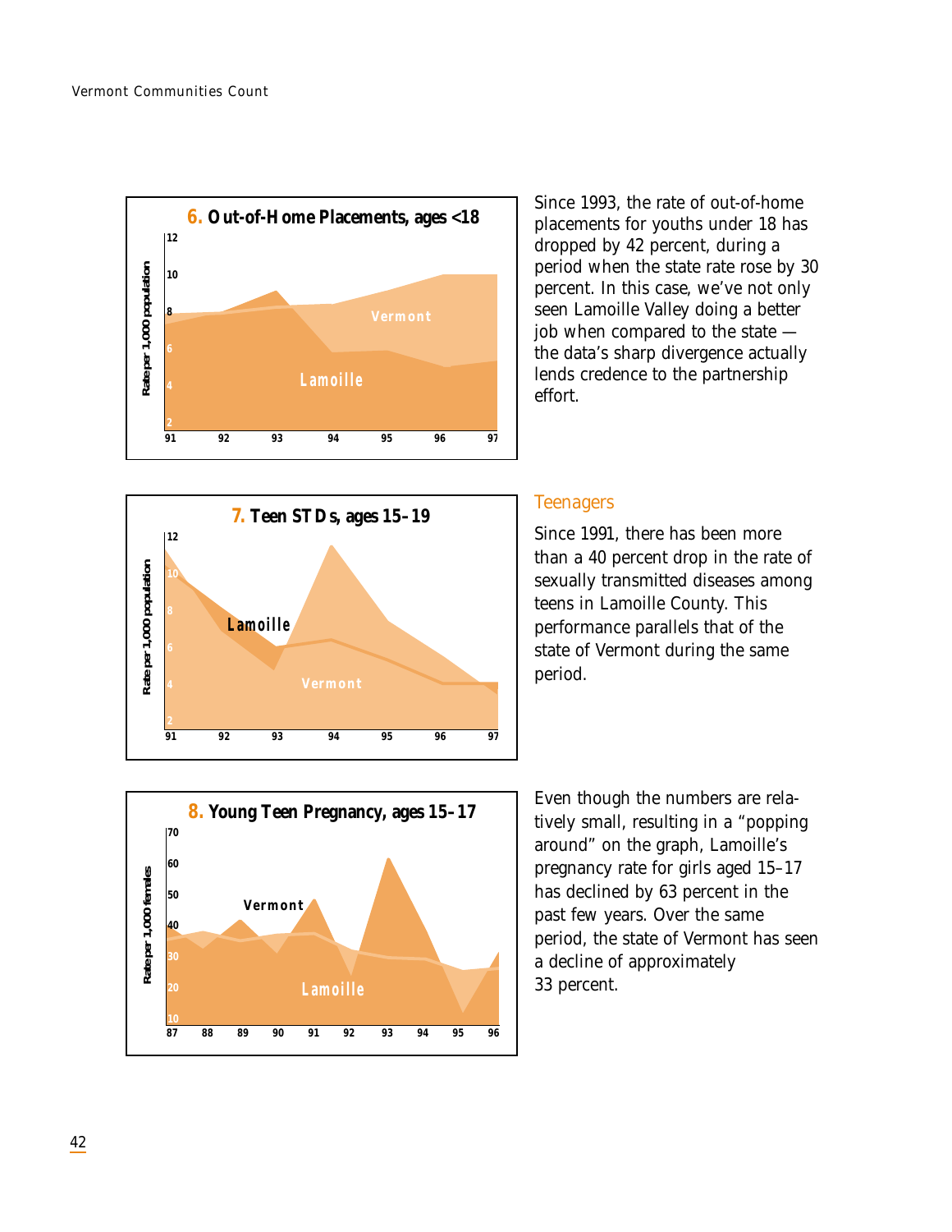**6. Out-of-Home Placements, ages <18**

Since 1993, the rate of out-of-home placements for youths under 18 has dropped by 42 percent, during a period when the state rate rose by 30 percent. In this case, we've not only seen Lamoille Valley doing a better job when compared to the state — the data's sharp divergence actually lends credence to the partnership effort.

**7. Teen STDs, ages 15–19**

## Teenagers

Since 1991, there has been more than a 40 percent drop in the rate of sexually transmitted diseases among teens in Lamoille County. This performance parallels that of the state of Vermont during the same period.

**8. Young Teen Pregnancy, ages 15–17**

Even though the numbers are relatively small, resulting in a "popping around" on the graph, Lamoille's pregnancy rate for girls aged 15–17 has declined by 63 percent in the past few years. Over the same period, the state of Vermont has seen a decline of approximately 33 percent.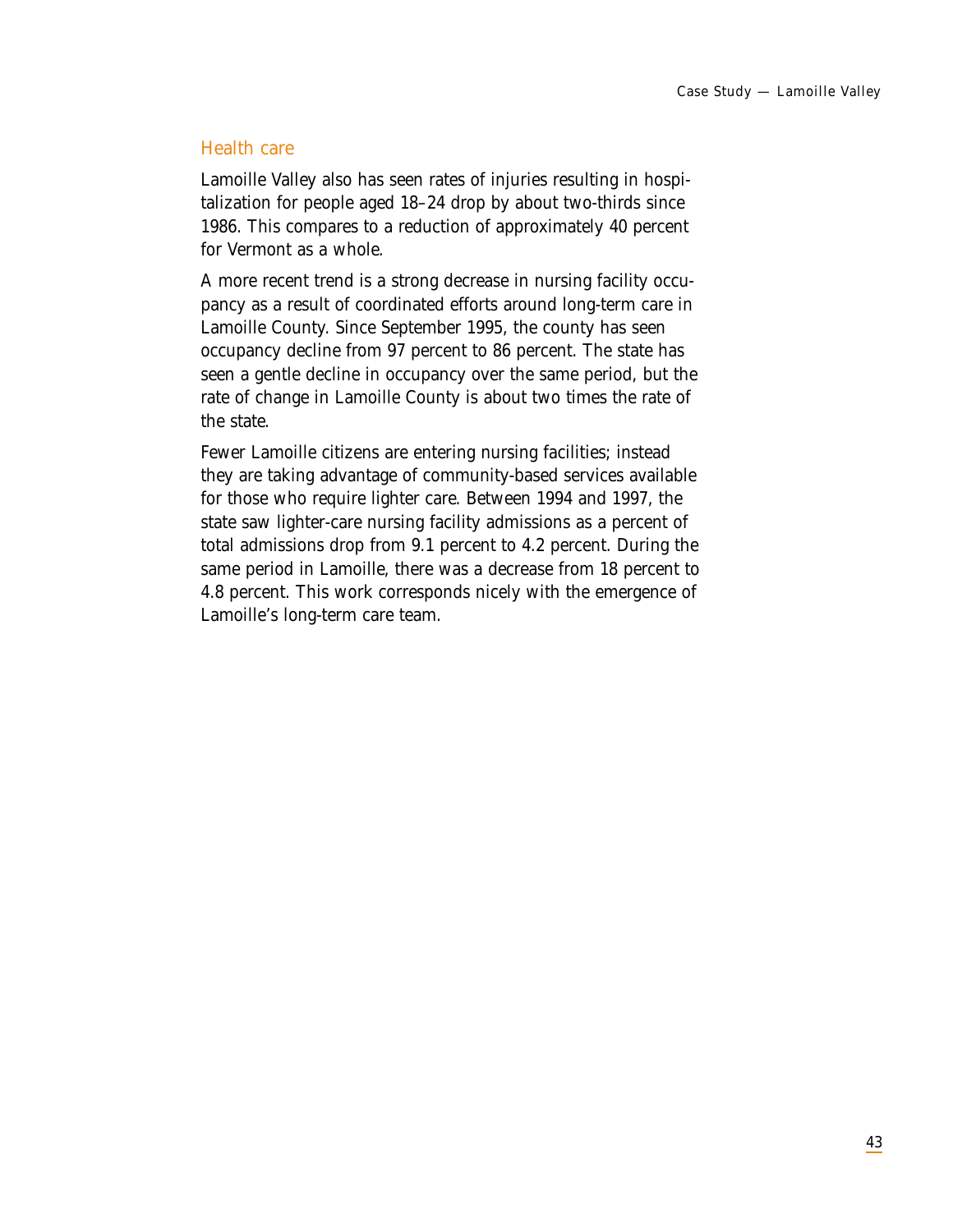## Health care

Lamoille Valley also has seen rates of injuries resulting in hospitalization for people aged 18–24 drop by about two-thirds since 1986. This compares to a reduction of approximately 40 percent for Vermont as a whole.

A more recent trend is a strong decrease in nursing facility occupancy as a result of coordinated efforts around long-term care in Lamoille County. Since September 1995, the county has seen occupancy decline from 97 percent to 86 percent. The state has seen a gentle decline in occupancy over the same period, but the rate of change in Lamoille County is about two times the rate of the state.

Fewer Lamoille citizens are entering nursing facilities; instead they are taking advantage of community-based services available for those who require lighter care. Between 1994 and 1997, the state saw lighter-care nursing facility admissions as a percent of total admissions drop from 9.1 percent to 4.2 percent. During the same period in Lamoille, there was a decrease from 18 percent to 4.8 percent. This work corresponds nicely with the emergence of Lamoille's long-term care team.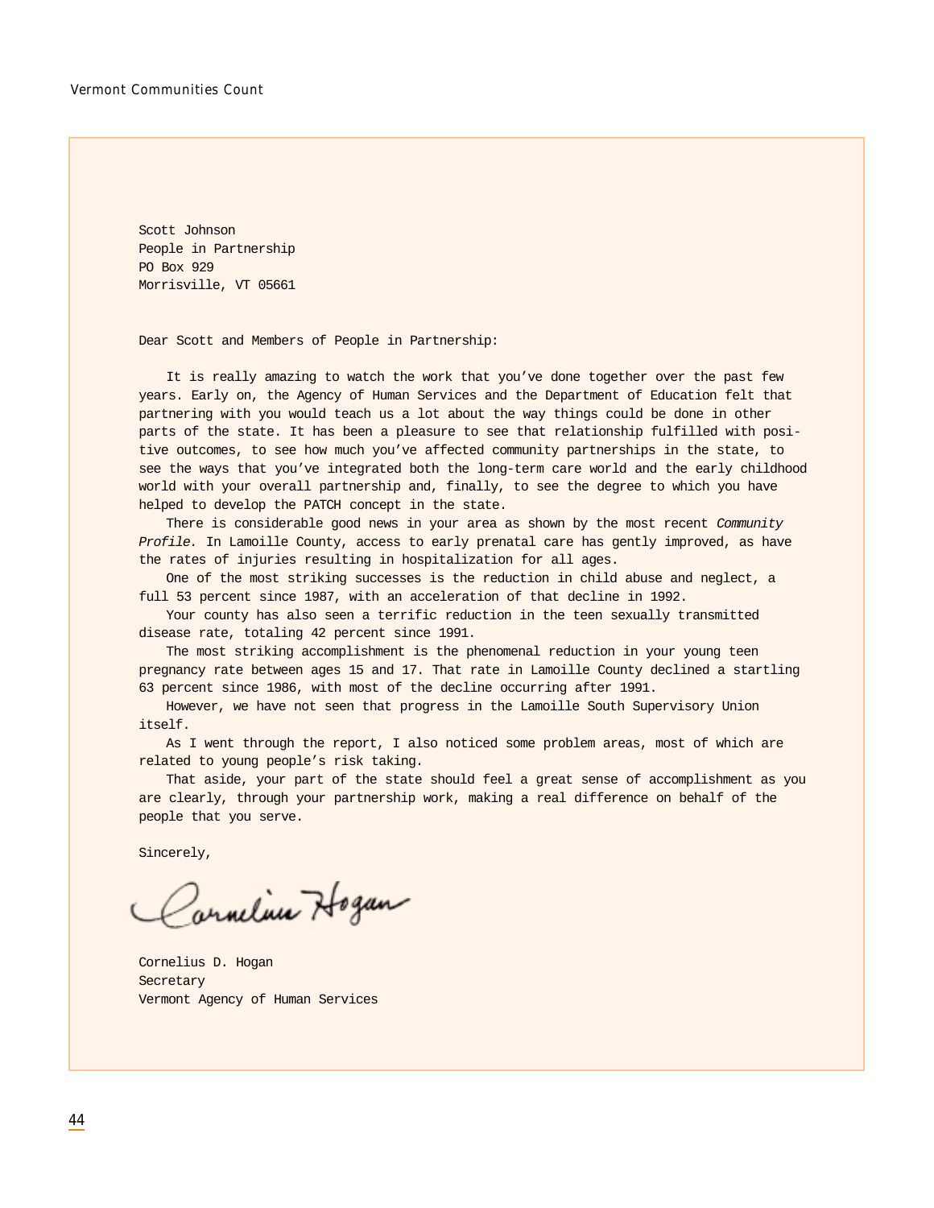Scott Johnson
People in Partnership
PO Box 929
Morrisville, VT 05661

Dear Scott and Members of People in Partnership:

It is really amazing to watch the work that you've done together over the past few years. Early on, the Agency of Human Services and the Department of Education felt that partnering with you would teach us a lot about the way things could be done in other parts of the state. It has been a pleasure to see that relationship fulfilled with positive outcomes, to see how much you've affected community partnerships in the state, to see the ways that you've integrated both the long-term care world and the early childhood world with your overall partnership and, finally, to see the degree to which you have helped to develop the PATCH concept in the state.

There is considerable good news in your area as shown by the most recent *Community Profile.* In Lamoille County, access to early prenatal care has gently improved, as have the rates of injuries resulting in hospitalization for all ages.

One of the most striking successes is the reduction in child abuse and neglect, a full 53 percent since 1987, with an acceleration of that decline in 1992.

Your county has also seen a terrific reduction in the teen sexually transmitted disease rate, totaling 42 percent since 1991.

The most striking accomplishment is the phenomenal reduction in your young teen pregnancy rate between ages 15 and 17. That rate in Lamoille County declined a startling 63 percent since 1986, with most of the decline occurring after 1991.

However, we have not seen that progress in the Lamoille South Supervisory Union itself.

As I went through the report, I also noticed some problem areas, most of which are related to young people's risk taking.

That aside, your part of the state should feel a great sense of accomplishment as you are clearly, through your partnership work, making a real difference on behalf of the people that you serve.

Sincerely,

Cornelius Hogan

Cornelius D. Hogan
Secretary
Vermont Agency of Human Services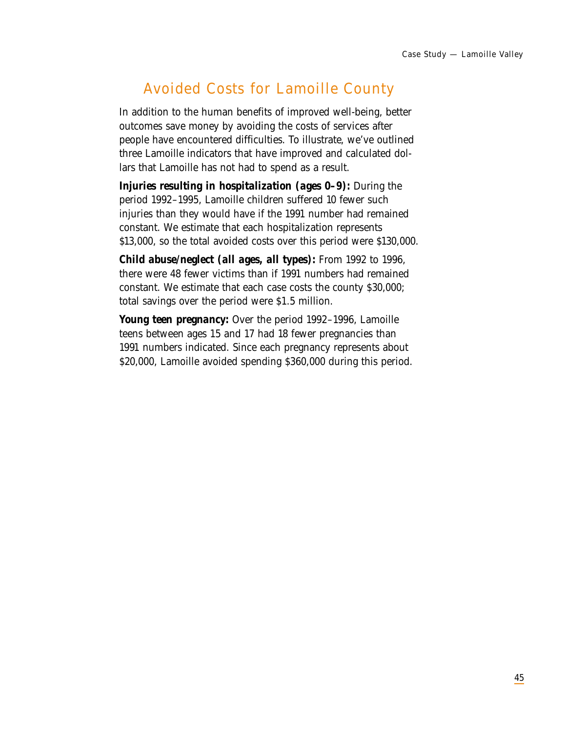## Avoided Costs for Lamoille County

In addition to the human benefits of improved well-being, better outcomes save money by avoiding the costs of services after people have encountered difficulties. To illustrate, we've outlined three Lamoille indicators that have improved and calculated dollars that Lamoille has not had to spend as a result.

***Injuries resulting in hospitalization (ages 0–9):*** During the period 1992–1995, Lamoille children suffered 10 fewer such injuries than they would have if the 1991 number had remained constant. We estimate that each hospitalization represents $13,000, so the total avoided costs over this period were $130,000.

***Child abuse/neglect (all ages, all types):*** From 1992 to 1996, there were 48 fewer victims than if 1991 numbers had remained constant. We estimate that each case costs the county $30,000; total savings over the period were $1.5 million.

***Young teen pregnancy:*** Over the period 1992–1996, Lamoille teens between ages 15 and 17 had 18 fewer pregnancies than 1991 numbers indicated. Since each pregnancy represents about $20,000, Lamoille avoided spending $360,000 during this period.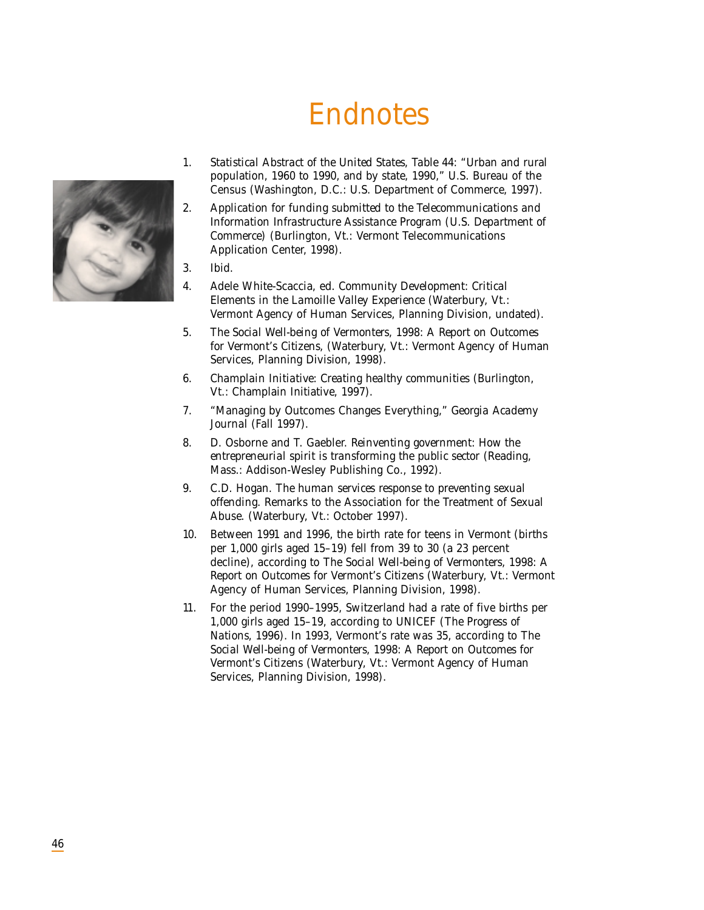# Endnotes

1. *Statistical Abstract of the United States*, Table 44: "Urban and rural population, 1960 to 1990, and by state, 1990," U.S. Bureau of the Census (Washington, D.C.: U.S. Department of Commerce, 1997).
2. *Application for funding submitted to the Telecommunications and Information Infrastructure Assistance Program* (U.S. Department of Commerce) (Burlington, Vt.: Vermont Telecommunications Application Center, 1998).
3. Ibid.
4. Adele White-Scaccia, ed. *Community Development: Critical Elements in the Lamoille Valley Experience* (Waterbury, Vt.: Vermont Agency of Human Services, Planning Division, undated).
5. *The Social Well-being of Vermonters, 1998: A Report on Outcomes for Vermont's Citizens*, (Waterbury, Vt.: Vermont Agency of Human Services, Planning Division, 1998).
6. *Champlain Initiative: Creating healthy communities* (Burlington, Vt.: Champlain Initiative, 1997).
7. "Managing by Outcomes Changes Everything," *Georgia Academy Journal* (Fall 1997).
8. D. Osborne and T. Gaebler. *Reinventing government: How the entrepreneurial spirit is transforming the public sector* (Reading, Mass.: Addison-Wesley Publishing Co., 1992).
9. C.D. Hogan. *The human services response to preventing sexual offending*. Remarks to the Association for the Treatment of Sexual Abuse. (Waterbury, Vt.: October 1997).
10. Between 1991 and 1996, the birth rate for teens in Vermont (births per 1,000 girls aged 15–19) fell from 39 to 30 (a 23 percent decline), according to *The Social Well-being of Vermonters, 1998: A Report on Outcomes for Vermont's Citizens* (Waterbury, Vt.: Vermont Agency of Human Services, Planning Division, 1998).
11. For the period 1990–1995, Switzerland had a rate of five births per 1,000 girls aged 15–19, according to UNICEF (*The Progress of Nations*, 1996). In 1993, Vermont's rate was 35, according to *The Social Well-being of Vermonters, 1998: A Report on Outcomes for Vermont's Citizens* (Waterbury, Vt.: Vermont Agency of Human Services, Planning Division, 1998).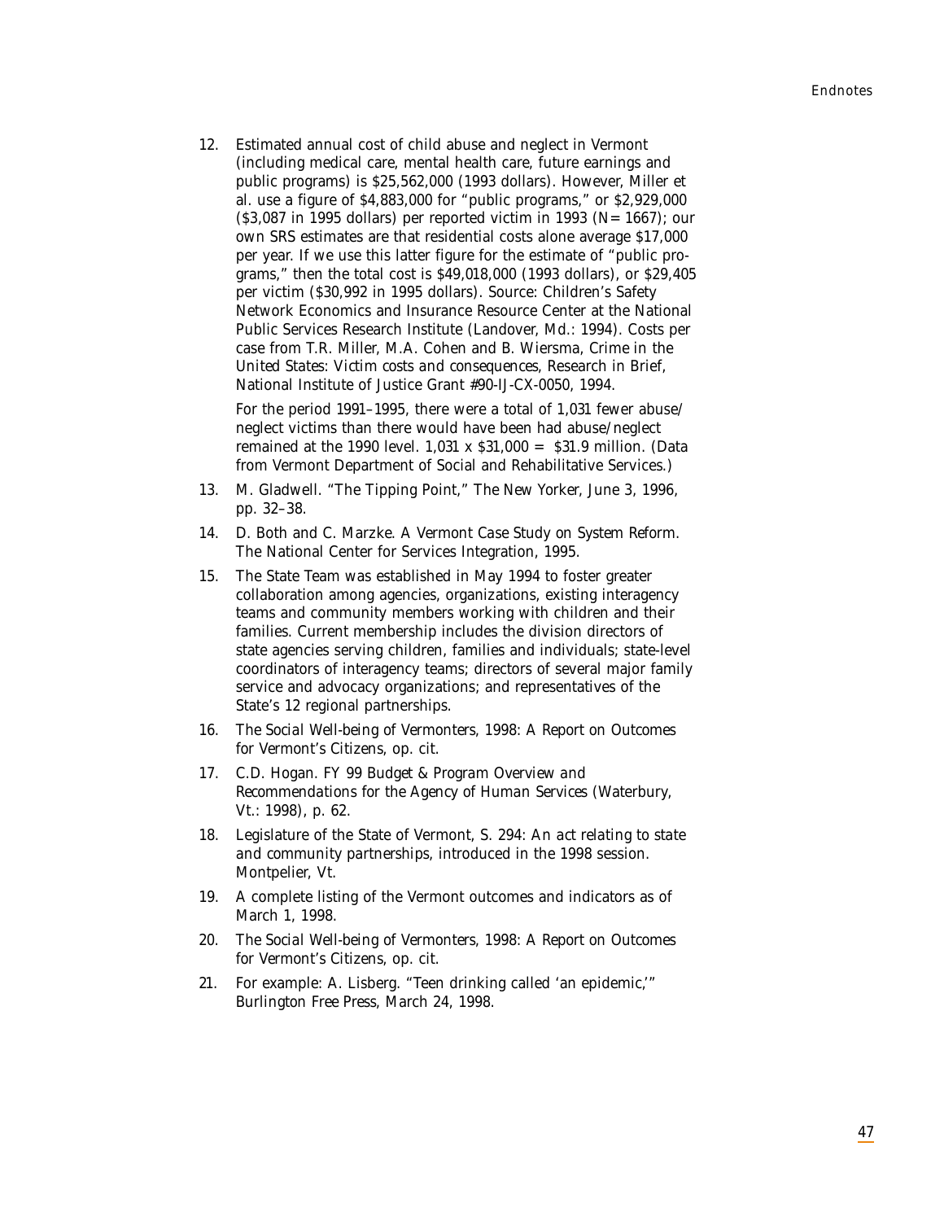12. Estimated annual cost of child abuse and neglect in Vermont (including medical care, mental health care, future earnings and public programs) is $25,562,000 (1993 dollars). However, Miller et al. use a figure of $4,883,000 for "public programs," or $2,929,000 ($3,087 in 1995 dollars) per reported victim in 1993 (N= 1667); our own SRS estimates are that residential costs alone average $17,000 per year. If we use this latter figure for the estimate of "public programs," then the total cost is $49,018,000 (1993 dollars), or $29,405 per victim ($30,992 in 1995 dollars). Source: Children's Safety Network Economics and Insurance Resource Center at the National Public Services Research Institute (Landover, Md.: 1994). Costs per case from T.R. Miller, M.A. Cohen and B. Wiersma, *Crime in the United States: Victim costs and consequences*, Research in Brief, National Institute of Justice Grant #90-IJ-CX-0050, 1994.

    For the period 1991–1995, there were a total of 1,031 fewer abuse/neglect victims than there would have been had abuse/neglect remained at the 1990 level. 1,031 x $31,000 = $31.9 million. (Data from Vermont Department of Social and Rehabilitative Services.)

13. M. Gladwell. "The Tipping Point," *The New Yorker*, June 3, 1996, pp. 32–38.

14. D. Both and C. Marzke. *A Vermont Case Study on System Reform*. The National Center for Services Integration, 1995.

15. The State Team was established in May 1994 to foster greater collaboration among agencies, organizations, existing interagency teams and community members working with children and their families. Current membership includes the division directors of state agencies serving children, families and individuals; state-level coordinators of interagency teams; directors of several major family service and advocacy organizations; and representatives of the State's 12 regional partnerships.

16. *The Social Well-being of Vermonters, 1998: A Report on Outcomes for Vermont's Citizens*, op. cit.

17. C.D. Hogan. *FY 99 Budget & Program Overview and Recommendations for the Agency of Human Services* (Waterbury, Vt.: 1998), p. 62.

18. Legislature of the State of Vermont, S. 294: *An act relating to state and community partnerships*, introduced in the 1998 session. Montpelier, Vt.

19. A complete listing of the Vermont outcomes and indicators as of March 1, 1998.

20. *The Social Well-being of Vermonters, 1998: A Report on Outcomes for Vermont's Citizens*, op. cit.

21. For example: A. Lisberg. "Teen drinking called 'an epidemic,'" *Burlington Free Press*, March 24, 1998.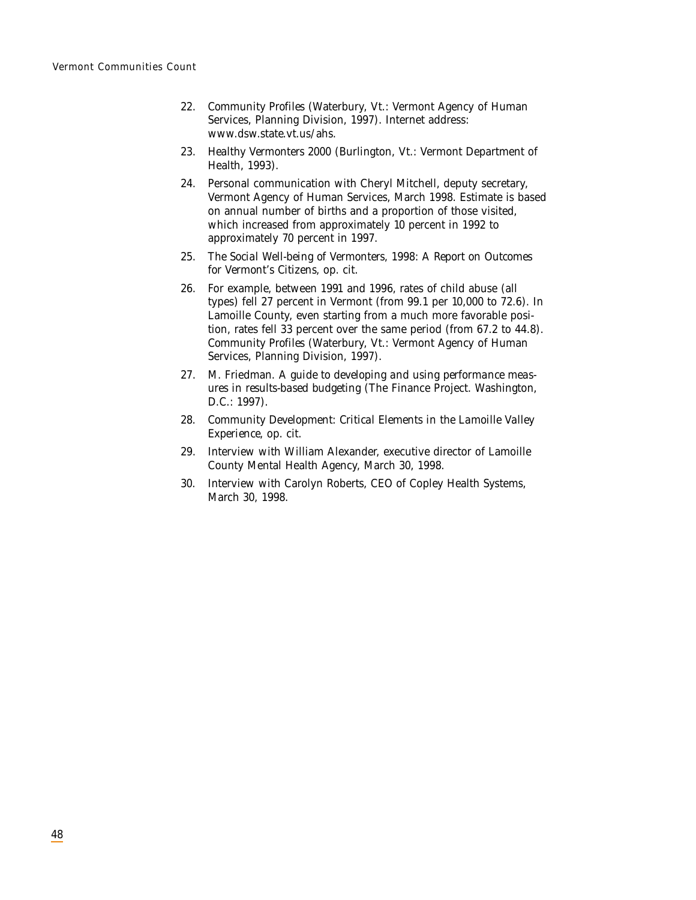22. *Community Profiles* (Waterbury, Vt.: Vermont Agency of Human Services, Planning Division, 1997). Internet address: www.dsw.state.vt.us/ahs.

23. *Healthy Vermonters 2000* (Burlington, Vt.: Vermont Department of Health, 1993).

24. Personal communication with Cheryl Mitchell, deputy secretary, Vermont Agency of Human Services, March 1998. Estimate is based on annual number of births and a proportion of those visited, which increased from approximately 10 percent in 1992 to approximately 70 percent in 1997.

25. *The Social Well-being of Vermonters, 1998: A Report on Outcomes for Vermont's Citizens*, op. cit.

26. For example, between 1991 and 1996, rates of child abuse (all types) fell 27 percent in Vermont (from 99.1 per 10,000 to 72.6). In Lamoille County, even starting from a much more favorable position, rates fell 33 percent over the same period (from 67.2 to 44.8). *Community Profiles* (Waterbury, Vt.: Vermont Agency of Human Services, Planning Division, 1997).

27. M. Friedman. *A guide to developing and using performance measures in results-based budgeting* (The Finance Project. Washington, D.C.: 1997).

28. *Community Development: Critical Elements in the Lamoille Valley Experience*, op. cit.

29. Interview with William Alexander, executive director of Lamoille County Mental Health Agency, March 30, 1998.

30. Interview with Carolyn Roberts, CEO of Copley Health Systems, March 30, 1998.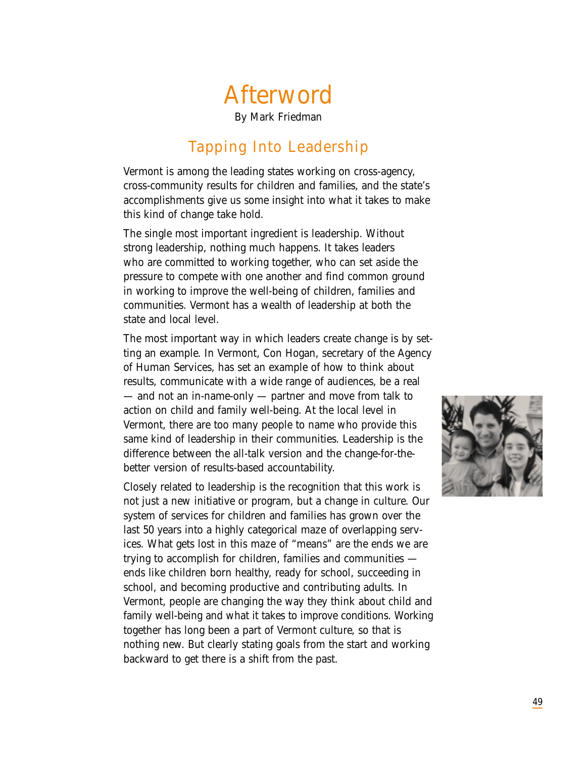# Afterword

By Mark Friedman

## Tapping Into Leadership

Vermont is among the leading states working on cross-agency, cross-community results for children and families, and the state's accomplishments give us some insight into what it takes to make this kind of change take hold.

The single most important ingredient is leadership. Without strong leadership, nothing much happens. It takes leaders who are committed to working together, who can set aside the pressure to compete with one another and find common ground in working to improve the well-being of children, families and communities. Vermont has a wealth of leadership at both the state and local level.

The most important way in which leaders create change is by setting an example. In Vermont, Con Hogan, secretary of the Agency of Human Services, has set an example of how to think about results, communicate with a wide range of audiences, be a real — and not an in-name-only — partner and move from talk to action on child and family well-being. At the local level in Vermont, there are too many people to name who provide this same kind of leadership in their communities. Leadership is the difference between the all-talk version and the change-for-the-better version of results-based accountability.

Closely related to leadership is the recognition that this work is not just a new initiative or program, but a change in culture. Our system of services for children and families has grown over the last 50 years into a highly categorical maze of overlapping services. What gets lost in this maze of "means" are the ends we are trying to accomplish for children, families and communities — ends like children born healthy, ready for school, succeeding in school, and becoming productive and contributing adults. In Vermont, people are changing the way they think about child and family well-being and what it takes to improve conditions. Working together has long been a part of Vermont culture, so that is nothing new. But clearly stating goals from the start and working backward to get there is a shift from the past.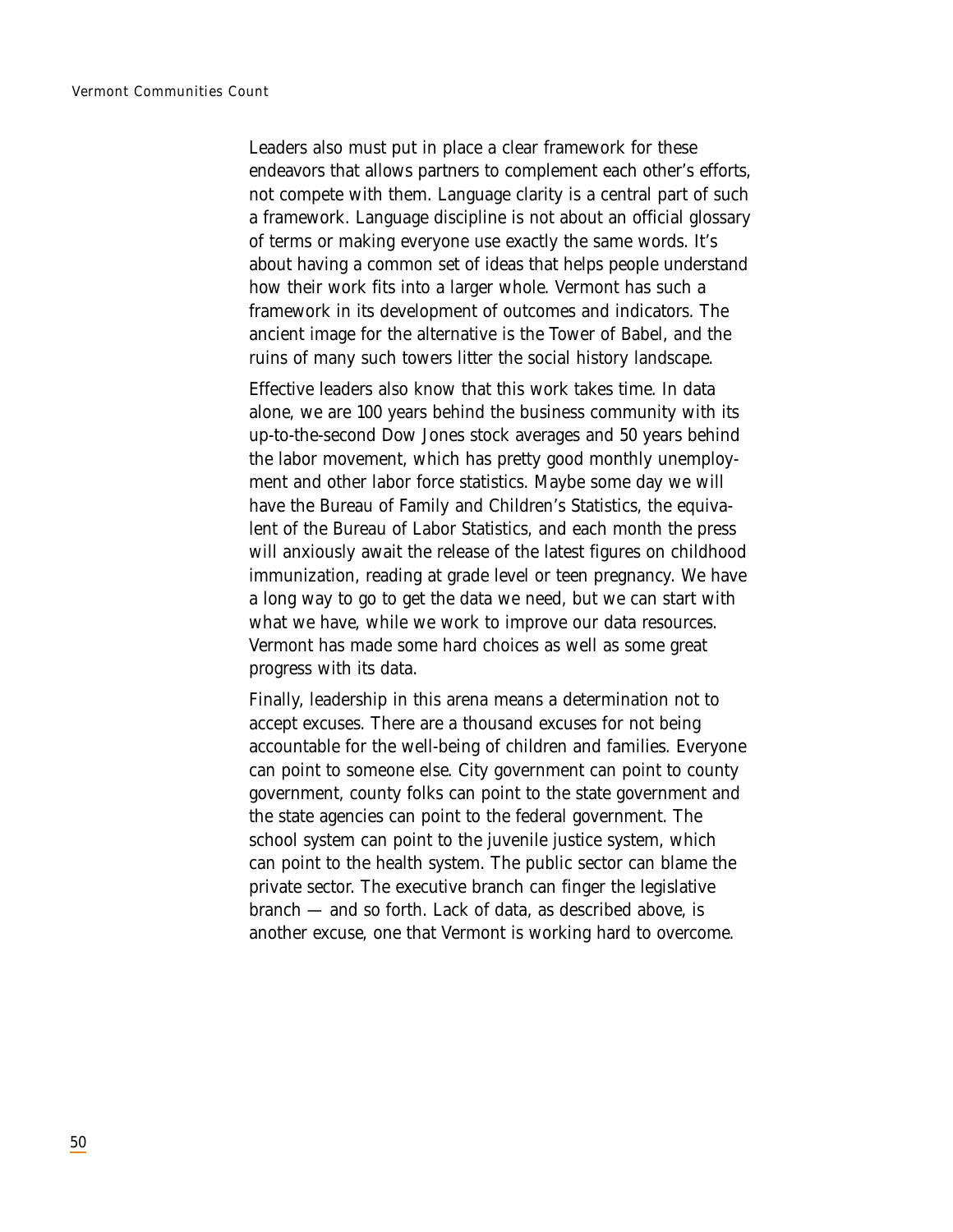Leaders also must put in place a clear framework for these endeavors that allows partners to complement each other's efforts, not compete with them. Language clarity is a central part of such a framework. Language discipline is not about an official glossary of terms or making everyone use exactly the same words. It's about having a common set of ideas that helps people understand how their work fits into a larger whole. Vermont has such a framework in its development of outcomes and indicators. The ancient image for the alternative is the Tower of Babel, and the ruins of many such towers litter the social history landscape.

Effective leaders also know that this work takes time. In data alone, we are 100 years behind the business community with its up-to-the-second Dow Jones stock averages and 50 years behind the labor movement, which has pretty good monthly unemployment and other labor force statistics. Maybe some day we will have the Bureau of Family and Children's Statistics, the equivalent of the Bureau of Labor Statistics, and each month the press will anxiously await the release of the latest figures on childhood immunization, reading at grade level or teen pregnancy. We have a long way to go to get the data we need, but we can start with what we have, while we work to improve our data resources. Vermont has made some hard choices as well as some great progress with its data.

Finally, leadership in this arena means a determination not to accept excuses. There are a thousand excuses for not being accountable for the well-being of children and families. Everyone can point to someone else. City government can point to county government, county folks can point to the state government and the state agencies can point to the federal government. The school system can point to the juvenile justice system, which can point to the health system. The public sector can blame the private sector. The executive branch can finger the legislative branch — and so forth. Lack of data, as described above, is another excuse, one that Vermont is working hard to overcome.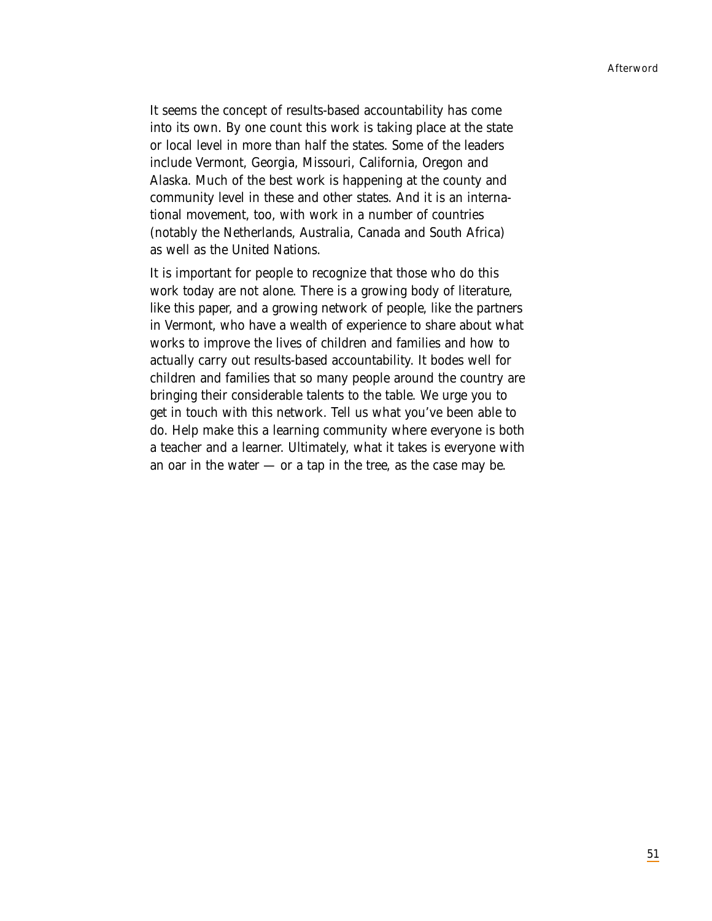It seems the concept of results-based accountability has come into its own. By one count this work is taking place at the state or local level in more than half the states. Some of the leaders include Vermont, Georgia, Missouri, California, Oregon and Alaska. Much of the best work is happening at the county and community level in these and other states. And it is an international movement, too, with work in a number of countries (notably the Netherlands, Australia, Canada and South Africa) as well as the United Nations.

It is important for people to recognize that those who do this work today are not alone. There is a growing body of literature, like this paper, and a growing network of people, like the partners in Vermont, who have a wealth of experience to share about what works to improve the lives of children and families and how to actually carry out results-based accountability. It bodes well for children and families that so many people around the country are bringing their considerable talents to the table. We urge you to get in touch with this network. Tell us what you've been able to do. Help make this a learning community where everyone is both a teacher and a learner. Ultimately, what it takes is everyone with an oar in the water — or a tap in the tree, as the case may be.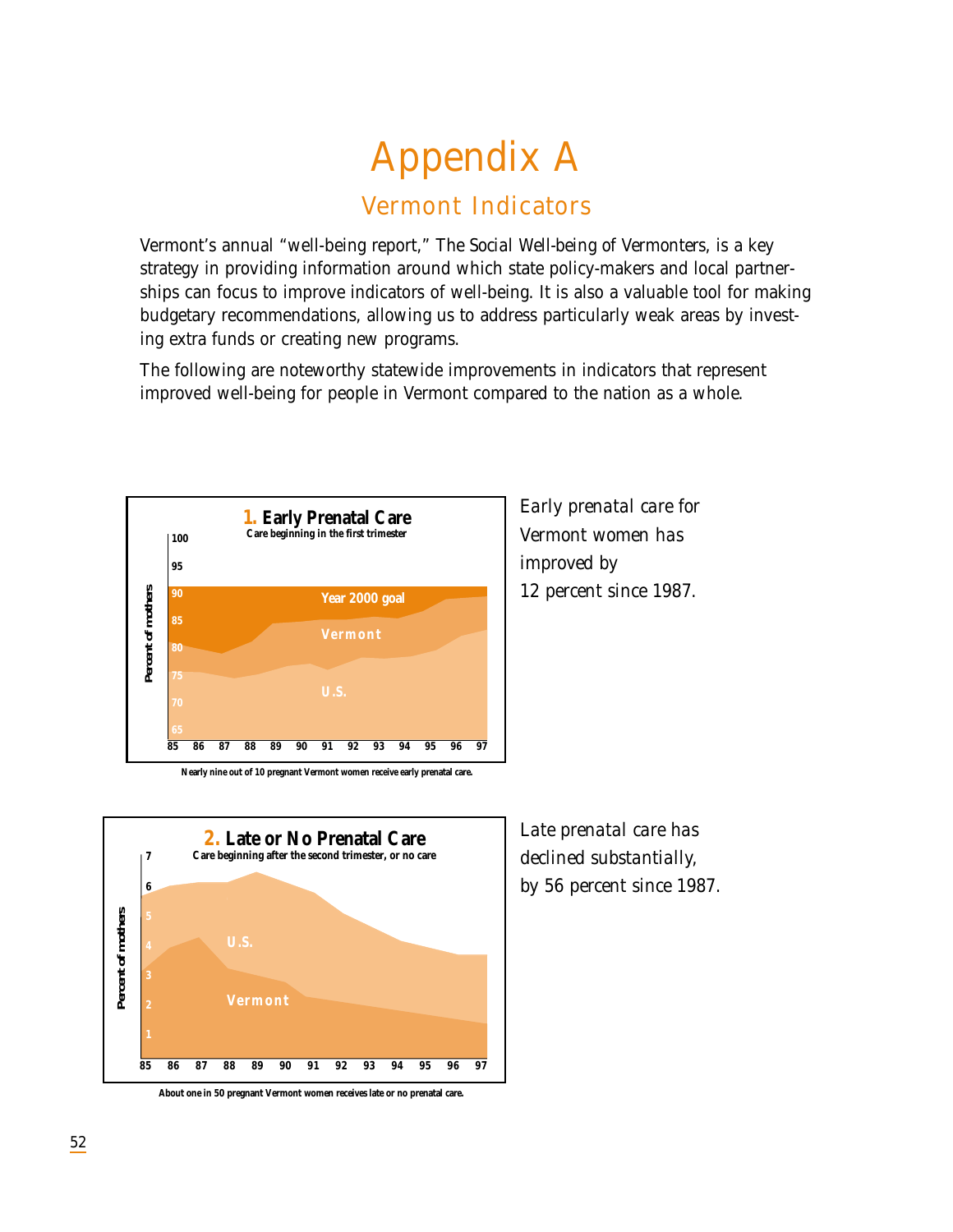# Appendix A

## Vermont Indicators

Vermont's annual "well-being report," The Social Well-being of Vermonters, is a key strategy in providing information around which state policy-makers and local partnerships can focus to improve indicators of well-being. It is also a valuable tool for making budgetary recommendations, allowing us to address particularly weak areas by investing extra funds or creating new programs.

The following are noteworthy statewide improvements in indicators that represent improved well-being for people in Vermont compared to the nation as a whole.

**1. Early Prenatal Care**
Care beginning in the first trimester

Percent of mothers: 100, 95, 90, 85, 80, 75, 70, 65

Year 2000 goal; Vermont; U.S.

85 86 87 88 89 90 91 92 93 94 95 96 97

Nearly nine out of 10 pregnant Vermont women receive early prenatal care.

Early prenatal care for Vermont women has improved by 12 percent since 1987.

**2. Late or No Prenatal Care**
Care beginning after the second trimester, or no care

Percent of mothers: 7, 6, 5, 4, 3, 2, 1

U.S.; Vermont

85 86 87 88 89 90 91 92 93 94 95 96 97

About one in 50 pregnant Vermont women receives late or no prenatal care.

Late prenatal care has declined substantially, by 56 percent since 1987.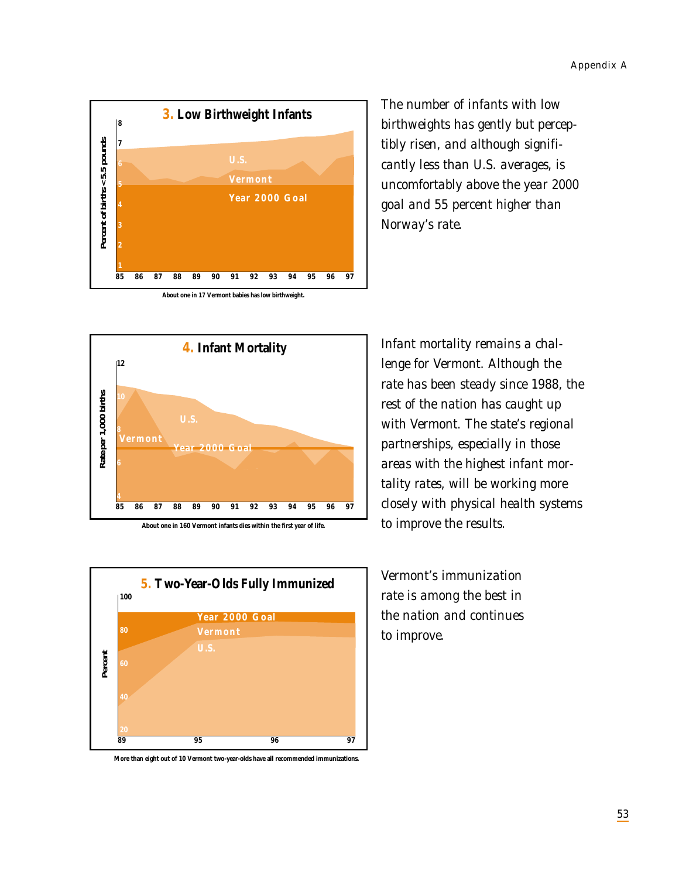**3. Low Birthweight Infants**

About one in 17 Vermont babies has low birthweight.

The number of infants with low birthweights has gently but perceptibly risen, and although significantly less than U.S. averages, is uncomfortably above the year 2000 goal and 55 percent higher than Norway's rate.

**4. Infant Mortality**

About one in 160 Vermont infants dies within the first year of life.

Infant mortality remains a challenge for Vermont. Although the rate has been steady since 1988, the rest of the nation has caught up with Vermont. The state's regional partnerships, especially in those areas with the highest infant mortality rates, will be working more closely with physical health systems to improve the results.

**5. Two-Year-Olds Fully Immunized**

More than eight out of 10 Vermont two-year-olds have all recommended immunizations.

Vermont's immunization rate is among the best in the nation and continues to improve.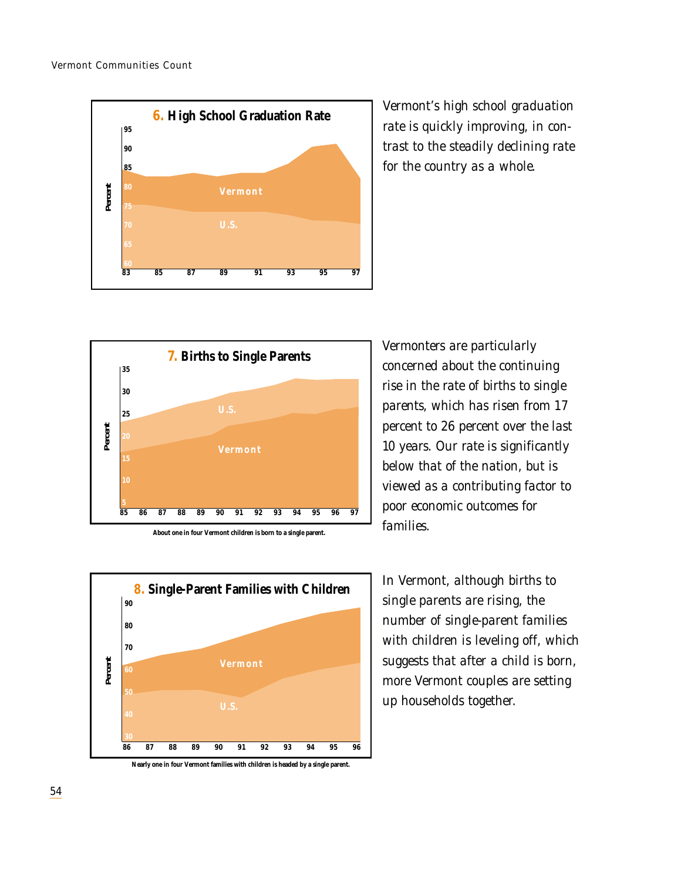**6. High School Graduation Rate**

Vermont's high school graduation rate is quickly improving, in contrast to the steadily declining rate for the country as a whole.

**7. Births to Single Parents**

About one in four Vermont children is born to a single parent.

Vermonters are particularly concerned about the continuing rise in the rate of births to single parents, which has risen from 17 percent to 26 percent over the last 10 years. Our rate is significantly below that of the nation, but is viewed as a contributing factor to poor economic outcomes for families.

**8. Single-Parent Families with Children**

Nearly one in four Vermont families with children is headed by a single parent.

In Vermont, although births to single parents are rising, the number of single-parent families with children is leveling off, which suggests that after a child is born, more Vermont couples are setting up households together.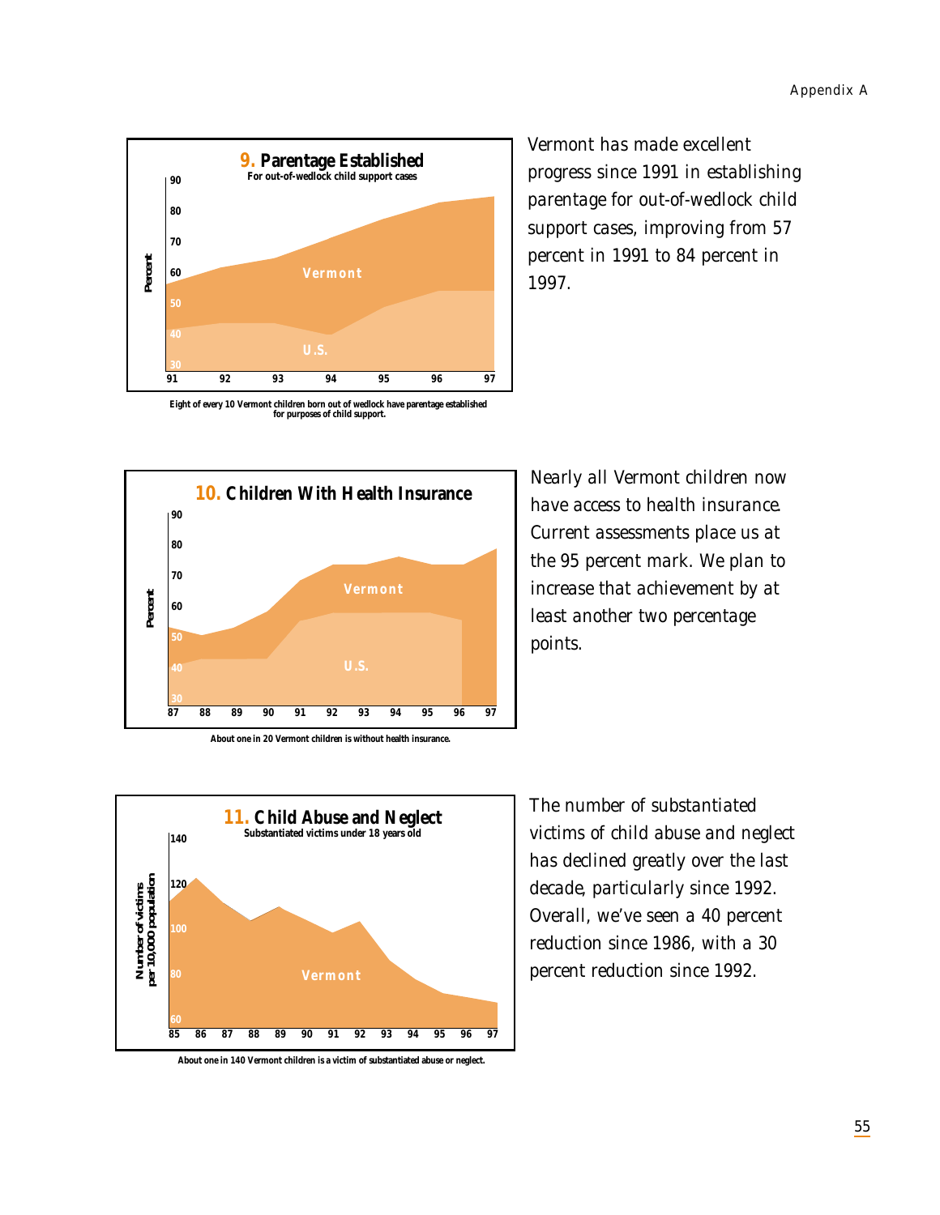## 9. Parentage Established

For out-of-wedlock child support cases

Eight of every 10 Vermont children born out of wedlock have parentage established for purposes of child support.

Vermont has made excellent progress since 1991 in establishing parentage for out-of-wedlock child support cases, improving from 57 percent in 1991 to 84 percent in 1997.

## 10. Children With Health Insurance

About one in 20 Vermont children is without health insurance.

Nearly all Vermont children now have access to health insurance. Current assessments place us at the 95 percent mark. We plan to increase that achievement by at least another two percentage points.

## 11. Child Abuse and Neglect

Substantiated victims under 18 years old

About one in 140 Vermont children is a victim of substantiated abuse or neglect.

The number of substantiated victims of child abuse and neglect has declined greatly over the last decade, particularly since 1992. Overall, we've seen a 40 percent reduction since 1986, with a 30 percent reduction since 1992.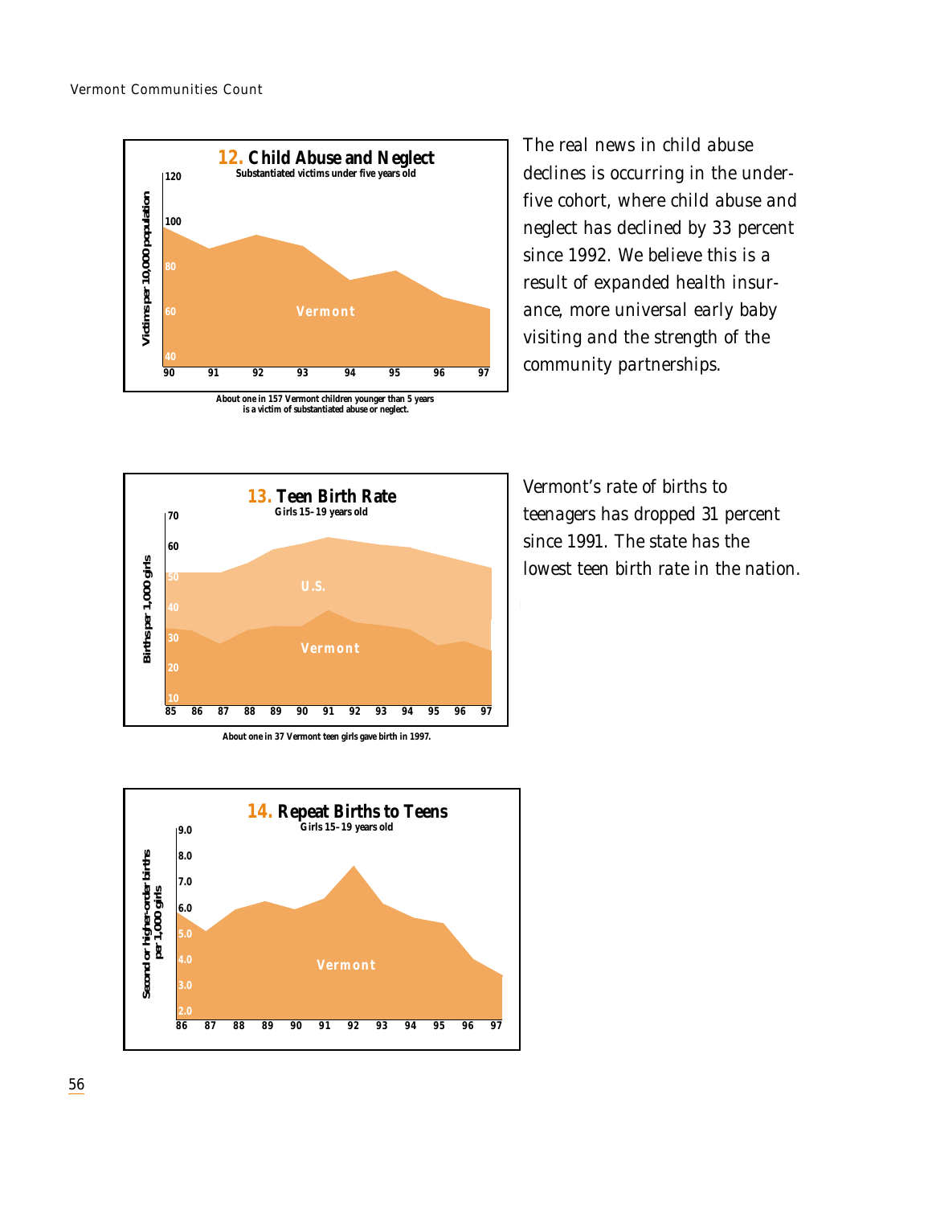**12. Child Abuse and Neglect**
Substantiated victims under five years old

About one in 157 Vermont children younger than 5 years is a victim of substantiated abuse or neglect.

The real news in child abuse declines is occurring in the under-five cohort, where child abuse and neglect has declined by 33 percent since 1992. We believe this is a result of expanded health insurance, more universal early baby visiting and the strength of the community partnerships.

**13. Teen Birth Rate**
Girls 15–19 years old

About one in 37 Vermont teen girls gave birth in 1997.

Vermont's rate of births to teenagers has dropped 31 percent since 1991. The state has the lowest teen birth rate in the nation.

**14. Repeat Births to Teens**
Girls 15–19 years old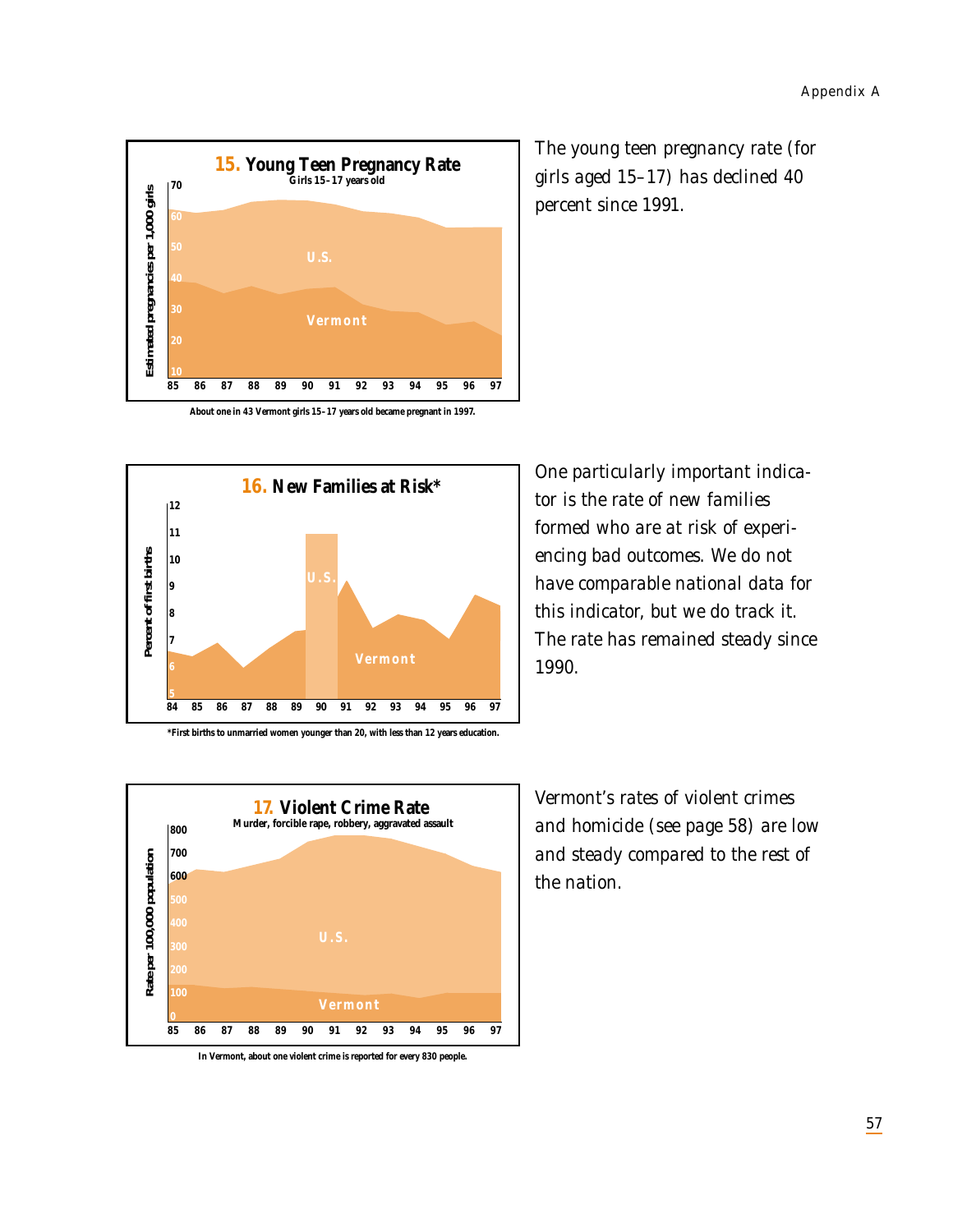**15. Young Teen Pregnancy Rate**
Girls 15–17 years old

About one in 43 Vermont girls 15–17 years old became pregnant in 1997.

The young teen pregnancy rate (for girls aged 15–17) has declined 40 percent since 1991.

**16. New Families at Risk***

*First births to unmarried women younger than 20, with less than 12 years education.

One particularly important indicator is the rate of new families formed who are at risk of experiencing bad outcomes. We do not have comparable national data for this indicator, but we do track it. The rate has remained steady since 1990.

**17. Violent Crime Rate**
Murder, forcible rape, robbery, aggravated assault

In Vermont, about one violent crime is reported for every 830 people.

Vermont's rates of violent crimes and homicide (see page 58) are low and steady compared to the rest of the nation.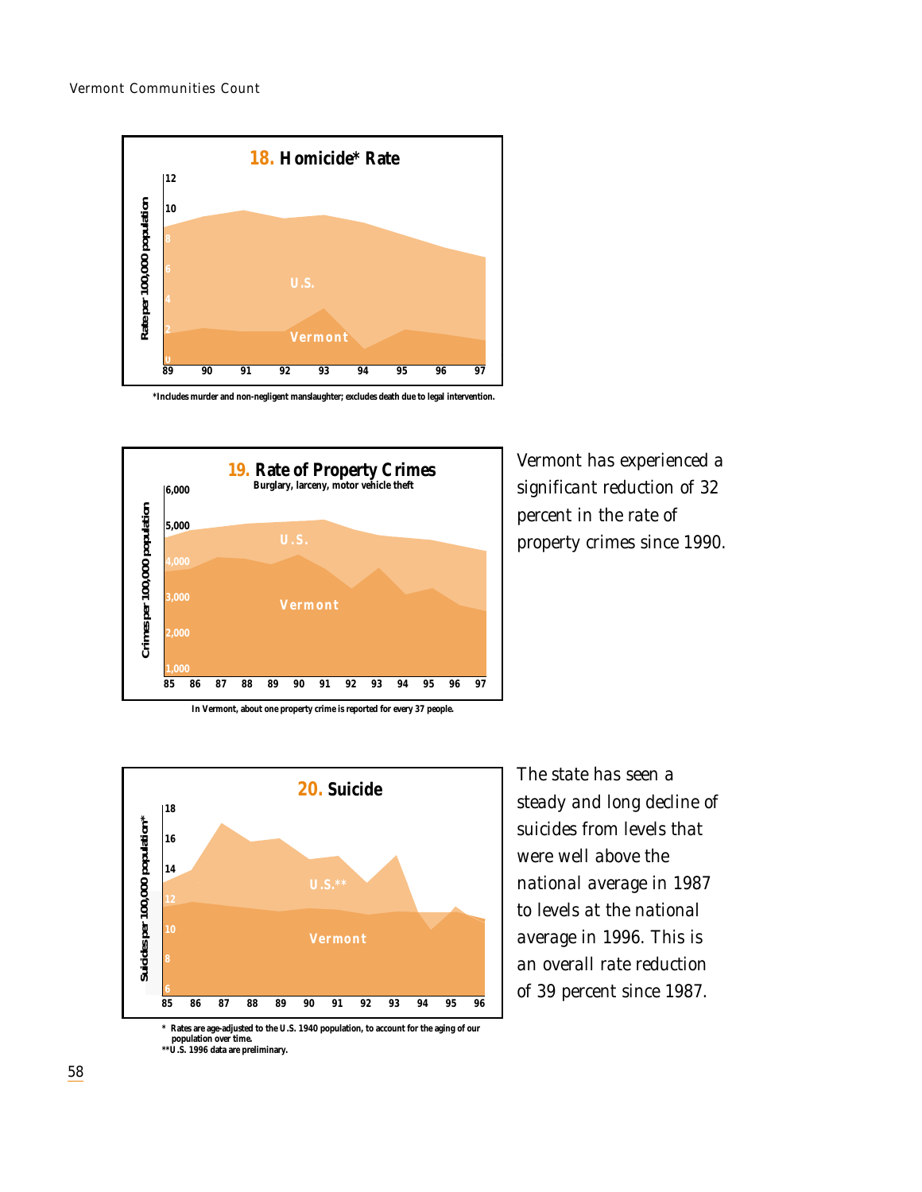## 18. Homicide* Rate

Rate per 100,000 population

*Includes murder and non-negligent manslaughter; excludes death due to legal intervention.

## 19. Rate of Property Crimes

Burglary, larceny, motor vehicle theft

Crimes per 100,000 population

In Vermont, about one property crime is reported for every 37 people.

Vermont has experienced a significant reduction of 32 percent in the rate of property crimes since 1990.

## 20. Suicide

Suicides per 100,000 population*

\* Rates are age-adjusted to the U.S. 1940 population, to account for the aging of our population over time.
\*\*U.S. 1996 data are preliminary.

The state has seen a steady and long decline of suicides from levels that were well above the national average in 1987 to levels at the national average in 1996. This is an overall rate reduction of 39 percent since 1987.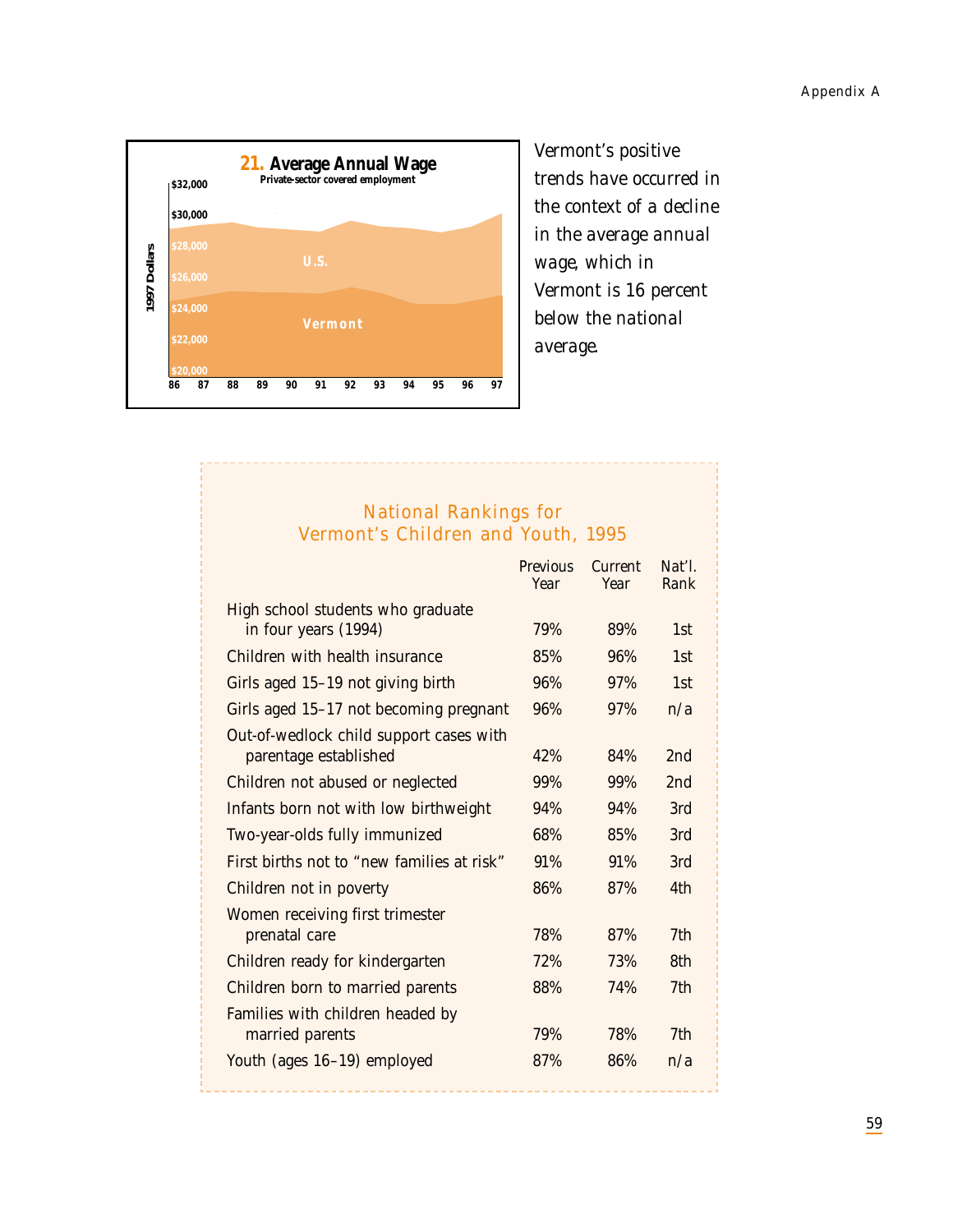**21. Average Annual Wage**
Private-sector covered employment

1997 Dollars

$32,000
$30,000
$28,000
$26,000
$24,000
$22,000
$20,000

U.S.

Vermont

86 87 88 89 90 91 92 93 94 95 96 97

*Vermont's positive trends have occurred in the context of a decline in the average annual wage, which in Vermont is 16 percent below the national average.*

## National Rankings for Vermont's Children and Youth, 1995

| | Previous Year | Current Year | Nat'l. Rank |
|---|---|---|---|
| High school students who graduate in four years (1994) | 79% | 89% | 1st |
| Children with health insurance | 85% | 96% | 1st |
| Girls aged 15–19 not giving birth | 96% | 97% | 1st |
| Girls aged 15–17 not becoming pregnant | 96% | 97% | n/a |
| Out-of-wedlock child support cases with parentage established | 42% | 84% | 2nd |
| Children not abused or neglected | 99% | 99% | 2nd |
| Infants born not with low birthweight | 94% | 94% | 3rd |
| Two-year-olds fully immunized | 68% | 85% | 3rd |
| First births not to "new families at risk" | 91% | 91% | 3rd |
| Children not in poverty | 86% | 87% | 4th |
| Women receiving first trimester prenatal care | 78% | 87% | 7th |
| Children ready for kindergarten | 72% | 73% | 8th |
| Children born to married parents | 88% | 74% | 7th |
| Families with children headed by married parents | 79% | 78% | 7th |
| Youth (ages 16–19) employed | 87% | 86% | n/a |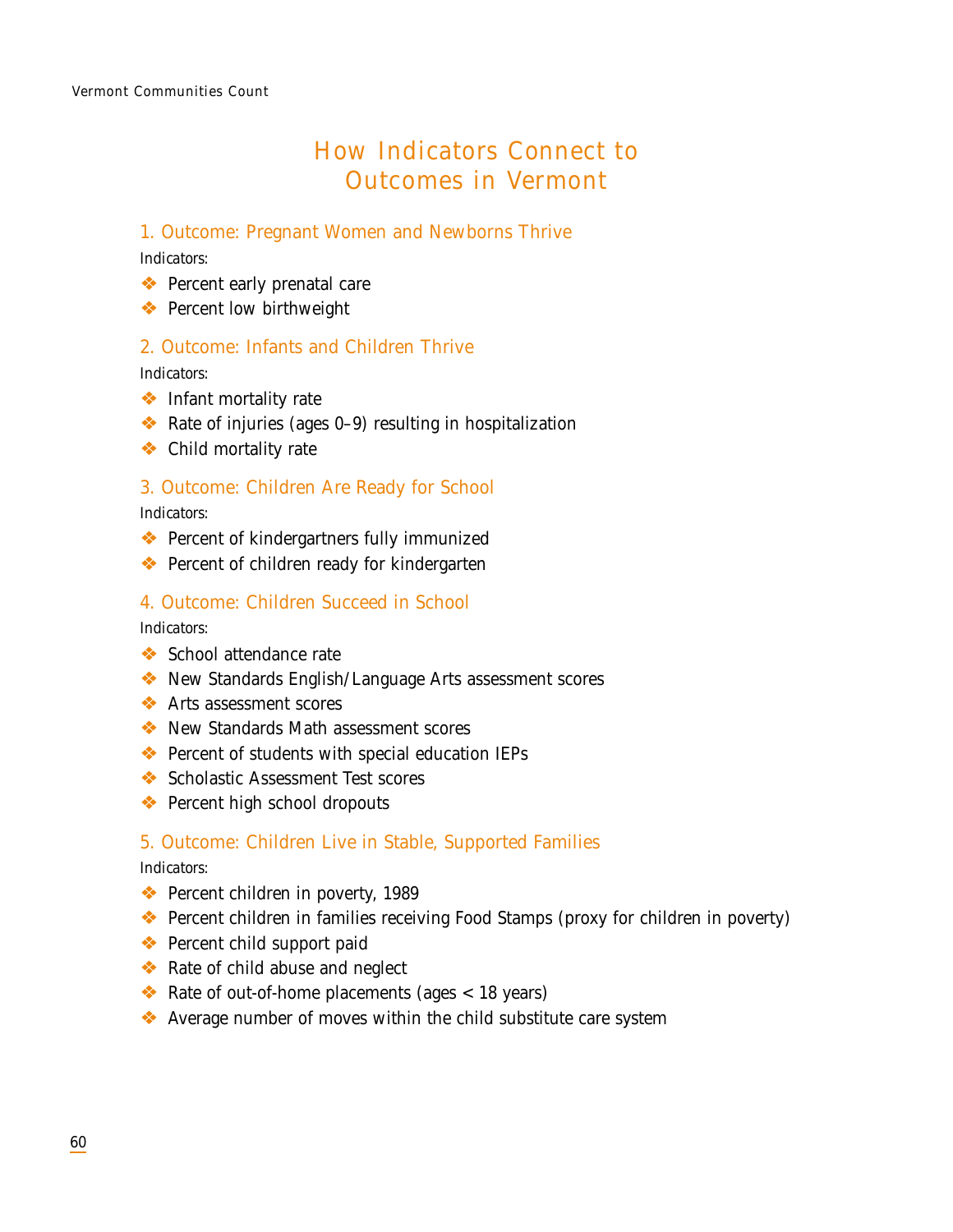# How Indicators Connect to Outcomes in Vermont

## 1. Outcome: Pregnant Women and Newborns Thrive

Indicators:

- Percent early prenatal care
- Percent low birthweight

## 2. Outcome: Infants and Children Thrive

Indicators:

- Infant mortality rate
- Rate of injuries (ages 0–9) resulting in hospitalization
- Child mortality rate

## 3. Outcome: Children Are Ready for School

Indicators:

- Percent of kindergartners fully immunized
- Percent of children ready for kindergarten

## 4. Outcome: Children Succeed in School

Indicators:

- School attendance rate
- New Standards English/Language Arts assessment scores
- Arts assessment scores
- New Standards Math assessment scores
- Percent of students with special education IEPs
- Scholastic Assessment Test scores
- Percent high school dropouts

## 5. Outcome: Children Live in Stable, Supported Families

Indicators:

- Percent children in poverty, 1989
- Percent children in families receiving Food Stamps (proxy for children in poverty)
- Percent child support paid
- Rate of child abuse and neglect
- Rate of out-of-home placements (ages < 18 years)
- Average number of moves within the child substitute care system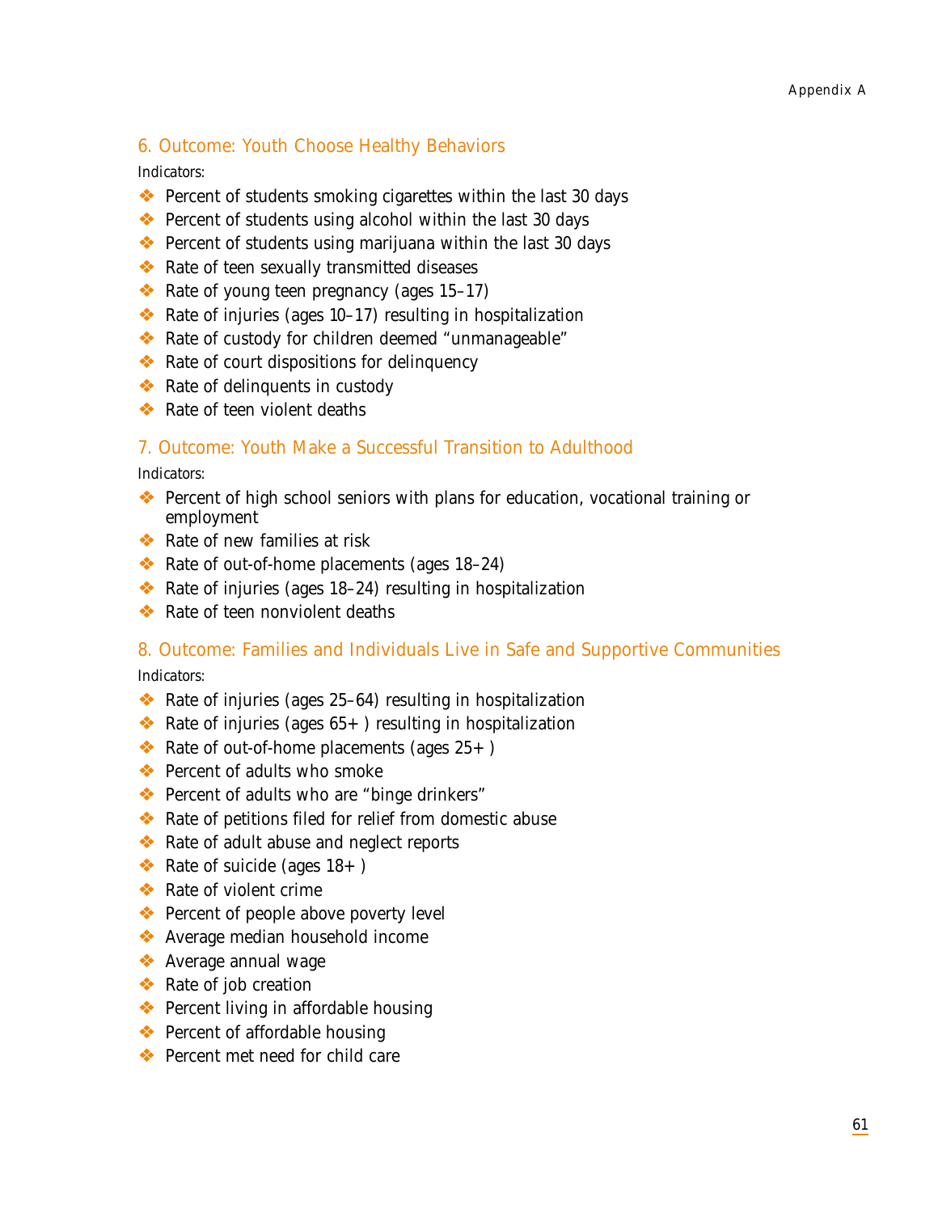## 6. Outcome: Youth Choose Healthy Behaviors

Indicators:

- Percent of students smoking cigarettes within the last 30 days
- Percent of students using alcohol within the last 30 days
- Percent of students using marijuana within the last 30 days
- Rate of teen sexually transmitted diseases
- Rate of young teen pregnancy (ages 15–17)
- Rate of injuries (ages 10–17) resulting in hospitalization
- Rate of custody for children deemed "unmanageable"
- Rate of court dispositions for delinquency
- Rate of delinquents in custody
- Rate of teen violent deaths

## 7. Outcome: Youth Make a Successful Transition to Adulthood

Indicators:

- Percent of high school seniors with plans for education, vocational training or employment
- Rate of new families at risk
- Rate of out-of-home placements (ages 18–24)
- Rate of injuries (ages 18–24) resulting in hospitalization
- Rate of teen nonviolent deaths

## 8. Outcome: Families and Individuals Live in Safe and Supportive Communities

Indicators:

- Rate of injuries (ages 25–64) resulting in hospitalization
- Rate of injuries (ages 65+ ) resulting in hospitalization
- Rate of out-of-home placements (ages 25+ )
- Percent of adults who smoke
- Percent of adults who are "binge drinkers"
- Rate of petitions filed for relief from domestic abuse
- Rate of adult abuse and neglect reports
- Rate of suicide (ages 18+ )
- Rate of violent crime
- Percent of people above poverty level
- Average median household income
- Average annual wage
- Rate of job creation
- Percent living in affordable housing
- Percent of affordable housing
- Percent met need for child care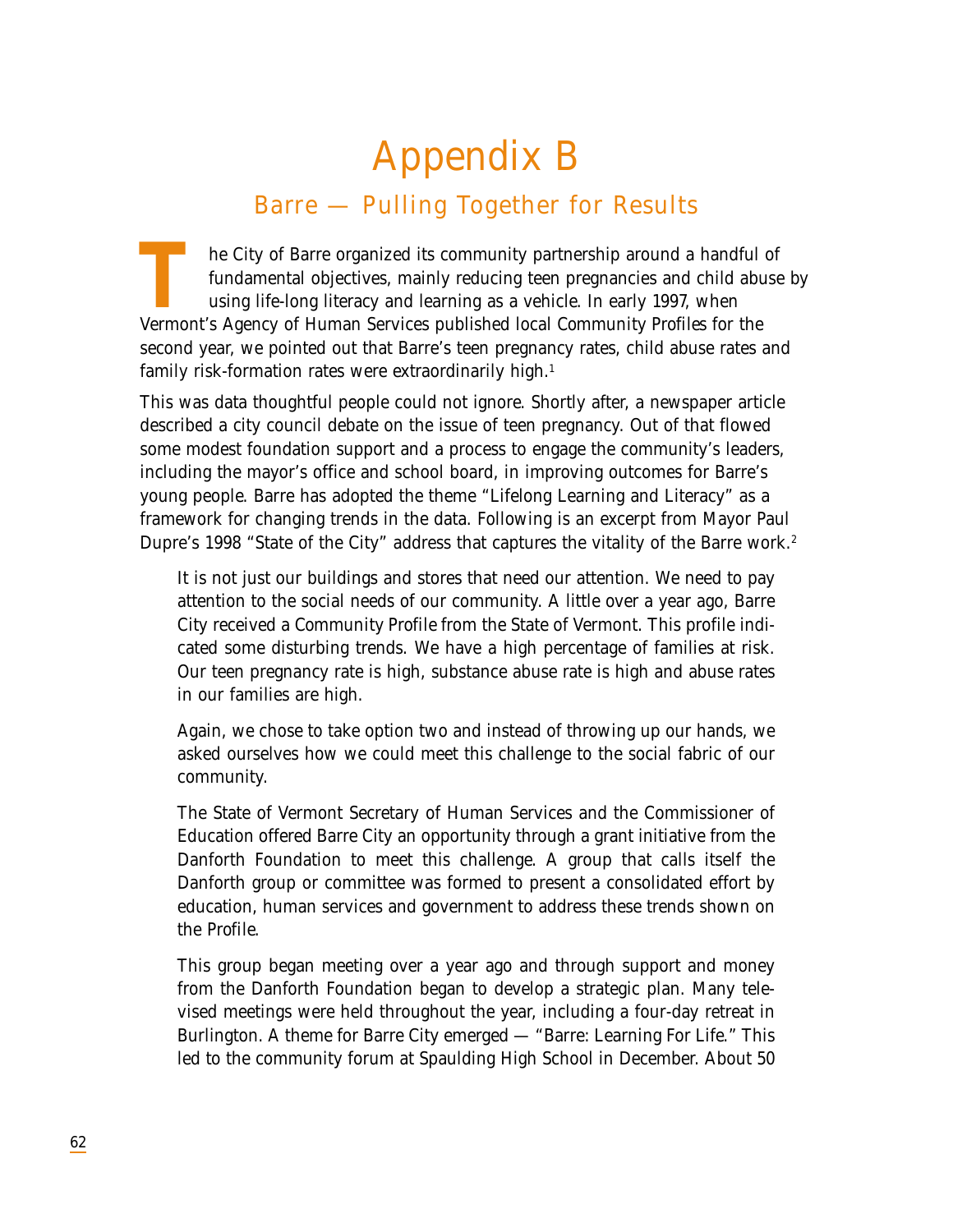# Appendix B

## Barre — Pulling Together for Results

The City of Barre organized its community partnership around a handful of fundamental objectives, mainly reducing teen pregnancies and child abuse by using life-long literacy and learning as a vehicle. In early 1997, when Vermont's Agency of Human Services published local Community Profiles for the second year, we pointed out that Barre's teen pregnancy rates, child abuse rates and family risk-formation rates were extraordinarily high.[1]

This was data thoughtful people could not ignore. Shortly after, a newspaper article described a city council debate on the issue of teen pregnancy. Out of that flowed some modest foundation support and a process to engage the community's leaders, including the mayor's office and school board, in improving outcomes for Barre's young people. Barre has adopted the theme "Lifelong Learning and Literacy" as a framework for changing trends in the data. Following is an excerpt from Mayor Paul Dupre's 1998 "State of the City" address that captures the vitality of the Barre work.[2]

> It is not just our buildings and stores that need our attention. We need to pay attention to the social needs of our community. A little over a year ago, Barre City received a Community Profile from the State of Vermont. This profile indicated some disturbing trends. We have a high percentage of families at risk. Our teen pregnancy rate is high, substance abuse rate is high and abuse rates in our families are high.
>
> Again, we chose to take option two and instead of throwing up our hands, we asked ourselves how we could meet this challenge to the social fabric of our community.
>
> The State of Vermont Secretary of Human Services and the Commissioner of Education offered Barre City an opportunity through a grant initiative from the Danforth Foundation to meet this challenge. A group that calls itself the Danforth group or committee was formed to present a consolidated effort by education, human services and government to address these trends shown on the Profile.
>
> This group began meeting over a year ago and through support and money from the Danforth Foundation began to develop a strategic plan. Many televised meetings were held throughout the year, including a four-day retreat in Burlington. A theme for Barre City emerged — "Barre: Learning For Life." This led to the community forum at Spaulding High School in December. About 50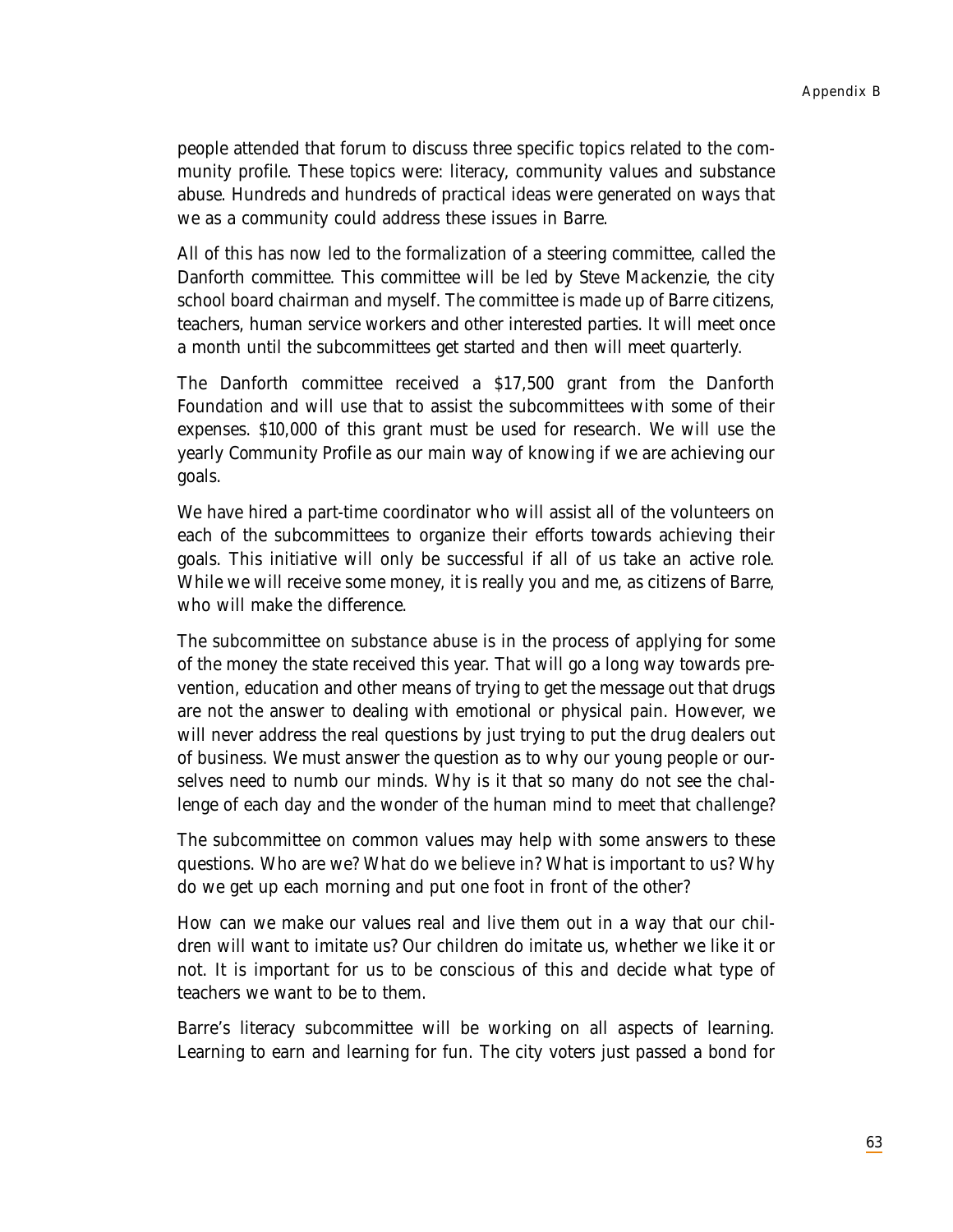people attended that forum to discuss three specific topics related to the community profile. These topics were: literacy, community values and substance abuse. Hundreds and hundreds of practical ideas were generated on ways that we as a community could address these issues in Barre.

All of this has now led to the formalization of a steering committee, called the Danforth committee. This committee will be led by Steve Mackenzie, the city school board chairman and myself. The committee is made up of Barre citizens, teachers, human service workers and other interested parties. It will meet once a month until the subcommittees get started and then will meet quarterly.

The Danforth committee received a $17,500 grant from the Danforth Foundation and will use that to assist the subcommittees with some of their expenses. $10,000 of this grant must be used for research. We will use the yearly Community Profile as our main way of knowing if we are achieving our goals.

We have hired a part-time coordinator who will assist all of the volunteers on each of the subcommittees to organize their efforts towards achieving their goals. This initiative will only be successful if all of us take an active role. While we will receive some money, it is really you and me, as citizens of Barre, who will make the difference.

The subcommittee on substance abuse is in the process of applying for some of the money the state received this year. That will go a long way towards prevention, education and other means of trying to get the message out that drugs are not the answer to dealing with emotional or physical pain. However, we will never address the real questions by just trying to put the drug dealers out of business. We must answer the question as to why our young people or ourselves need to numb our minds. Why is it that so many do not see the challenge of each day and the wonder of the human mind to meet that challenge?

The subcommittee on common values may help with some answers to these questions. Who are we? What do we believe in? What is important to us? Why do we get up each morning and put one foot in front of the other?

How can we make our values real and live them out in a way that our children will want to imitate us? Our children do imitate us, whether we like it or not. It is important for us to be conscious of this and decide what type of teachers we want to be to them.

Barre's literacy subcommittee will be working on all aspects of learning. Learning to earn and learning for fun. The city voters just passed a bond for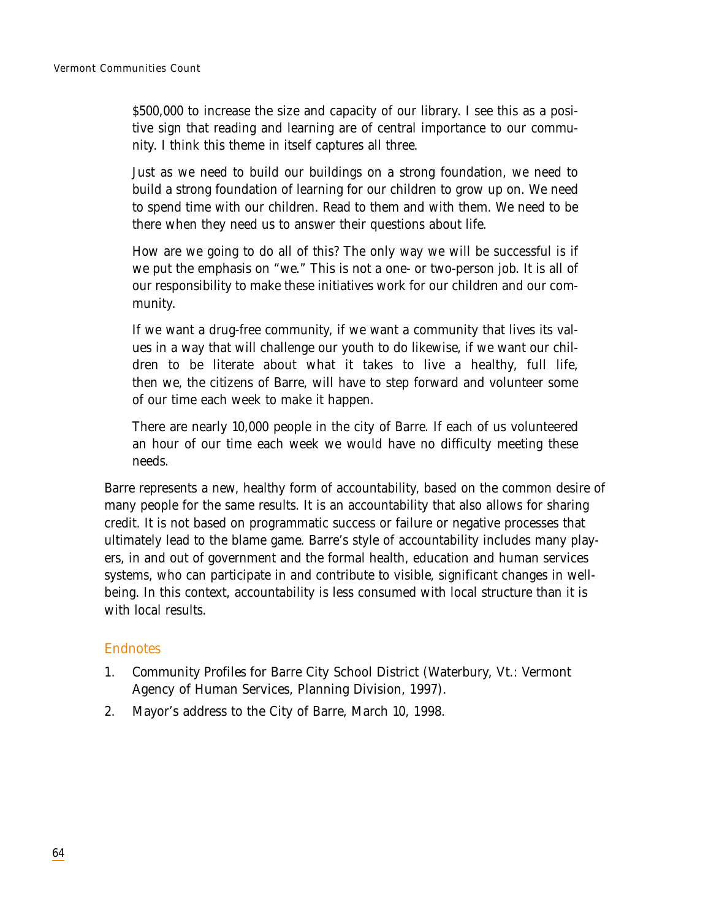> $500,000 to increase the size and capacity of our library. I see this as a positive sign that reading and learning are of central importance to our community. I think this theme in itself captures all three.
>
> Just as we need to build our buildings on a strong foundation, we need to build a strong foundation of learning for our children to grow up on. We need to spend time with our children. Read to them and with them. We need to be there when they need us to answer their questions about life.
>
> How are we going to do all of this? The only way we will be successful is if we put the emphasis on "we." This is not a one- or two-person job. It is all of our responsibility to make these initiatives work for our children and our community.
>
> If we want a drug-free community, if we want a community that lives its values in a way that will challenge our youth to do likewise, if we want our children to be literate about what it takes to live a healthy, full life, then we, the citizens of Barre, will have to step forward and volunteer some of our time each week to make it happen.
>
> There are nearly 10,000 people in the city of Barre. If each of us volunteered an hour of our time each week we would have no difficulty meeting these needs.

Barre represents a new, healthy form of accountability, based on the common desire of many people for the same results. It is an accountability that also allows for sharing credit. It is not based on programmatic success or failure or negative processes that ultimately lead to the blame game. Barre's style of accountability includes many players, in and out of government and the formal health, education and human services systems, who can participate in and contribute to visible, significant changes in well-being. In this context, accountability is less consumed with local structure than it is with local results.

## Endnotes

1. Community Profiles for Barre City School District (Waterbury, Vt.: Vermont Agency of Human Services, Planning Division, 1997).
2. Mayor's address to the City of Barre, March 10, 1998.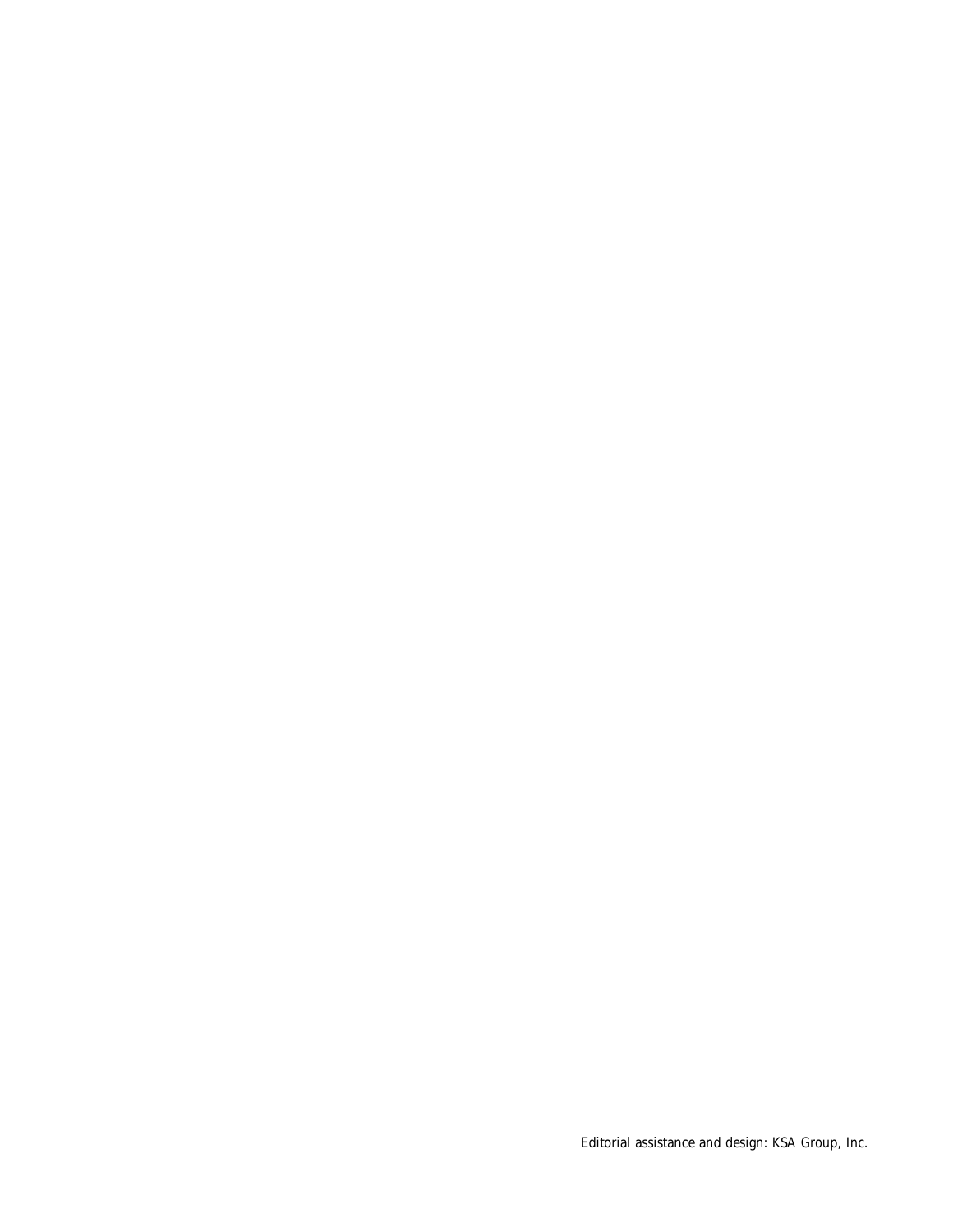Editorial assistance and design: KSA Group, Inc.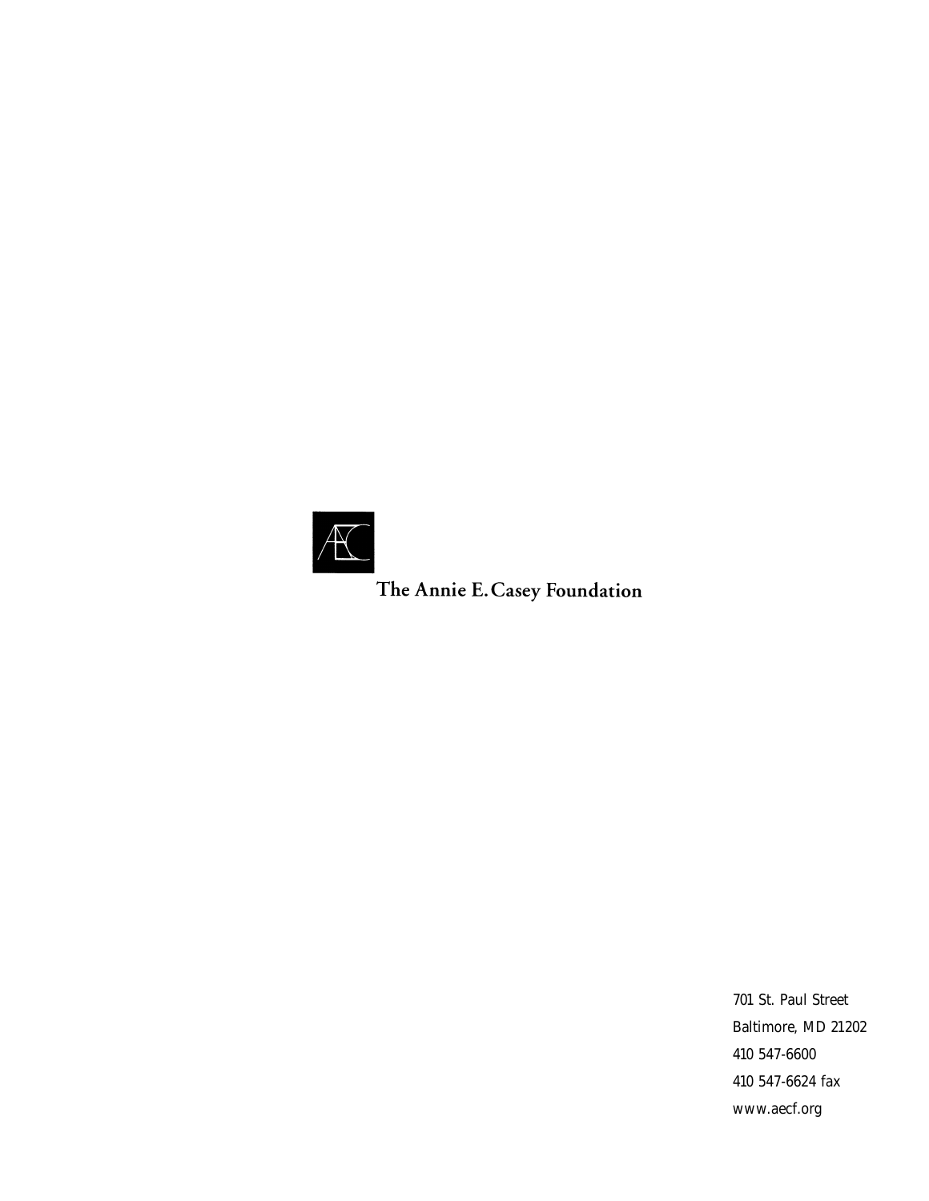The Annie E. Casey Foundation

701 St. Paul Street
Baltimore, MD 21202
410 547-6600
410 547-6624 fax
www.aecf.org